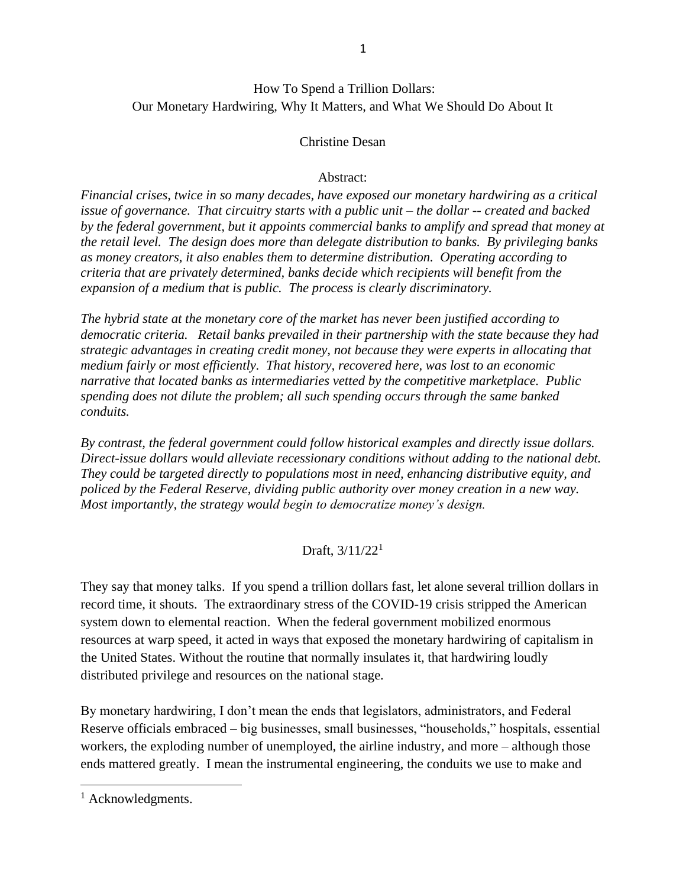# How To Spend a Trillion Dollars: Our Monetary Hardwiring, Why It Matters, and What We Should Do About It

Christine Desan

Abstract:

*Financial crises, twice in so many decades, have exposed our monetary hardwiring as a critical issue of governance. That circuitry starts with a public unit – the dollar -- created and backed by the federal government, but it appoints commercial banks to amplify and spread that money at the retail level. The design does more than delegate distribution to banks. By privileging banks as money creators, it also enables them to determine distribution. Operating according to criteria that are privately determined, banks decide which recipients will benefit from the expansion of a medium that is public. The process is clearly discriminatory.*

*The hybrid state at the monetary core of the market has never been justified according to democratic criteria. Retail banks prevailed in their partnership with the state because they had strategic advantages in creating credit money, not because they were experts in allocating that medium fairly or most efficiently. That history, recovered here, was lost to an economic narrative that located banks as intermediaries vetted by the competitive marketplace. Public spending does not dilute the problem; all such spending occurs through the same banked conduits.*

*By contrast, the federal government could follow historical examples and directly issue dollars. Direct-issue dollars would alleviate recessionary conditions without adding to the national debt. They could be targeted directly to populations most in need, enhancing distributive equity, and policed by the Federal Reserve, dividing public authority over money creation in a new way. Most importantly, the strategy would begin to democratize money's design.*

Draft, 3/11/22[1]

They say that money talks. If you spend a trillion dollars fast, let alone several trillion dollars in record time, it shouts. The extraordinary stress of the COVID-19 crisis stripped the American system down to elemental reaction. When the federal government mobilized enormous resources at warp speed, it acted in ways that exposed the monetary hardwiring of capitalism in the United States. Without the routine that normally insulates it, that hardwiring loudly distributed privilege and resources on the national stage.

By monetary hardwiring, I don't mean the ends that legislators, administrators, and Federal Reserve officials embraced – big businesses, small businesses, "households," hospitals, essential workers, the exploding number of unemployed, the airline industry, and more – although those ends mattered greatly. I mean the instrumental engineering, the conduits we use to make and

[1] Acknowledgments.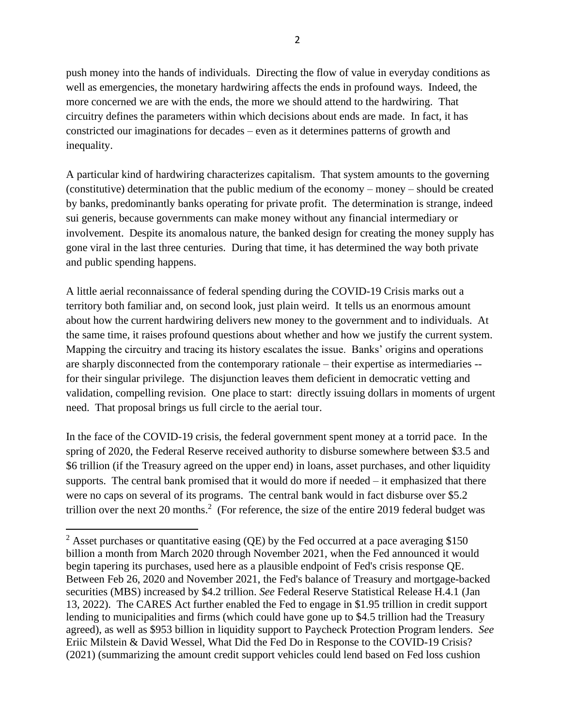push money into the hands of individuals. Directing the flow of value in everyday conditions as well as emergencies, the monetary hardwiring affects the ends in profound ways. Indeed, the more concerned we are with the ends, the more we should attend to the hardwiring. That circuitry defines the parameters within which decisions about ends are made. In fact, it has constricted our imaginations for decades – even as it determines patterns of growth and inequality.

A particular kind of hardwiring characterizes capitalism. That system amounts to the governing (constitutive) determination that the public medium of the economy – money – should be created by banks, predominantly banks operating for private profit. The determination is strange, indeed sui generis, because governments can make money without any financial intermediary or involvement. Despite its anomalous nature, the banked design for creating the money supply has gone viral in the last three centuries. During that time, it has determined the way both private and public spending happens.

A little aerial reconnaissance of federal spending during the COVID-19 Crisis marks out a territory both familiar and, on second look, just plain weird. It tells us an enormous amount about how the current hardwiring delivers new money to the government and to individuals. At the same time, it raises profound questions about whether and how we justify the current system. Mapping the circuitry and tracing its history escalates the issue. Banks' origins and operations are sharply disconnected from the contemporary rationale – their expertise as intermediaries -- for their singular privilege. The disjunction leaves them deficient in democratic vetting and validation, compelling revision. One place to start: directly issuing dollars in moments of urgent need. That proposal brings us full circle to the aerial tour.

In the face of the COVID-19 crisis, the federal government spent money at a torrid pace. In the spring of 2020, the Federal Reserve received authority to disburse somewhere between $3.5 and $6 trillion (if the Treasury agreed on the upper end) in loans, asset purchases, and other liquidity supports. The central bank promised that it would do more if needed – it emphasized that there were no caps on several of its programs. The central bank would in fact disburse over $5.2 trillion over the next 20 months.[2] (For reference, the size of the entire 2019 federal budget was

---

[2] Asset purchases or quantitative easing (QE) by the Fed occurred at a pace averaging $150 billion a month from March 2020 through November 2021, when the Fed announced it would begin tapering its purchases, used here as a plausible endpoint of Fed's crisis response QE. Between Feb 26, 2020 and November 2021, the Fed's balance of Treasury and mortgage-backed securities (MBS) increased by $4.2 trillion. *See* Federal Reserve Statistical Release H.4.1 (Jan 13, 2022). The CARES Act further enabled the Fed to engage in $1.95 trillion in credit support lending to municipalities and firms (which could have gone up to $4.5 trillion had the Treasury agreed), as well as $953 billion in liquidity support to Paycheck Protection Program lenders. *See* Eriic Milstein & David Wessel, What Did the Fed Do in Response to the COVID-19 Crisis? (2021) (summarizing the amount credit support vehicles could lend based on Fed loss cushion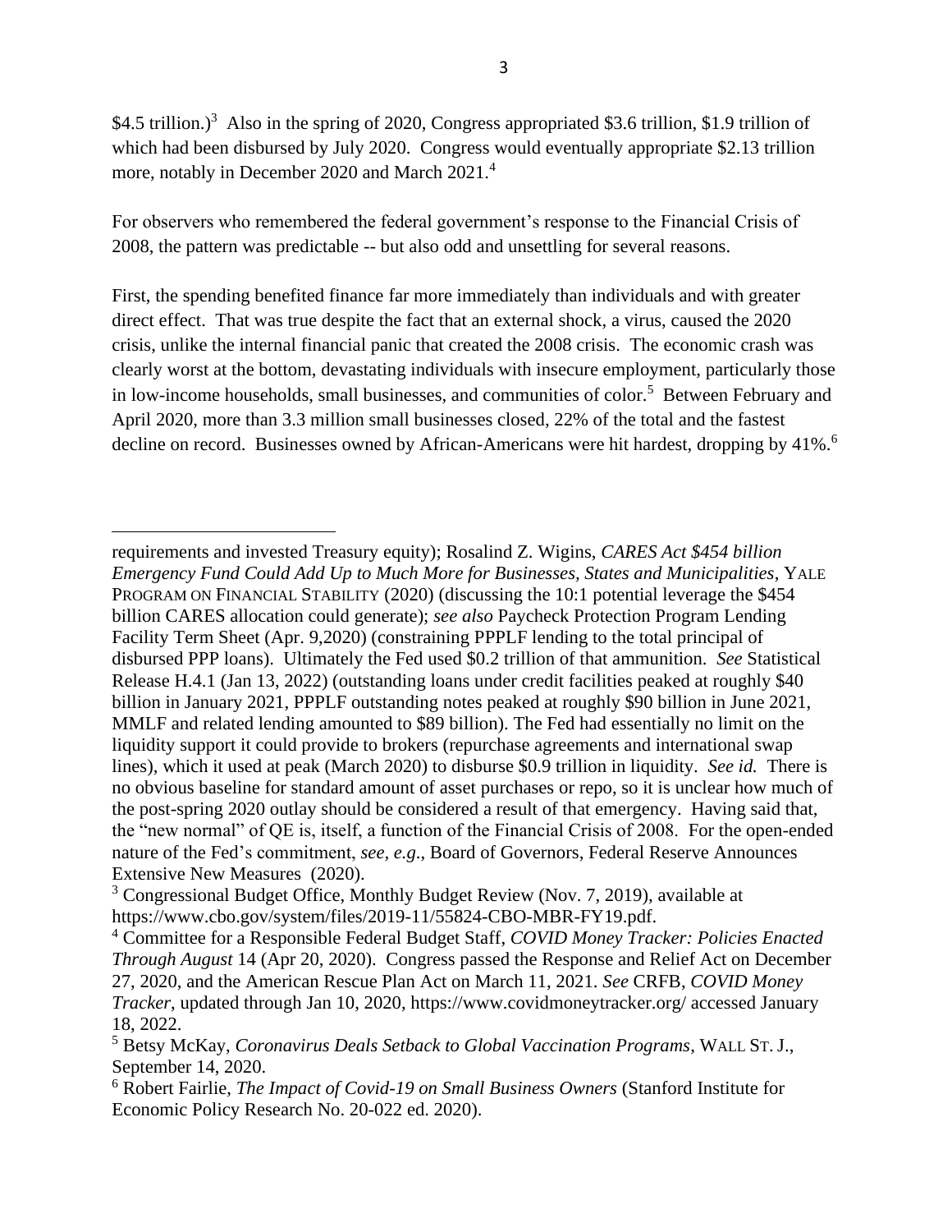$4.5 trillion.)[3] Also in the spring of 2020, Congress appropriated $3.6 trillion, $1.9 trillion of which had been disbursed by July 2020. Congress would eventually appropriate $2.13 trillion more, notably in December 2020 and March 2021.[4]

For observers who remembered the federal government's response to the Financial Crisis of 2008, the pattern was predictable -- but also odd and unsettling for several reasons.

First, the spending benefited finance far more immediately than individuals and with greater direct effect. That was true despite the fact that an external shock, a virus, caused the 2020 crisis, unlike the internal financial panic that created the 2008 crisis. The economic crash was clearly worst at the bottom, devastating individuals with insecure employment, particularly those in low-income households, small businesses, and communities of color.[5] Between February and April 2020, more than 3.3 million small businesses closed, 22% of the total and the fastest decline on record. Businesses owned by African-Americans were hit hardest, dropping by 41%.[6]

---

requirements and invested Treasury equity); Rosalind Z. Wigins, *CARES Act $454 billion Emergency Fund Could Add Up to Much More for Businesses, States and Municipalities*, YALE PROGRAM ON FINANCIAL STABILITY (2020) (discussing the 10:1 potential leverage the $454 billion CARES allocation could generate); *see also* Paycheck Protection Program Lending Facility Term Sheet (Apr. 9,2020) (constraining PPPLF lending to the total principal of disbursed PPP loans). Ultimately the Fed used $0.2 trillion of that ammunition. *See* Statistical Release H.4.1 (Jan 13, 2022) (outstanding loans under credit facilities peaked at roughly $40 billion in January 2021, PPPLF outstanding notes peaked at roughly $90 billion in June 2021, MMLF and related lending amounted to $89 billion). The Fed had essentially no limit on the liquidity support it could provide to brokers (repurchase agreements and international swap lines), which it used at peak (March 2020) to disburse $0.9 trillion in liquidity. *See id.* There is no obvious baseline for standard amount of asset purchases or repo, so it is unclear how much of the post-spring 2020 outlay should be considered a result of that emergency. Having said that, the "new normal" of QE is, itself, a function of the Financial Crisis of 2008. For the open-ended nature of the Fed's commitment, *see, e.g*., Board of Governors, Federal Reserve Announces Extensive New Measures (2020).

[3] Congressional Budget Office, Monthly Budget Review (Nov. 7, 2019), available at https://www.cbo.gov/system/files/2019-11/55824-CBO-MBR-FY19.pdf.

[4] Committee for a Responsible Federal Budget Staff, *COVID Money Tracker: Policies Enacted Through August* 14 (Apr 20, 2020). Congress passed the Response and Relief Act on December 27, 2020, and the American Rescue Plan Act on March 11, 2021. *See* CRFB, *COVID Money Tracker*, updated through Jan 10, 2020, https://www.covidmoneytracker.org/ accessed January 18, 2022.

[5] Betsy McKay, *Coronavirus Deals Setback to Global Vaccination Programs*, WALL ST. J., September 14, 2020.

[6] Robert Fairlie, *The Impact of Covid-19 on Small Business Owners* (Stanford Institute for Economic Policy Research No. 20-022 ed. 2020).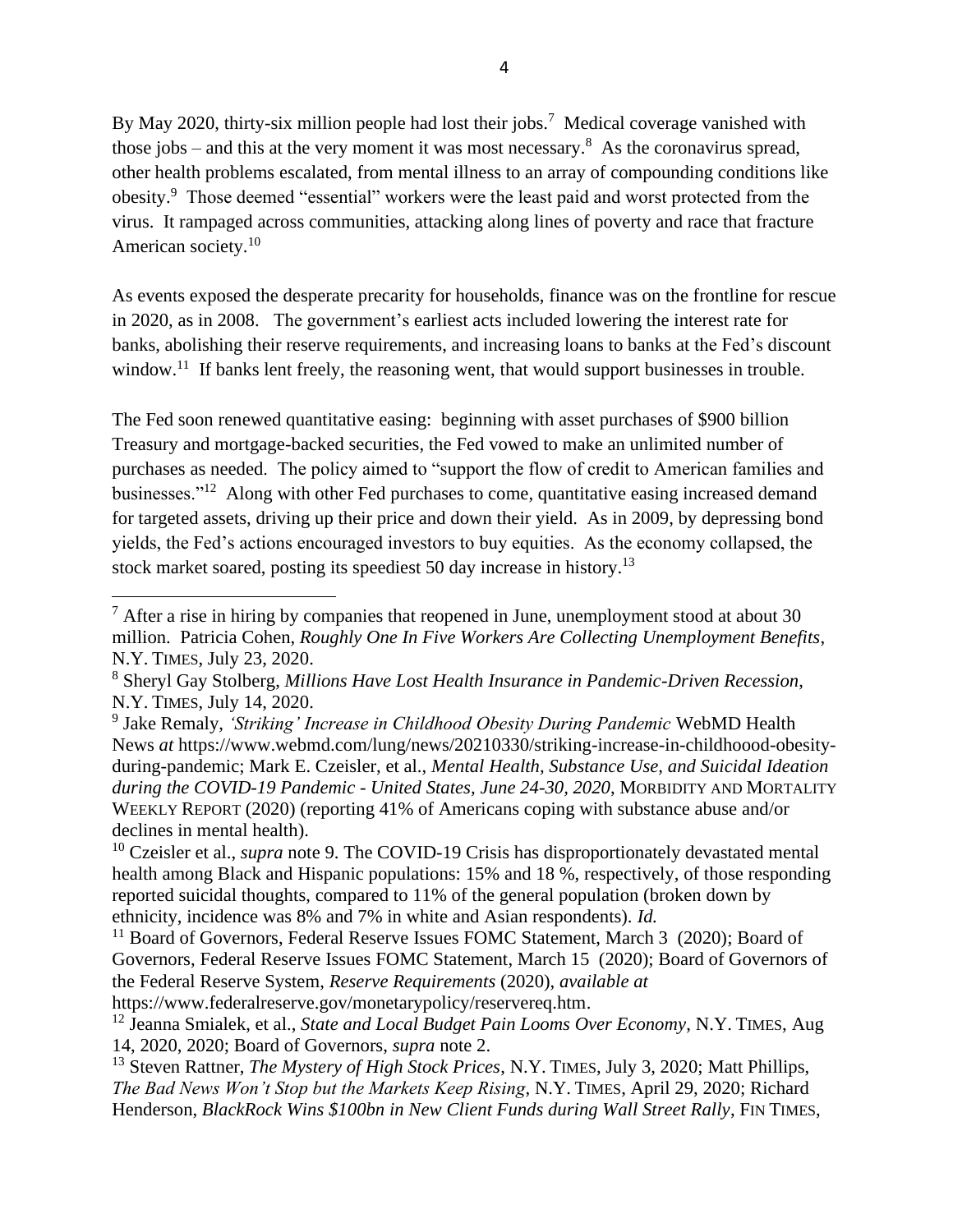By May 2020, thirty-six million people had lost their jobs.[7] Medical coverage vanished with those jobs – and this at the very moment it was most necessary.[8] As the coronavirus spread, other health problems escalated, from mental illness to an array of compounding conditions like obesity.[9] Those deemed "essential" workers were the least paid and worst protected from the virus. It rampaged across communities, attacking along lines of poverty and race that fracture American society.[10]

As events exposed the desperate precarity for households, finance was on the frontline for rescue in 2020, as in 2008. The government's earliest acts included lowering the interest rate for banks, abolishing their reserve requirements, and increasing loans to banks at the Fed's discount window.[11] If banks lent freely, the reasoning went, that would support businesses in trouble.

The Fed soon renewed quantitative easing: beginning with asset purchases of $900 billion Treasury and mortgage-backed securities, the Fed vowed to make an unlimited number of purchases as needed. The policy aimed to "support the flow of credit to American families and businesses."[12] Along with other Fed purchases to come, quantitative easing increased demand for targeted assets, driving up their price and down their yield. As in 2009, by depressing bond yields, the Fed's actions encouraged investors to buy equities. As the economy collapsed, the stock market soared, posting its speediest 50 day increase in history.[13]

---

[7] After a rise in hiring by companies that reopened in June, unemployment stood at about 30 million. Patricia Cohen, *Roughly One In Five Workers Are Collecting Unemployment Benefits*, N.Y. TIMES, July 23, 2020.

[8] Sheryl Gay Stolberg, *Millions Have Lost Health Insurance in Pandemic-Driven Recession*, N.Y. TIMES, July 14, 2020.

[9] Jake Remaly, *'Striking' Increase in Childhood Obesity During Pandemic* WebMD Health News *at* https://www.webmd.com/lung/news/20210330/striking-increase-in-childhoood-obesity-during-pandemic; Mark E. Czeisler, et al., *Mental Health, Substance Use, and Suicidal Ideation during the COVID-19 Pandemic - United States, June 24-30, 2020*, MORBIDITY AND MORTALITY WEEKLY REPORT (2020) (reporting 41% of Americans coping with substance abuse and/or declines in mental health).

[10] Czeisler et al., *supra* note 9. The COVID-19 Crisis has disproportionately devastated mental health among Black and Hispanic populations: 15% and 18 %, respectively, of those responding reported suicidal thoughts, compared to 11% of the general population (broken down by ethnicity, incidence was 8% and 7% in white and Asian respondents). *Id.*

[11] Board of Governors, Federal Reserve Issues FOMC Statement, March 3 (2020); Board of Governors, Federal Reserve Issues FOMC Statement, March 15 (2020); Board of Governors of the Federal Reserve System, *Reserve Requirements* (2020), *available at* https://www.federalreserve.gov/monetarypolicy/reservereq.htm.

[12] Jeanna Smialek, et al., *State and Local Budget Pain Looms Over Economy*, N.Y. TIMES, Aug 14, 2020, 2020; Board of Governors, *supra* note 2.

[13] Steven Rattner, *The Mystery of High Stock Prices*, N.Y. TIMES, July 3, 2020; Matt Phillips, *The Bad News Won't Stop but the Markets Keep Rising*, N.Y. TIMES, April 29, 2020; Richard Henderson, *BlackRock Wins $100bn in New Client Funds during Wall Street Rally*, FIN TIMES,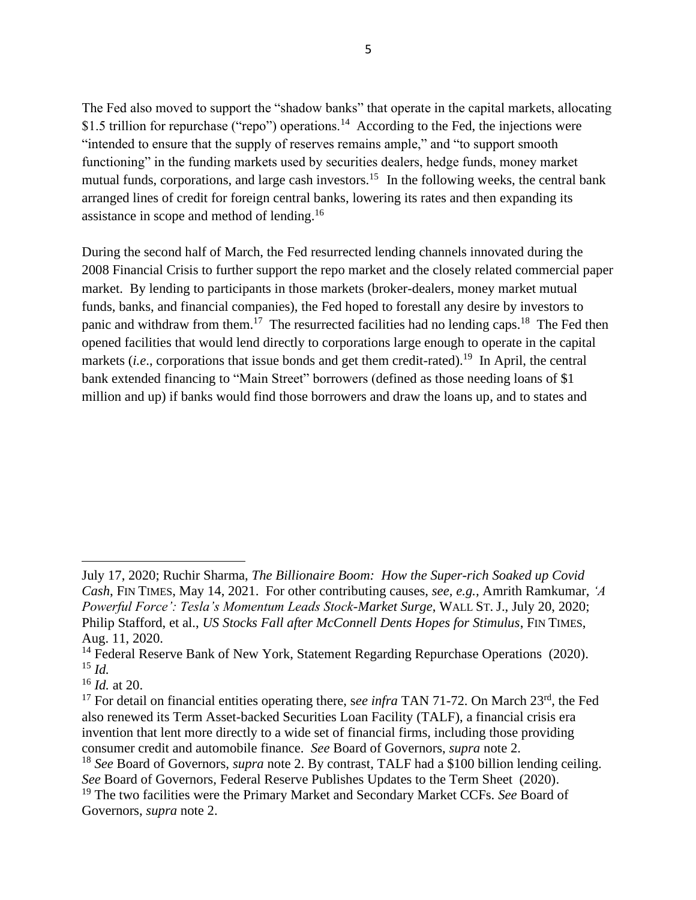The Fed also moved to support the "shadow banks" that operate in the capital markets, allocating $1.5 trillion for repurchase ("repo") operations.[14] According to the Fed, the injections were "intended to ensure that the supply of reserves remains ample," and "to support smooth functioning" in the funding markets used by securities dealers, hedge funds, money market mutual funds, corporations, and large cash investors.[15] In the following weeks, the central bank arranged lines of credit for foreign central banks, lowering its rates and then expanding its assistance in scope and method of lending.[16]

During the second half of March, the Fed resurrected lending channels innovated during the 2008 Financial Crisis to further support the repo market and the closely related commercial paper market. By lending to participants in those markets (broker-dealers, money market mutual funds, banks, and financial companies), the Fed hoped to forestall any desire by investors to panic and withdraw from them.[17] The resurrected facilities had no lending caps.[18] The Fed then opened facilities that would lend directly to corporations large enough to operate in the capital markets (*i.e*., corporations that issue bonds and get them credit-rated).[19] In April, the central bank extended financing to "Main Street" borrowers (defined as those needing loans of $1 million and up) if banks would find those borrowers and draw the loans up, and to states and

---

July 17, 2020; Ruchir Sharma, *The Billionaire Boom: How the Super-rich Soaked up Covid Cash*, FIN TIMES, May 14, 2021. For other contributing causes, *see, e.g.,* Amrith Ramkumar, *'A Powerful Force': Tesla's Momentum Leads Stock-Market Surge*, WALL ST. J., July 20, 2020; Philip Stafford, et al., *US Stocks Fall after McConnell Dents Hopes for Stimulus*, FIN TIMES, Aug. 11, 2020.

[14] Federal Reserve Bank of New York, Statement Regarding Repurchase Operations (2020).

[15] *Id.*

[16] *Id.* at 20.

[17] For detail on financial entities operating there, s*ee infra* TAN 71-72. On March 23rd, the Fed also renewed its Term Asset-backed Securities Loan Facility (TALF), a financial crisis era invention that lent more directly to a wide set of financial firms, including those providing consumer credit and automobile finance. *See* Board of Governors, *supra* note 2.

[18] *See* Board of Governors, *supra* note 2. By contrast, TALF had a $100 billion lending ceiling. *See* Board of Governors, Federal Reserve Publishes Updates to the Term Sheet (2020).

[19] The two facilities were the Primary Market and Secondary Market CCFs. *See* Board of Governors, *supra* note 2.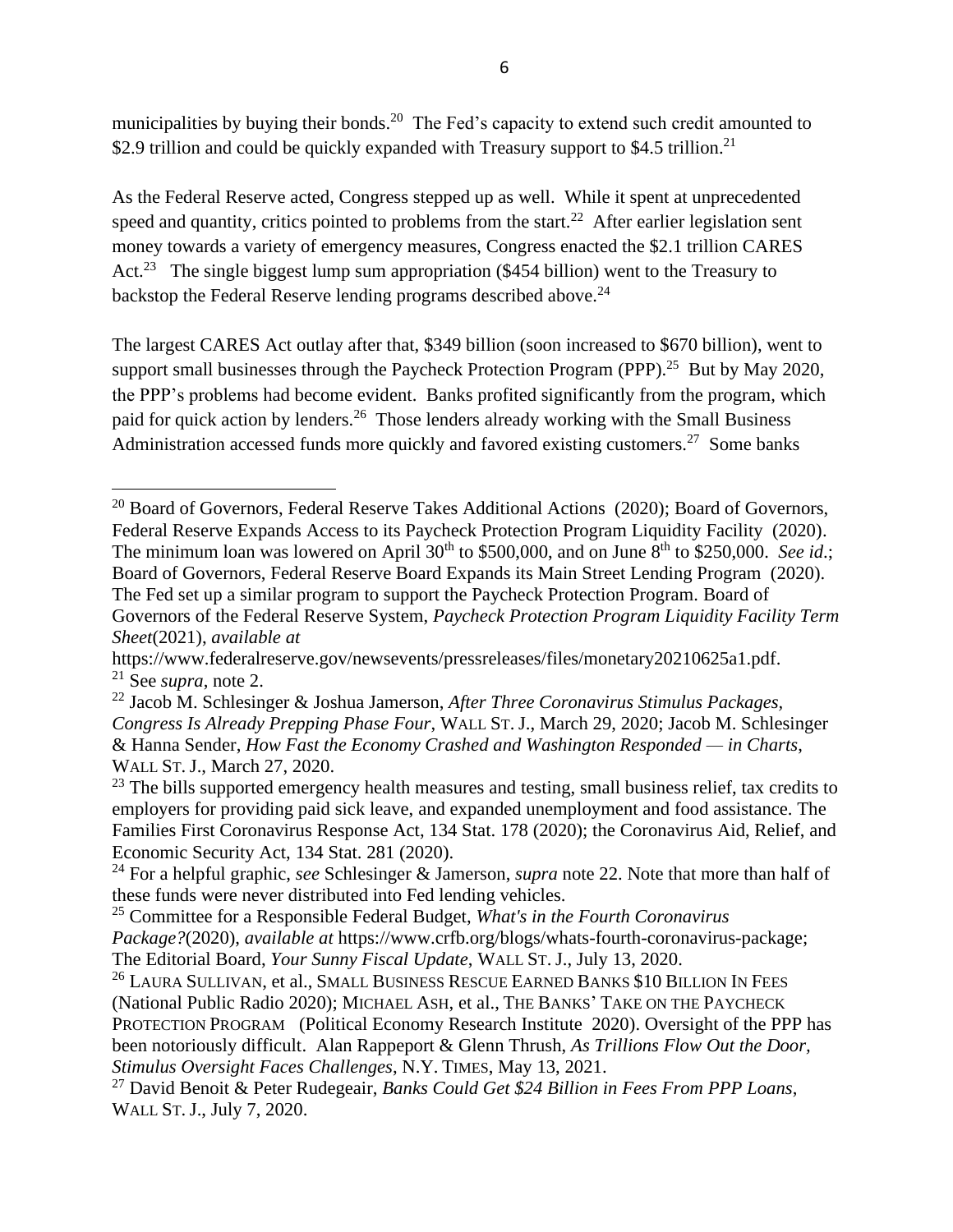municipalities by buying their bonds.[20] The Fed's capacity to extend such credit amounted to $2.9 trillion and could be quickly expanded with Treasury support to $4.5 trillion.[21]

As the Federal Reserve acted, Congress stepped up as well. While it spent at unprecedented speed and quantity, critics pointed to problems from the start.[22] After earlier legislation sent money towards a variety of emergency measures, Congress enacted the $2.1 trillion CARES Act.[23] The single biggest lump sum appropriation ($454 billion) went to the Treasury to backstop the Federal Reserve lending programs described above.[24]

The largest CARES Act outlay after that, $349 billion (soon increased to $670 billion), went to support small businesses through the Paycheck Protection Program (PPP).[25] But by May 2020, the PPP's problems had become evident. Banks profited significantly from the program, which paid for quick action by lenders.[26] Those lenders already working with the Small Business Administration accessed funds more quickly and favored existing customers.[27] Some banks

---

[20] Board of Governors, Federal Reserve Takes Additional Actions (2020); Board of Governors, Federal Reserve Expands Access to its Paycheck Protection Program Liquidity Facility (2020). The minimum loan was lowered on April 30th to $500,000, and on June 8th to $250,000. *See id*.; Board of Governors, Federal Reserve Board Expands its Main Street Lending Program (2020). The Fed set up a similar program to support the Paycheck Protection Program. Board of Governors of the Federal Reserve System, *Paycheck Protection Program Liquidity Facility Term Sheet*(2021), *available at* https://www.federalreserve.gov/newsevents/pressreleases/files/monetary20210625a1.pdf.

[21] See *supra*, note 2.

[22] Jacob M. Schlesinger & Joshua Jamerson, *After Three Coronavirus Stimulus Packages, Congress Is Already Prepping Phase Four*, WALL ST. J., March 29, 2020; Jacob M. Schlesinger & Hanna Sender, *How Fast the Economy Crashed and Washington Responded — in Charts*, WALL ST. J., March 27, 2020.

[23] The bills supported emergency health measures and testing, small business relief, tax credits to employers for providing paid sick leave, and expanded unemployment and food assistance. The Families First Coronavirus Response Act, 134 Stat. 178 (2020); the Coronavirus Aid, Relief, and Economic Security Act, 134 Stat. 281 (2020).

[24] For a helpful graphic, *see* Schlesinger & Jamerson, *supra* note 22. Note that more than half of these funds were never distributed into Fed lending vehicles.

[25] Committee for a Responsible Federal Budget, *What's in the Fourth Coronavirus Package?*(2020), *available at* https://www.crfb.org/blogs/whats-fourth-coronavirus-package; The Editorial Board, *Your Sunny Fiscal Update*, WALL ST. J., July 13, 2020.

[26] LAURA SULLIVAN, et al., SMALL BUSINESS RESCUE EARNED BANKS $10 BILLION IN FEES (National Public Radio 2020); MICHAEL ASH, et al., THE BANKS' TAKE ON THE PAYCHECK PROTECTION PROGRAM (Political Economy Research Institute 2020). Oversight of the PPP has been notoriously difficult. Alan Rappeport & Glenn Thrush, *As Trillions Flow Out the Door, Stimulus Oversight Faces Challenges*, N.Y. TIMES, May 13, 2021.

[27] David Benoit & Peter Rudegeair, *Banks Could Get $24 Billion in Fees From PPP Loans*, WALL ST. J., July 7, 2020.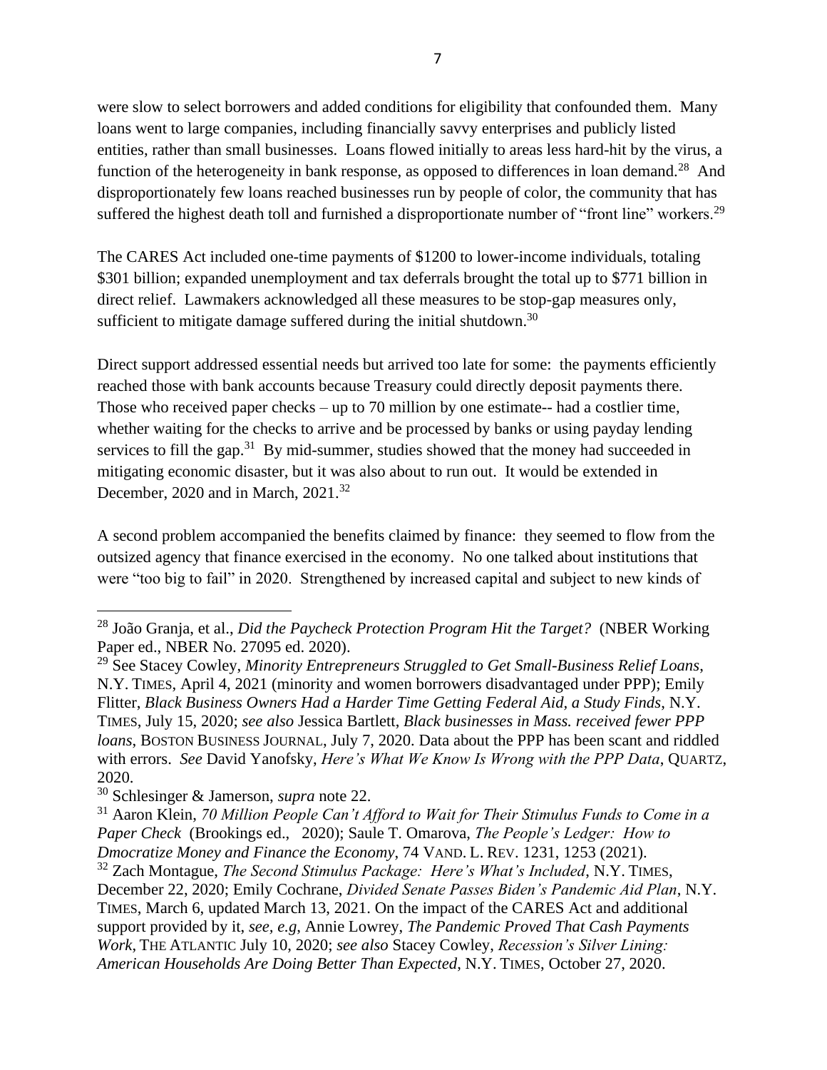were slow to select borrowers and added conditions for eligibility that confounded them. Many loans went to large companies, including financially savvy enterprises and publicly listed entities, rather than small businesses. Loans flowed initially to areas less hard-hit by the virus, a function of the heterogeneity in bank response, as opposed to differences in loan demand.[28] And disproportionately few loans reached businesses run by people of color, the community that has suffered the highest death toll and furnished a disproportionate number of "front line" workers.[29]

The CARES Act included one-time payments of $1200 to lower-income individuals, totaling $301 billion; expanded unemployment and tax deferrals brought the total up to $771 billion in direct relief. Lawmakers acknowledged all these measures to be stop-gap measures only, sufficient to mitigate damage suffered during the initial shutdown.[30]

Direct support addressed essential needs but arrived too late for some: the payments efficiently reached those with bank accounts because Treasury could directly deposit payments there. Those who received paper checks – up to 70 million by one estimate-- had a costlier time, whether waiting for the checks to arrive and be processed by banks or using payday lending services to fill the gap.[31] By mid-summer, studies showed that the money had succeeded in mitigating economic disaster, but it was also about to run out. It would be extended in December, 2020 and in March, 2021.[32]

A second problem accompanied the benefits claimed by finance: they seemed to flow from the outsized agency that finance exercised in the economy. No one talked about institutions that were "too big to fail" in 2020. Strengthened by increased capital and subject to new kinds of

---

[28] João Granja, et al., *Did the Paycheck Protection Program Hit the Target?* (NBER Working Paper ed., NBER No. 27095 ed. 2020).

[29] See Stacey Cowley, *Minority Entrepreneurs Struggled to Get Small-Business Relief Loans*, N.Y. TIMES, April 4, 2021 (minority and women borrowers disadvantaged under PPP); Emily Flitter, *Black Business Owners Had a Harder Time Getting Federal Aid, a Study Finds*, N.Y. TIMES, July 15, 2020; *see also* Jessica Bartlett, *Black businesses in Mass. received fewer PPP loans*, BOSTON BUSINESS JOURNAL, July 7, 2020. Data about the PPP has been scant and riddled with errors. *See* David Yanofsky, *Here's What We Know Is Wrong with the PPP Data*, QUARTZ, 2020.

[30] Schlesinger & Jamerson, *supra* note 22.

[31] Aaron Klein, *70 Million People Can't Afford to Wait for Their Stimulus Funds to Come in a Paper Check* (Brookings ed., 2020); Saule T. Omarova, *The People's Ledger: How to Dmocratize Money and Finance the Economy*, 74 VAND. L. REV. 1231, 1253 (2021).

[32] Zach Montague, *The Second Stimulus Package: Here's What's Included*, N.Y. TIMES, December 22, 2020; Emily Cochrane, *Divided Senate Passes Biden's Pandemic Aid Plan*, N.Y. TIMES, March 6, updated March 13, 2021. On the impact of the CARES Act and additional support provided by it, *see, e.g*, Annie Lowrey, *The Pandemic Proved That Cash Payments Work*, THE ATLANTIC July 10, 2020; *see also* Stacey Cowley, *Recession's Silver Lining: American Households Are Doing Better Than Expected*, N.Y. TIMES, October 27, 2020.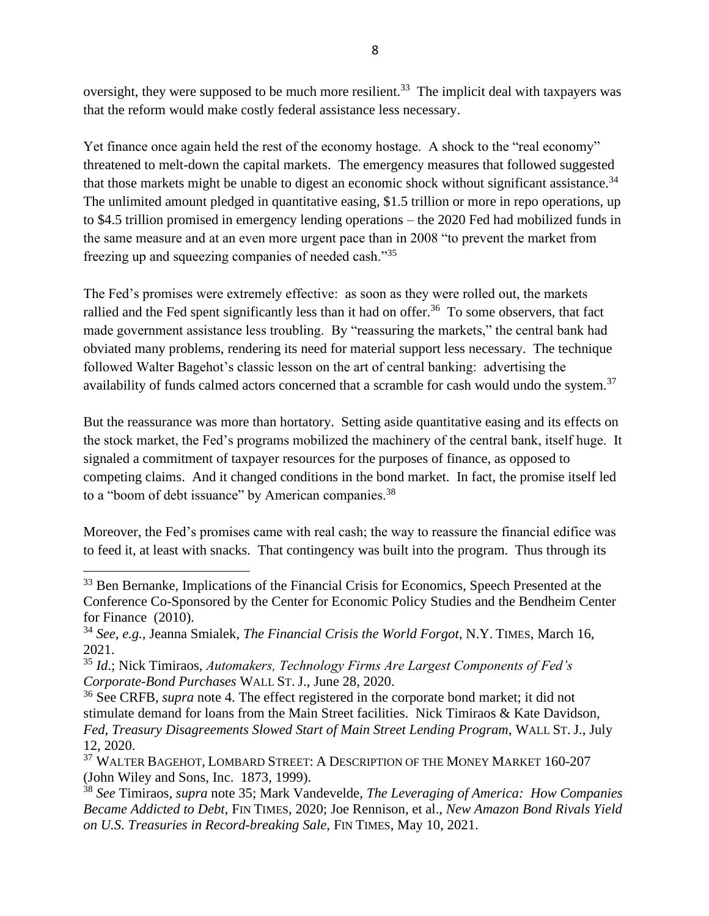oversight, they were supposed to be much more resilient.[33] The implicit deal with taxpayers was that the reform would make costly federal assistance less necessary.

Yet finance once again held the rest of the economy hostage. A shock to the "real economy" threatened to melt-down the capital markets. The emergency measures that followed suggested that those markets might be unable to digest an economic shock without significant assistance.[34] The unlimited amount pledged in quantitative easing, \$1.5 trillion or more in repo operations, up to \$4.5 trillion promised in emergency lending operations – the 2020 Fed had mobilized funds in the same measure and at an even more urgent pace than in 2008 "to prevent the market from freezing up and squeezing companies of needed cash."[35]

The Fed's promises were extremely effective: as soon as they were rolled out, the markets rallied and the Fed spent significantly less than it had on offer.[36] To some observers, that fact made government assistance less troubling. By "reassuring the markets," the central bank had obviated many problems, rendering its need for material support less necessary. The technique followed Walter Bagehot's classic lesson on the art of central banking: advertising the availability of funds calmed actors concerned that a scramble for cash would undo the system.[37]

But the reassurance was more than hortatory. Setting aside quantitative easing and its effects on the stock market, the Fed's programs mobilized the machinery of the central bank, itself huge. It signaled a commitment of taxpayer resources for the purposes of finance, as opposed to competing claims. And it changed conditions in the bond market. In fact, the promise itself led to a "boom of debt issuance" by American companies.[38]

Moreover, the Fed's promises came with real cash; the way to reassure the financial edifice was to feed it, at least with snacks. That contingency was built into the program. Thus through its

---

[33] Ben Bernanke, Implications of the Financial Crisis for Economics, Speech Presented at the Conference Co-Sponsored by the Center for Economic Policy Studies and the Bendheim Center for Finance (2010).

[34] *See*, *e.g.*, Jeanna Smialek, *The Financial Crisis the World Forgot*, N.Y. TIMES, March 16, 2021.

[35] *Id.*; Nick Timiraos, *Automakers, Technology Firms Are Largest Components of Fed's Corporate-Bond Purchases* WALL ST. J., June 28, 2020.

[36] See CRFB, *supra* note 4. The effect registered in the corporate bond market; it did not stimulate demand for loans from the Main Street facilities. Nick Timiraos & Kate Davidson, *Fed, Treasury Disagreements Slowed Start of Main Street Lending Program*, WALL ST. J., July 12, 2020.

[37] WALTER BAGEHOT, LOMBARD STREET: A DESCRIPTION OF THE MONEY MARKET 160-207 (John Wiley and Sons, Inc. 1873, 1999).

[38] *See* Timiraos, *supra* note 35; Mark Vandevelde, *The Leveraging of America: How Companies Became Addicted to Debt*, FIN TIMES, 2020; Joe Rennison, et al., *New Amazon Bond Rivals Yield on U.S. Treasuries in Record-breaking Sale*, FIN TIMES, May 10, 2021.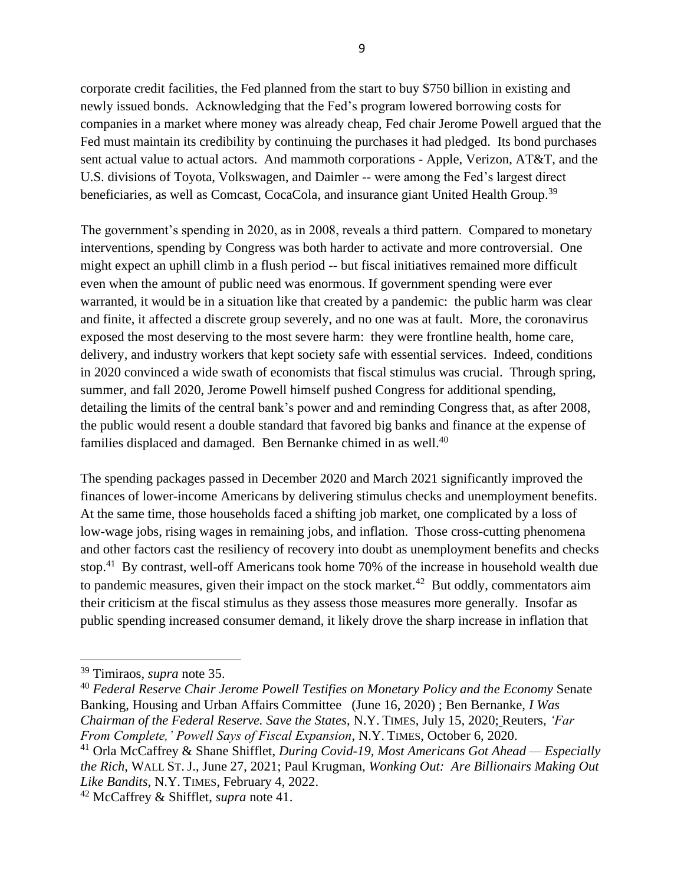corporate credit facilities, the Fed planned from the start to buy $750 billion in existing and newly issued bonds. Acknowledging that the Fed's program lowered borrowing costs for companies in a market where money was already cheap, Fed chair Jerome Powell argued that the Fed must maintain its credibility by continuing the purchases it had pledged. Its bond purchases sent actual value to actual actors. And mammoth corporations - Apple, Verizon, AT&T, and the U.S. divisions of Toyota, Volkswagen, and Daimler -- were among the Fed's largest direct beneficiaries, as well as Comcast, CocaCola, and insurance giant United Health Group.[39]

The government's spending in 2020, as in 2008, reveals a third pattern. Compared to monetary interventions, spending by Congress was both harder to activate and more controversial. One might expect an uphill climb in a flush period -- but fiscal initiatives remained more difficult even when the amount of public need was enormous. If government spending were ever warranted, it would be in a situation like that created by a pandemic: the public harm was clear and finite, it affected a discrete group severely, and no one was at fault. More, the coronavirus exposed the most deserving to the most severe harm: they were frontline health, home care, delivery, and industry workers that kept society safe with essential services. Indeed, conditions in 2020 convinced a wide swath of economists that fiscal stimulus was crucial. Through spring, summer, and fall 2020, Jerome Powell himself pushed Congress for additional spending, detailing the limits of the central bank's power and and reminding Congress that, as after 2008, the public would resent a double standard that favored big banks and finance at the expense of families displaced and damaged. Ben Bernanke chimed in as well.[40]

The spending packages passed in December 2020 and March 2021 significantly improved the finances of lower-income Americans by delivering stimulus checks and unemployment benefits. At the same time, those households faced a shifting job market, one complicated by a loss of low-wage jobs, rising wages in remaining jobs, and inflation. Those cross-cutting phenomena and other factors cast the resiliency of recovery into doubt as unemployment benefits and checks stop.[41] By contrast, well-off Americans took home 70% of the increase in household wealth due to pandemic measures, given their impact on the stock market.[42] But oddly, commentators aim their criticism at the fiscal stimulus as they assess those measures more generally. Insofar as public spending increased consumer demand, it likely drove the sharp increase in inflation that

---

[39] Timiraos, *supra* note 35.

[40] *Federal Reserve Chair Jerome Powell Testifies on Monetary Policy and the Economy* Senate Banking, Housing and Urban Affairs Committee (June 16, 2020) ; Ben Bernanke, *I Was Chairman of the Federal Reserve. Save the States*, N.Y. TIMES, July 15, 2020; Reuters, *'Far From Complete,' Powell Says of Fiscal Expansion*, N.Y. TIMES, October 6, 2020.

[41] Orla McCaffrey & Shane Shifflet, *During Covid-19, Most Americans Got Ahead — Especially the Rich*, WALL ST. J., June 27, 2021; Paul Krugman, *Wonking Out: Are Billionairs Making Out Like Bandits*, N.Y. TIMES, February 4, 2022.

[42] McCaffrey & Shifflet, *supra* note 41.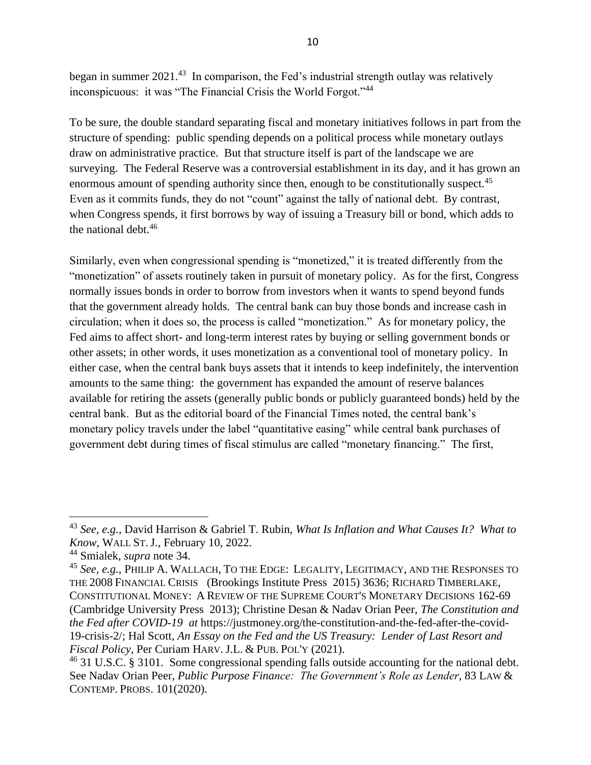began in summer 2021.[43] In comparison, the Fed's industrial strength outlay was relatively inconspicuous: it was "The Financial Crisis the World Forgot."[44]

To be sure, the double standard separating fiscal and monetary initiatives follows in part from the structure of spending: public spending depends on a political process while monetary outlays draw on administrative practice. But that structure itself is part of the landscape we are surveying. The Federal Reserve was a controversial establishment in its day, and it has grown an enormous amount of spending authority since then, enough to be constitutionally suspect.[45] Even as it commits funds, they do not "count" against the tally of national debt. By contrast, when Congress spends, it first borrows by way of issuing a Treasury bill or bond, which adds to the national debt.[46]

Similarly, even when congressional spending is "monetized," it is treated differently from the "monetization" of assets routinely taken in pursuit of monetary policy. As for the first, Congress normally issues bonds in order to borrow from investors when it wants to spend beyond funds that the government already holds. The central bank can buy those bonds and increase cash in circulation; when it does so, the process is called "monetization." As for monetary policy, the Fed aims to affect short- and long-term interest rates by buying or selling government bonds or other assets; in other words, it uses monetization as a conventional tool of monetary policy. In either case, when the central bank buys assets that it intends to keep indefinitely, the intervention amounts to the same thing: the government has expanded the amount of reserve balances available for retiring the assets (generally public bonds or publicly guaranteed bonds) held by the central bank. But as the editorial board of the Financial Times noted, the central bank's monetary policy travels under the label "quantitative easing" while central bank purchases of government debt during times of fiscal stimulus are called "monetary financing." The first,

---

[43] *See, e.g.*, David Harrison & Gabriel T. Rubin, *What Is Inflation and What Causes It? What to Know*, WALL ST. J., February 10, 2022.

[44] Smialek, *supra* note 34.

[45] *See, e.g.*, PHILIP A. WALLACH, TO THE EDGE: LEGALITY, LEGITIMACY, AND THE RESPONSES TO THE 2008 FINANCIAL CRISIS (Brookings Institute Press 2015) 3636; RICHARD TIMBERLAKE, CONSTITUTIONAL MONEY: A REVIEW OF THE SUPREME COURT'S MONETARY DECISIONS 162-69 (Cambridge University Press 2013); Christine Desan & Nadav Orian Peer, *The Constitution and the Fed after COVID-19 at* https://justmoney.org/the-constitution-and-the-fed-after-the-covid-19-crisis-2/; Hal Scott, *An Essay on the Fed and the US Treasury: Lender of Last Resort and Fiscal Policy*, Per Curiam HARV. J.L. & PUB. POL'Y (2021).

[46] 31 U.S.C. § 3101. Some congressional spending falls outside accounting for the national debt. See Nadav Orian Peer, *Public Purpose Finance: The Government's Role as Lender*, 83 LAW & CONTEMP. PROBS. 101(2020).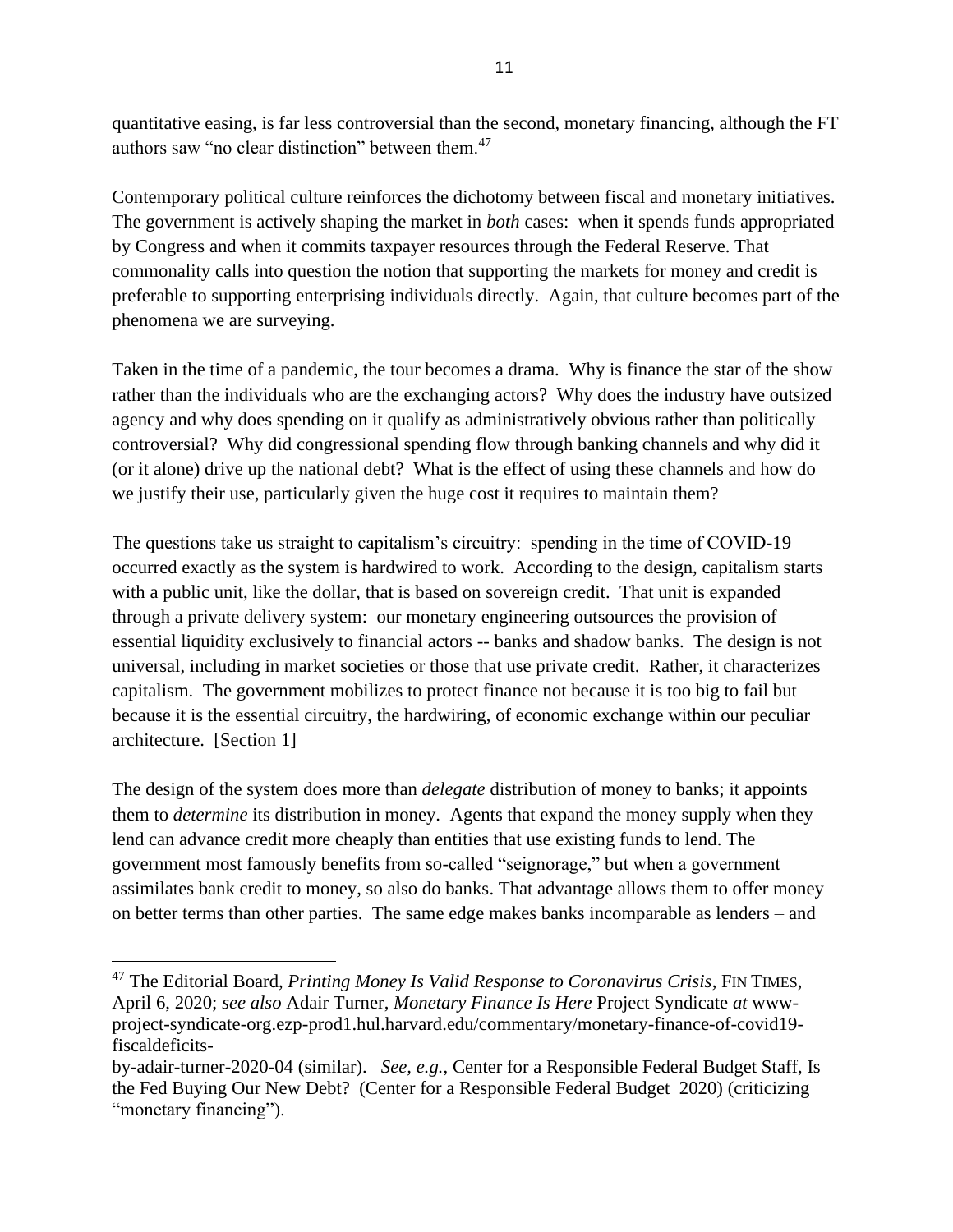quantitative easing, is far less controversial than the second, monetary financing, although the FT authors saw "no clear distinction" between them.[47]

Contemporary political culture reinforces the dichotomy between fiscal and monetary initiatives. The government is actively shaping the market in *both* cases: when it spends funds appropriated by Congress and when it commits taxpayer resources through the Federal Reserve. That commonality calls into question the notion that supporting the markets for money and credit is preferable to supporting enterprising individuals directly. Again, that culture becomes part of the phenomena we are surveying.

Taken in the time of a pandemic, the tour becomes a drama. Why is finance the star of the show rather than the individuals who are the exchanging actors? Why does the industry have outsized agency and why does spending on it qualify as administratively obvious rather than politically controversial? Why did congressional spending flow through banking channels and why did it (or it alone) drive up the national debt? What is the effect of using these channels and how do we justify their use, particularly given the huge cost it requires to maintain them?

The questions take us straight to capitalism's circuitry: spending in the time of COVID-19 occurred exactly as the system is hardwired to work. According to the design, capitalism starts with a public unit, like the dollar, that is based on sovereign credit. That unit is expanded through a private delivery system: our monetary engineering outsources the provision of essential liquidity exclusively to financial actors -- banks and shadow banks. The design is not universal, including in market societies or those that use private credit. Rather, it characterizes capitalism. The government mobilizes to protect finance not because it is too big to fail but because it is the essential circuitry, the hardwiring, of economic exchange within our peculiar architecture. [Section 1]

The design of the system does more than *delegate* distribution of money to banks; it appoints them to *determine* its distribution in money. Agents that expand the money supply when they lend can advance credit more cheaply than entities that use existing funds to lend. The government most famously benefits from so-called "seignorage," but when a government assimilates bank credit to money, so also do banks. That advantage allows them to offer money on better terms than other parties. The same edge makes banks incomparable as lenders – and

---

[47] The Editorial Board, *Printing Money Is Valid Response to Coronavirus Crisis*, FIN TIMES, April 6, 2020; *see also* Adair Turner, *Monetary Finance Is Here* Project Syndicate *at* www-project-syndicate-org.ezp-prod1.hul.harvard.edu/commentary/monetary-finance-of-covid19-fiscaldeficits-by-adair-turner-2020-04 (similar). *See, e.g.*, Center for a Responsible Federal Budget Staff, Is the Fed Buying Our New Debt? (Center for a Responsible Federal Budget 2020) (criticizing "monetary financing").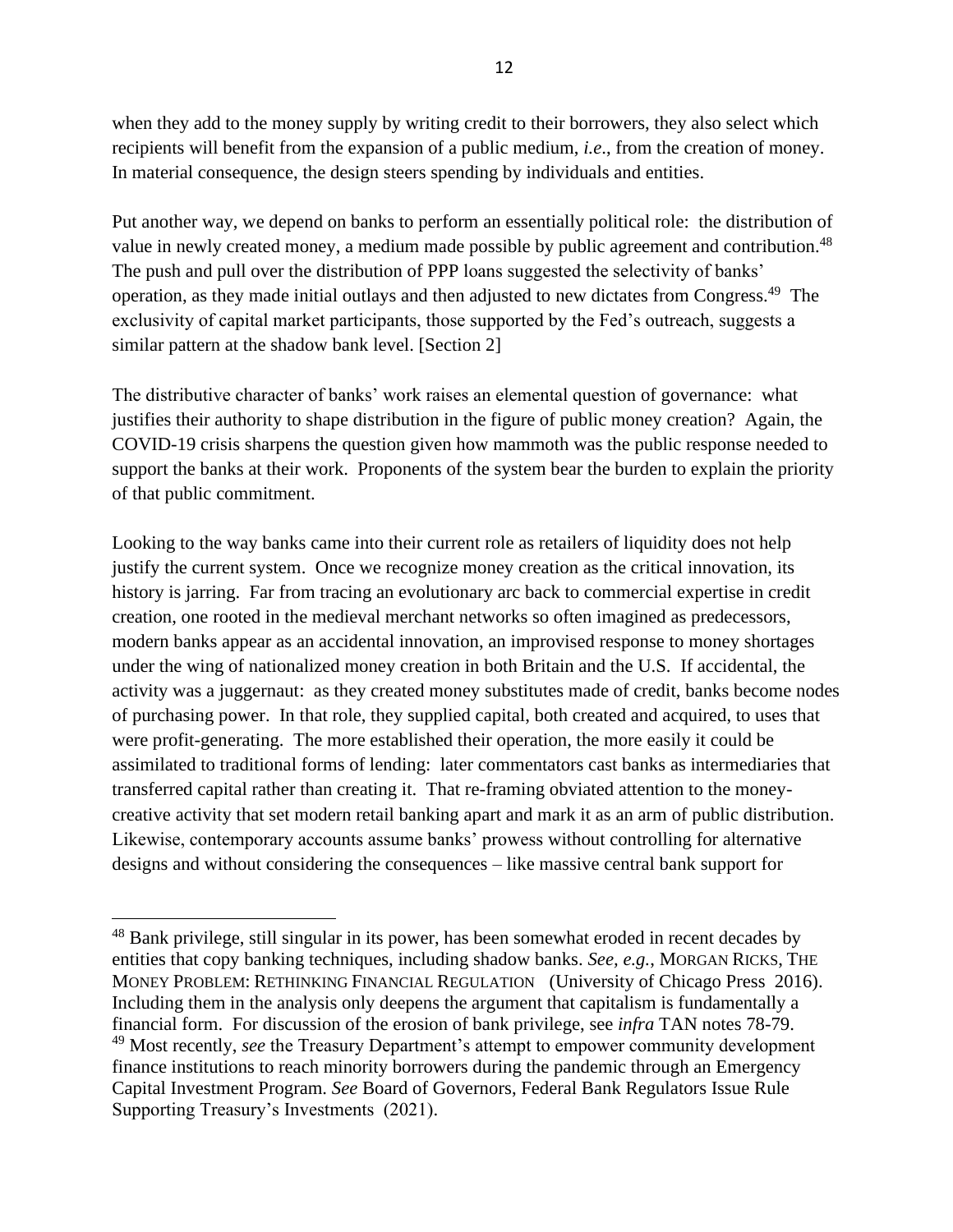when they add to the money supply by writing credit to their borrowers, they also select which recipients will benefit from the expansion of a public medium, *i.e*., from the creation of money. In material consequence, the design steers spending by individuals and entities.

Put another way, we depend on banks to perform an essentially political role: the distribution of value in newly created money, a medium made possible by public agreement and contribution.[48] The push and pull over the distribution of PPP loans suggested the selectivity of banks' operation, as they made initial outlays and then adjusted to new dictates from Congress.[49] The exclusivity of capital market participants, those supported by the Fed's outreach, suggests a similar pattern at the shadow bank level. [Section 2]

The distributive character of banks' work raises an elemental question of governance: what justifies their authority to shape distribution in the figure of public money creation? Again, the COVID-19 crisis sharpens the question given how mammoth was the public response needed to support the banks at their work. Proponents of the system bear the burden to explain the priority of that public commitment.

Looking to the way banks came into their current role as retailers of liquidity does not help justify the current system. Once we recognize money creation as the critical innovation, its history is jarring. Far from tracing an evolutionary arc back to commercial expertise in credit creation, one rooted in the medieval merchant networks so often imagined as predecessors, modern banks appear as an accidental innovation, an improvised response to money shortages under the wing of nationalized money creation in both Britain and the U.S. If accidental, the activity was a juggernaut: as they created money substitutes made of credit, banks become nodes of purchasing power. In that role, they supplied capital, both created and acquired, to uses that were profit-generating. The more established their operation, the more easily it could be assimilated to traditional forms of lending: later commentators cast banks as intermediaries that transferred capital rather than creating it. That re-framing obviated attention to the money-creative activity that set modern retail banking apart and mark it as an arm of public distribution. Likewise, contemporary accounts assume banks' prowess without controlling for alternative designs and without considering the consequences – like massive central bank support for

---

[48] Bank privilege, still singular in its power, has been somewhat eroded in recent decades by entities that copy banking techniques, including shadow banks. *See, e.g.*, MORGAN RICKS, THE MONEY PROBLEM: RETHINKING FINANCIAL REGULATION (University of Chicago Press 2016). Including them in the analysis only deepens the argument that capitalism is fundamentally a financial form. For discussion of the erosion of bank privilege, see *infra* TAN notes 78-79.

[49] Most recently, *see* the Treasury Department's attempt to empower community development finance institutions to reach minority borrowers during the pandemic through an Emergency Capital Investment Program. *See* Board of Governors, Federal Bank Regulators Issue Rule Supporting Treasury's Investments (2021).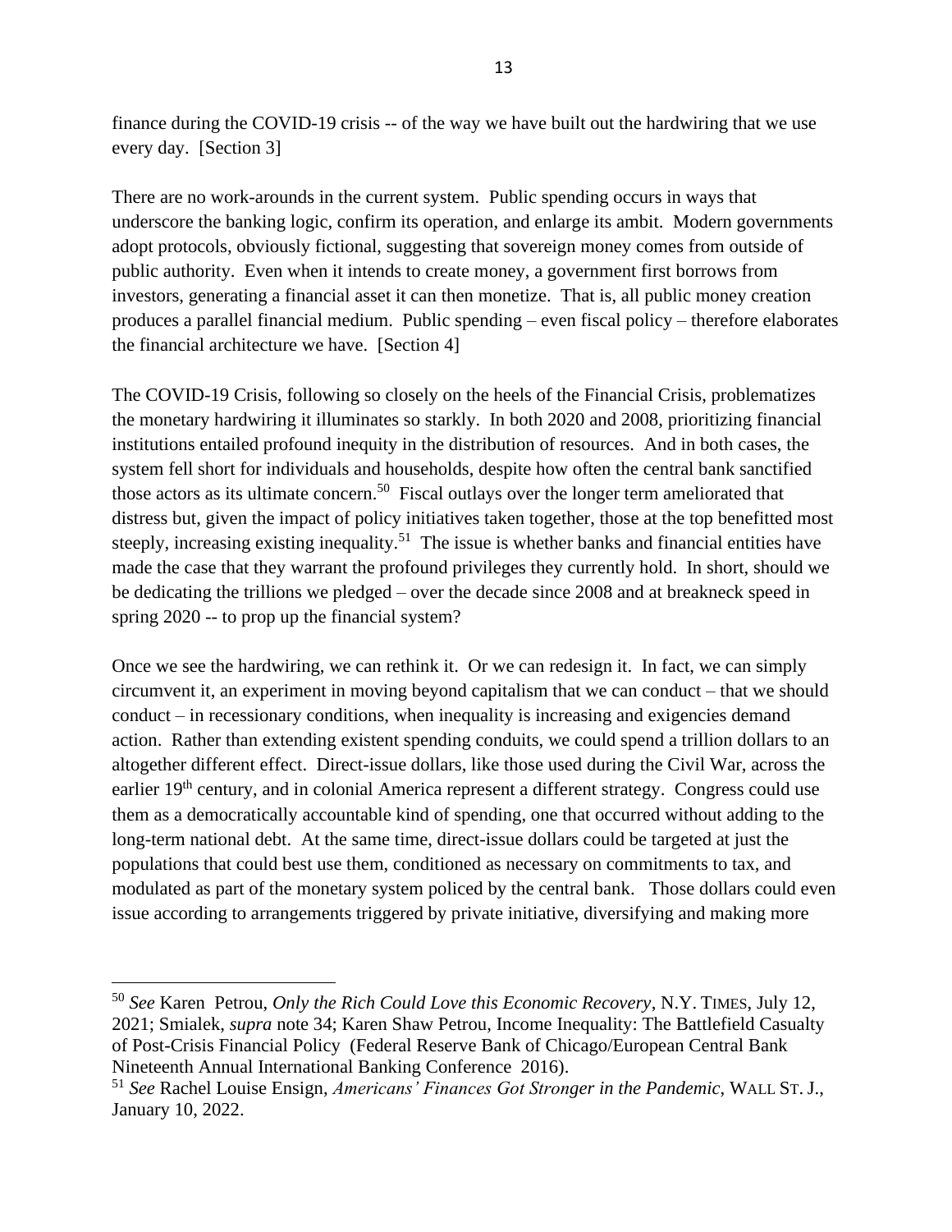finance during the COVID-19 crisis -- of the way we have built out the hardwiring that we use every day.  [Section 3]

There are no work-arounds in the current system.  Public spending occurs in ways that underscore the banking logic, confirm its operation, and enlarge its ambit.  Modern governments adopt protocols, obviously fictional, suggesting that sovereign money comes from outside of public authority.  Even when it intends to create money, a government first borrows from investors, generating a financial asset it can then monetize.  That is, all public money creation produces a parallel financial medium.  Public spending – even fiscal policy – therefore elaborates the financial architecture we have.  [Section 4]

The COVID-19 Crisis, following so closely on the heels of the Financial Crisis, problematizes the monetary hardwiring it illuminates so starkly.  In both 2020 and 2008, prioritizing financial institutions entailed profound inequity in the distribution of resources.  And in both cases, the system fell short for individuals and households, despite how often the central bank sanctified those actors as its ultimate concern.[50]  Fiscal outlays over the longer term ameliorated that distress but, given the impact of policy initiatives taken together, those at the top benefitted most steeply, increasing existing inequality.[51]  The issue is whether banks and financial entities have made the case that they warrant the profound privileges they currently hold.  In short, should we be dedicating the trillions we pledged – over the decade since 2008 and at breakneck speed in spring 2020 -- to prop up the financial system?

Once we see the hardwiring, we can rethink it.  Or we can redesign it.  In fact, we can simply circumvent it, an experiment in moving beyond capitalism that we can conduct – that we should conduct – in recessionary conditions, when inequality is increasing and exigencies demand action.  Rather than extending existent spending conduits, we could spend a trillion dollars to an altogether different effect.  Direct-issue dollars, like those used during the Civil War, across the earlier 19th century, and in colonial America represent a different strategy.  Congress could use them as a democratically accountable kind of spending, one that occurred without adding to the long-term national debt.  At the same time, direct-issue dollars could be targeted at just the populations that could best use them, conditioned as necessary on commitments to tax, and modulated as part of the monetary system policed by the central bank.   Those dollars could even issue according to arrangements triggered by private initiative, diversifying and making more

---

[50] *See* Karen  Petrou, *Only the Rich Could Love this Economic Recovery*, N.Y. TIMES, July 12, 2021; Smialek, *supra* note 34; Karen Shaw Petrou, Income Inequality: The Battlefield Casualty of Post-Crisis Financial Policy  (Federal Reserve Bank of Chicago/European Central Bank Nineteenth Annual International Banking Conference  2016).

[51] *See* Rachel Louise Ensign, *Americans' Finances Got Stronger in the Pandemic*, WALL ST. J., January 10, 2022.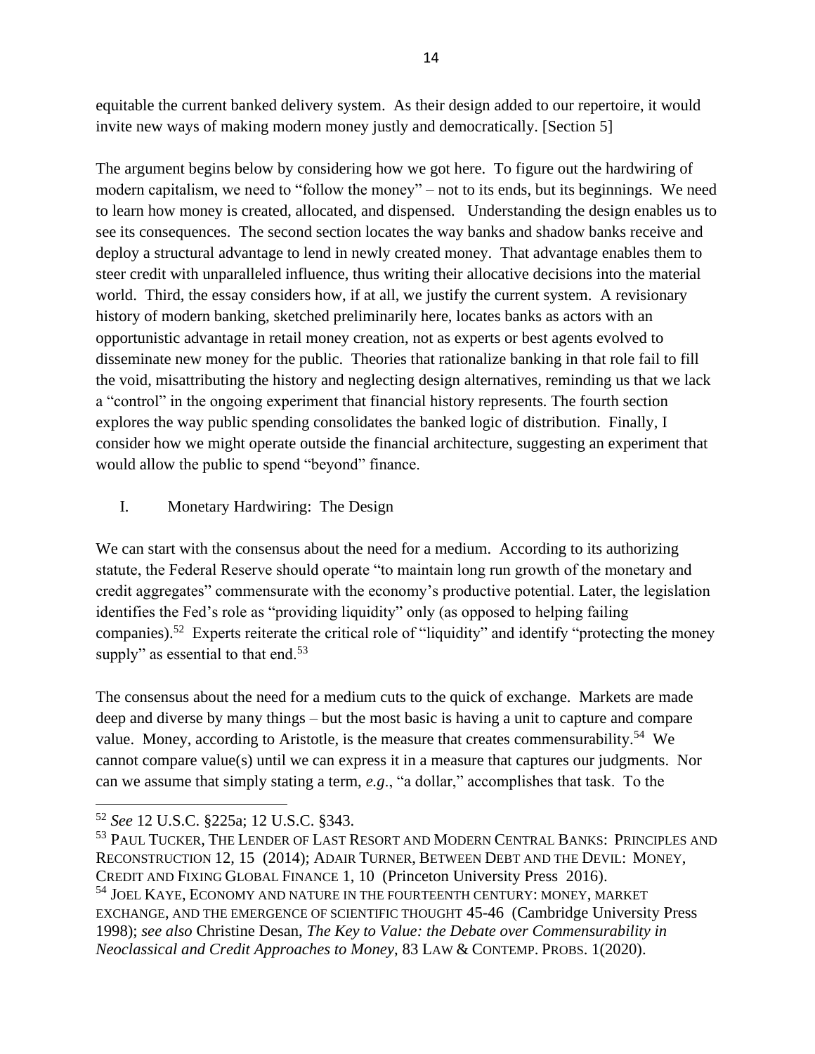equitable the current banked delivery system. As their design added to our repertoire, it would invite new ways of making modern money justly and democratically. [Section 5]

The argument begins below by considering how we got here. To figure out the hardwiring of modern capitalism, we need to "follow the money" – not to its ends, but its beginnings. We need to learn how money is created, allocated, and dispensed. Understanding the design enables us to see its consequences. The second section locates the way banks and shadow banks receive and deploy a structural advantage to lend in newly created money. That advantage enables them to steer credit with unparalleled influence, thus writing their allocative decisions into the material world. Third, the essay considers how, if at all, we justify the current system. A revisionary history of modern banking, sketched preliminarily here, locates banks as actors with an opportunistic advantage in retail money creation, not as experts or best agents evolved to disseminate new money for the public. Theories that rationalize banking in that role fail to fill the void, misattributing the history and neglecting design alternatives, reminding us that we lack a "control" in the ongoing experiment that financial history represents. The fourth section explores the way public spending consolidates the banked logic of distribution. Finally, I consider how we might operate outside the financial architecture, suggesting an experiment that would allow the public to spend "beyond" finance.

## I. Monetary Hardwiring: The Design

We can start with the consensus about the need for a medium. According to its authorizing statute, the Federal Reserve should operate "to maintain long run growth of the monetary and credit aggregates" commensurate with the economy's productive potential. Later, the legislation identifies the Fed's role as "providing liquidity" only (as opposed to helping failing companies).[52] Experts reiterate the critical role of "liquidity" and identify "protecting the money supply" as essential to that end.[53]

The consensus about the need for a medium cuts to the quick of exchange. Markets are made deep and diverse by many things – but the most basic is having a unit to capture and compare value. Money, according to Aristotle, is the measure that creates commensurability.[54] We cannot compare value(s) until we can express it in a measure that captures our judgments. Nor can we assume that simply stating a term, *e.g.*, "a dollar," accomplishes that task. To the

---

[52] *See* 12 U.S.C. §225a; 12 U.S.C. §343.

[53] PAUL TUCKER, THE LENDER OF LAST RESORT AND MODERN CENTRAL BANKS: PRINCIPLES AND RECONSTRUCTION 12, 15 (2014); ADAIR TURNER, BETWEEN DEBT AND THE DEVIL: MONEY, CREDIT AND FIXING GLOBAL FINANCE 1, 10 (Princeton University Press 2016).

[54] JOEL KAYE, ECONOMY AND NATURE IN THE FOURTEENTH CENTURY: MONEY, MARKET EXCHANGE, AND THE EMERGENCE OF SCIENTIFIC THOUGHT 45-46 (Cambridge University Press 1998); *see also* Christine Desan, *The Key to Value: the Debate over Commensurability in Neoclassical and Credit Approaches to Money*, 83 LAW & CONTEMP. PROBS. 1(2020).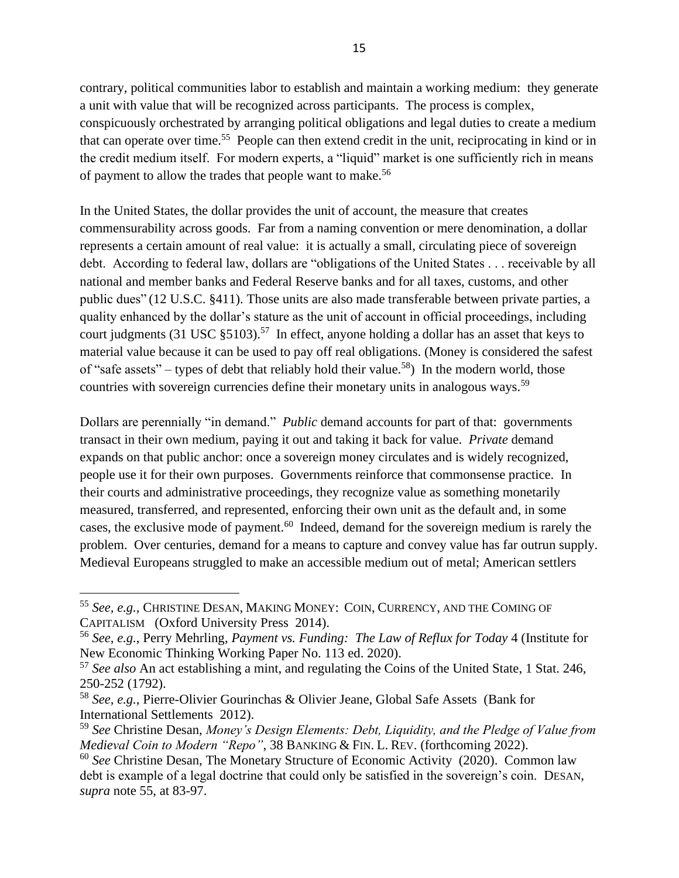contrary, political communities labor to establish and maintain a working medium: they generate a unit with value that will be recognized across participants. The process is complex, conspicuously orchestrated by arranging political obligations and legal duties to create a medium that can operate over time.[55] People can then extend credit in the unit, reciprocating in kind or in the credit medium itself. For modern experts, a "liquid" market is one sufficiently rich in means of payment to allow the trades that people want to make.[56]

In the United States, the dollar provides the unit of account, the measure that creates commensurability across goods. Far from a naming convention or mere denomination, a dollar represents a certain amount of real value: it is actually a small, circulating piece of sovereign debt. According to federal law, dollars are "obligations of the United States . . . receivable by all national and member banks and Federal Reserve banks and for all taxes, customs, and other public dues" (12 U.S.C. §411). Those units are also made transferable between private parties, a quality enhanced by the dollar's stature as the unit of account in official proceedings, including court judgments (31 USC §5103).[57] In effect, anyone holding a dollar has an asset that keys to material value because it can be used to pay off real obligations. (Money is considered the safest of "safe assets" – types of debt that reliably hold their value.[58]) In the modern world, those countries with sovereign currencies define their monetary units in analogous ways.[59]

Dollars are perennially "in demand." *Public* demand accounts for part of that: governments transact in their own medium, paying it out and taking it back for value. *Private* demand expands on that public anchor: once a sovereign money circulates and is widely recognized, people use it for their own purposes. Governments reinforce that commonsense practice. In their courts and administrative proceedings, they recognize value as something monetarily measured, transferred, and represented, enforcing their own unit as the default and, in some cases, the exclusive mode of payment.[60] Indeed, demand for the sovereign medium is rarely the problem. Over centuries, demand for a means to capture and convey value has far outrun supply. Medieval Europeans struggled to make an accessible medium out of metal; American settlers

---

[55] *See, e.g.*, CHRISTINE DESAN, MAKING MONEY: COIN, CURRENCY, AND THE COMING OF CAPITALISM (Oxford University Press 2014).

[56] *See, e.g.*, Perry Mehrling, *Payment vs. Funding: The Law of Reflux for Today* 4 (Institute for New Economic Thinking Working Paper No. 113 ed. 2020).

[57] *See also* An act establishing a mint, and regulating the Coins of the United State, 1 Stat. 246, 250-252 (1792).

[58] *See, e.g.*, Pierre-Olivier Gourinchas & Olivier Jeane, Global Safe Assets (Bank for International Settlements 2012).

[59] *See* Christine Desan, *Money's Design Elements: Debt, Liquidity, and the Pledge of Value from Medieval Coin to Modern "Repo"*, 38 BANKING & FIN. L. REV. (forthcoming 2022).

[60] *See* Christine Desan, The Monetary Structure of Economic Activity (2020). Common law debt is example of a legal doctrine that could only be satisfied in the sovereign's coin. DESAN, *supra* note 55, at 83-97.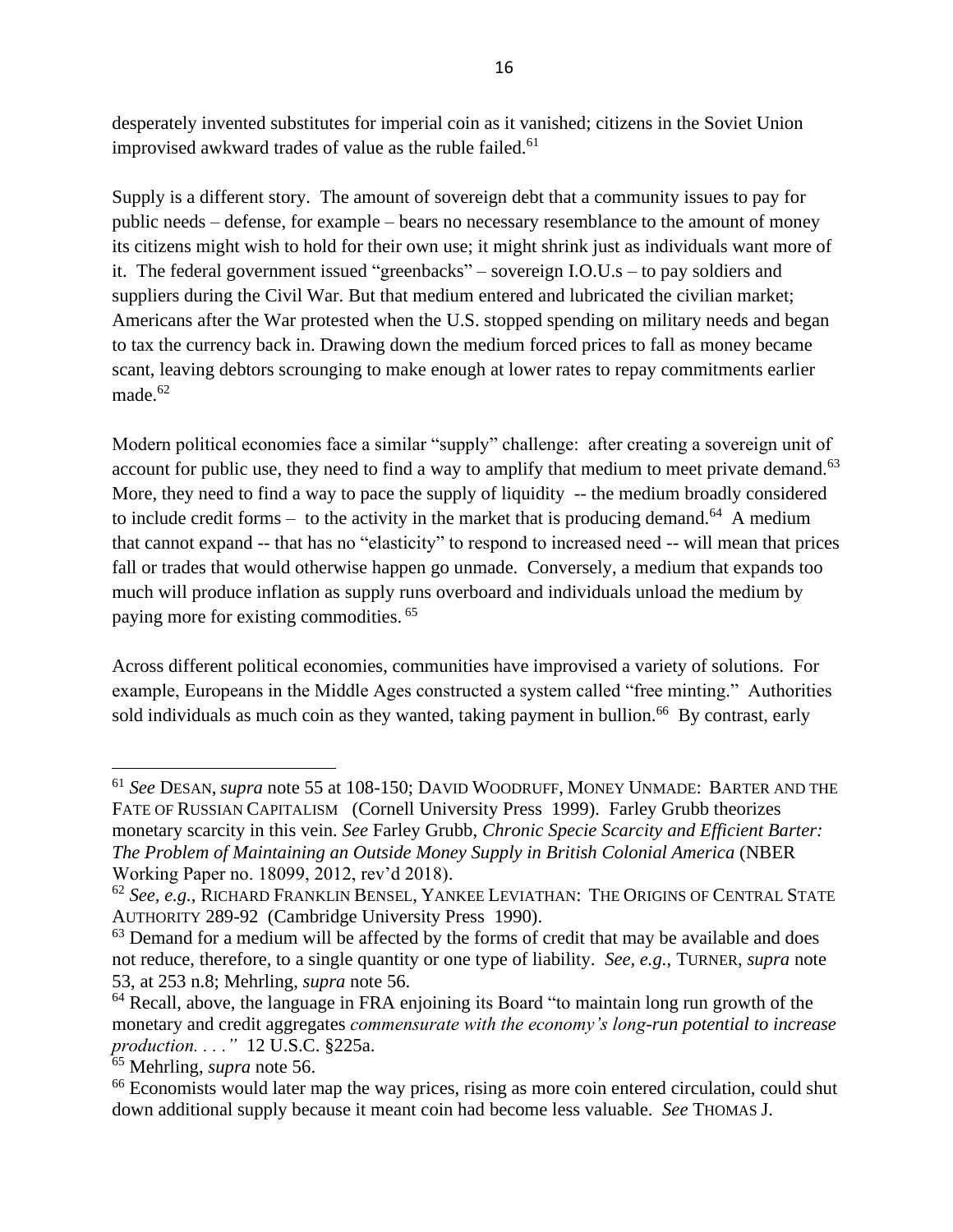desperately invented substitutes for imperial coin as it vanished; citizens in the Soviet Union improvised awkward trades of value as the ruble failed.[61]

Supply is a different story. The amount of sovereign debt that a community issues to pay for public needs – defense, for example – bears no necessary resemblance to the amount of money its citizens might wish to hold for their own use; it might shrink just as individuals want more of it. The federal government issued "greenbacks" – sovereign I.O.U.s – to pay soldiers and suppliers during the Civil War. But that medium entered and lubricated the civilian market; Americans after the War protested when the U.S. stopped spending on military needs and began to tax the currency back in. Drawing down the medium forced prices to fall as money became scant, leaving debtors scrounging to make enough at lower rates to repay commitments earlier made.[62]

Modern political economies face a similar "supply" challenge: after creating a sovereign unit of account for public use, they need to find a way to amplify that medium to meet private demand.[63] More, they need to find a way to pace the supply of liquidity -- the medium broadly considered to include credit forms – to the activity in the market that is producing demand.[64] A medium that cannot expand -- that has no "elasticity" to respond to increased need -- will mean that prices fall or trades that would otherwise happen go unmade. Conversely, a medium that expands too much will produce inflation as supply runs overboard and individuals unload the medium by paying more for existing commodities.[65]

Across different political economies, communities have improvised a variety of solutions. For example, Europeans in the Middle Ages constructed a system called "free minting." Authorities sold individuals as much coin as they wanted, taking payment in bullion.[66] By contrast, early

---

[61] *See* DESAN, *supra* note 55 at 108-150; DAVID WOODRUFF, MONEY UNMADE: BARTER AND THE FATE OF RUSSIAN CAPITALISM (Cornell University Press 1999). Farley Grubb theorizes monetary scarcity in this vein. *See* Farley Grubb, *Chronic Specie Scarcity and Efficient Barter: The Problem of Maintaining an Outside Money Supply in British Colonial America* (NBER Working Paper no. 18099, 2012, rev'd 2018).

[62] *See, e.g.*, RICHARD FRANKLIN BENSEL, YANKEE LEVIATHAN: THE ORIGINS OF CENTRAL STATE AUTHORITY 289-92 (Cambridge University Press 1990).

[63] Demand for a medium will be affected by the forms of credit that may be available and does not reduce, therefore, to a single quantity or one type of liability. *See, e.g.*, TURNER, *supra* note 53, at 253 n.8; Mehrling, *supra* note 56.

[64] Recall, above, the language in FRA enjoining its Board "to maintain long run growth of the monetary and credit aggregates *commensurate with the economy's long-run potential to increase production. . . .*" 12 U.S.C. §225a.

[65] Mehrling, *supra* note 56.

[66] Economists would later map the way prices, rising as more coin entered circulation, could shut down additional supply because it meant coin had become less valuable. *See* THOMAS J.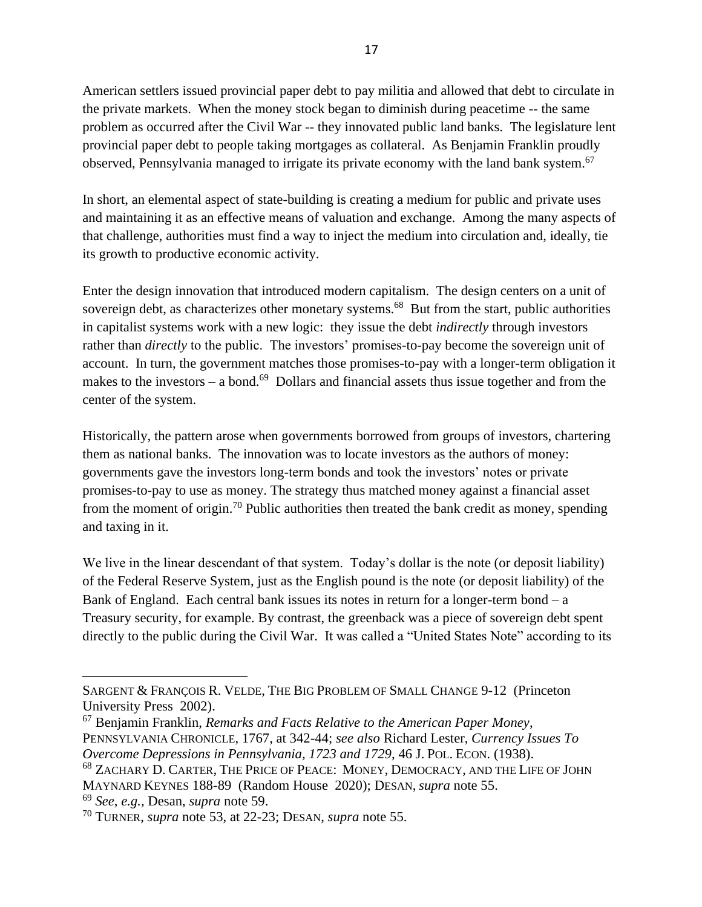American settlers issued provincial paper debt to pay militia and allowed that debt to circulate in the private markets. When the money stock began to diminish during peacetime -- the same problem as occurred after the Civil War -- they innovated public land banks. The legislature lent provincial paper debt to people taking mortgages as collateral. As Benjamin Franklin proudly observed, Pennsylvania managed to irrigate its private economy with the land bank system.[67]

In short, an elemental aspect of state-building is creating a medium for public and private uses and maintaining it as an effective means of valuation and exchange. Among the many aspects of that challenge, authorities must find a way to inject the medium into circulation and, ideally, tie its growth to productive economic activity.

Enter the design innovation that introduced modern capitalism. The design centers on a unit of sovereign debt, as characterizes other monetary systems.[68] But from the start, public authorities in capitalist systems work with a new logic: they issue the debt *indirectly* through investors rather than *directly* to the public. The investors' promises-to-pay become the sovereign unit of account. In turn, the government matches those promises-to-pay with a longer-term obligation it makes to the investors – a bond.[69] Dollars and financial assets thus issue together and from the center of the system.

Historically, the pattern arose when governments borrowed from groups of investors, chartering them as national banks. The innovation was to locate investors as the authors of money: governments gave the investors long-term bonds and took the investors' notes or private promises-to-pay to use as money. The strategy thus matched money against a financial asset from the moment of origin.[70] Public authorities then treated the bank credit as money, spending and taxing in it.

We live in the linear descendant of that system. Today's dollar is the note (or deposit liability) of the Federal Reserve System, just as the English pound is the note (or deposit liability) of the Bank of England. Each central bank issues its notes in return for a longer-term bond – a Treasury security, for example. By contrast, the greenback was a piece of sovereign debt spent directly to the public during the Civil War. It was called a "United States Note" according to its

---

SARGENT & FRANÇOIS R. VELDE, THE BIG PROBLEM OF SMALL CHANGE 9-12 (Princeton University Press 2002).

[67] Benjamin Franklin, *Remarks and Facts Relative to the American Paper Money*, PENNSYLVANIA CHRONICLE, 1767, at 342-44; *see also* Richard Lester, *Currency Issues To Overcome Depressions in Pennsylvania, 1723 and 1729*, 46 J. POL. ECON. (1938).

[68] ZACHARY D. CARTER, THE PRICE OF PEACE: MONEY, DEMOCRACY, AND THE LIFE OF JOHN MAYNARD KEYNES 188-89 (Random House 2020); DESAN, *supra* note 55.

[69] *See, e.g.*, Desan, *supra* note 59.

[70] TURNER, *supra* note 53, at 22-23; DESAN, *supra* note 55.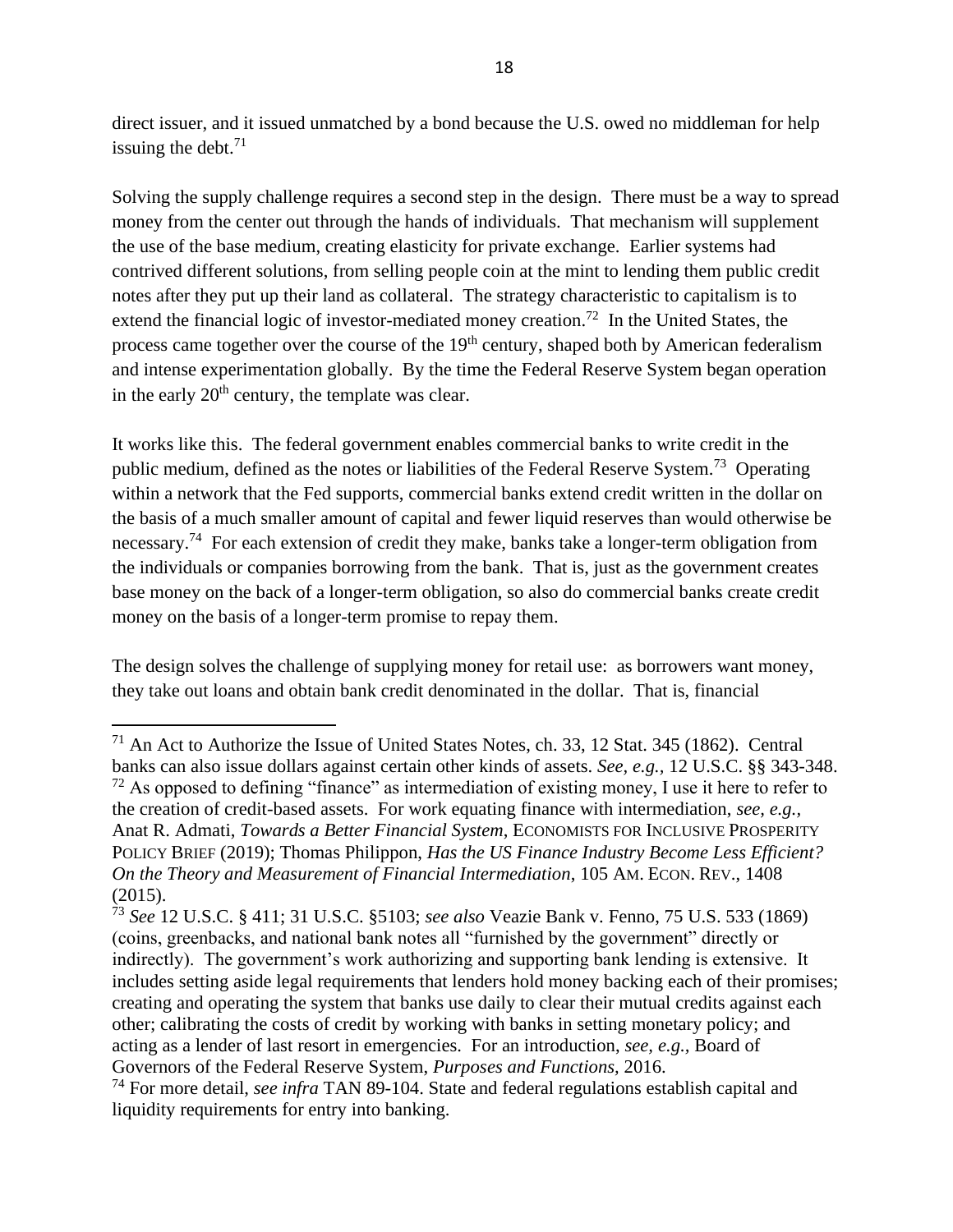direct issuer, and it issued unmatched by a bond because the U.S. owed no middleman for help issuing the debt.[71]

Solving the supply challenge requires a second step in the design. There must be a way to spread money from the center out through the hands of individuals. That mechanism will supplement the use of the base medium, creating elasticity for private exchange. Earlier systems had contrived different solutions, from selling people coin at the mint to lending them public credit notes after they put up their land as collateral. The strategy characteristic to capitalism is to extend the financial logic of investor-mediated money creation.[72] In the United States, the process came together over the course of the 19th century, shaped both by American federalism and intense experimentation globally. By the time the Federal Reserve System began operation in the early 20th century, the template was clear.

It works like this. The federal government enables commercial banks to write credit in the public medium, defined as the notes or liabilities of the Federal Reserve System.[73] Operating within a network that the Fed supports, commercial banks extend credit written in the dollar on the basis of a much smaller amount of capital and fewer liquid reserves than would otherwise be necessary.[74] For each extension of credit they make, banks take a longer-term obligation from the individuals or companies borrowing from the bank. That is, just as the government creates base money on the back of a longer-term obligation, so also do commercial banks create credit money on the basis of a longer-term promise to repay them.

The design solves the challenge of supplying money for retail use: as borrowers want money, they take out loans and obtain bank credit denominated in the dollar. That is, financial

---

[71] An Act to Authorize the Issue of United States Notes, ch. 33, 12 Stat. 345 (1862). Central banks can also issue dollars against certain other kinds of assets. *See, e.g.,* 12 U.S.C. §§ 343-348.

[72] As opposed to defining "finance" as intermediation of existing money, I use it here to refer to the creation of credit-based assets. For work equating finance with intermediation, *see, e.g.,* Anat R. Admati, *Towards a Better Financial System*, ECONOMISTS FOR INCLUSIVE PROSPERITY POLICY BRIEF (2019); Thomas Philippon, *Has the US Finance Industry Become Less Efficient? On the Theory and Measurement of Financial Intermediation*, 105 AM. ECON. REV., 1408 (2015).

[73] *See* 12 U.S.C. § 411; 31 U.S.C. §5103; *see also* Veazie Bank v. Fenno, 75 U.S. 533 (1869) (coins, greenbacks, and national bank notes all "furnished by the government" directly or indirectly). The government's work authorizing and supporting bank lending is extensive. It includes setting aside legal requirements that lenders hold money backing each of their promises; creating and operating the system that banks use daily to clear their mutual credits against each other; calibrating the costs of credit by working with banks in setting monetary policy; and acting as a lender of last resort in emergencies. For an introduction, *see, e.g.,* Board of Governors of the Federal Reserve System, *Purposes and Functions,* 2016.

[74] For more detail, *see infra* TAN 89-104. State and federal regulations establish capital and liquidity requirements for entry into banking.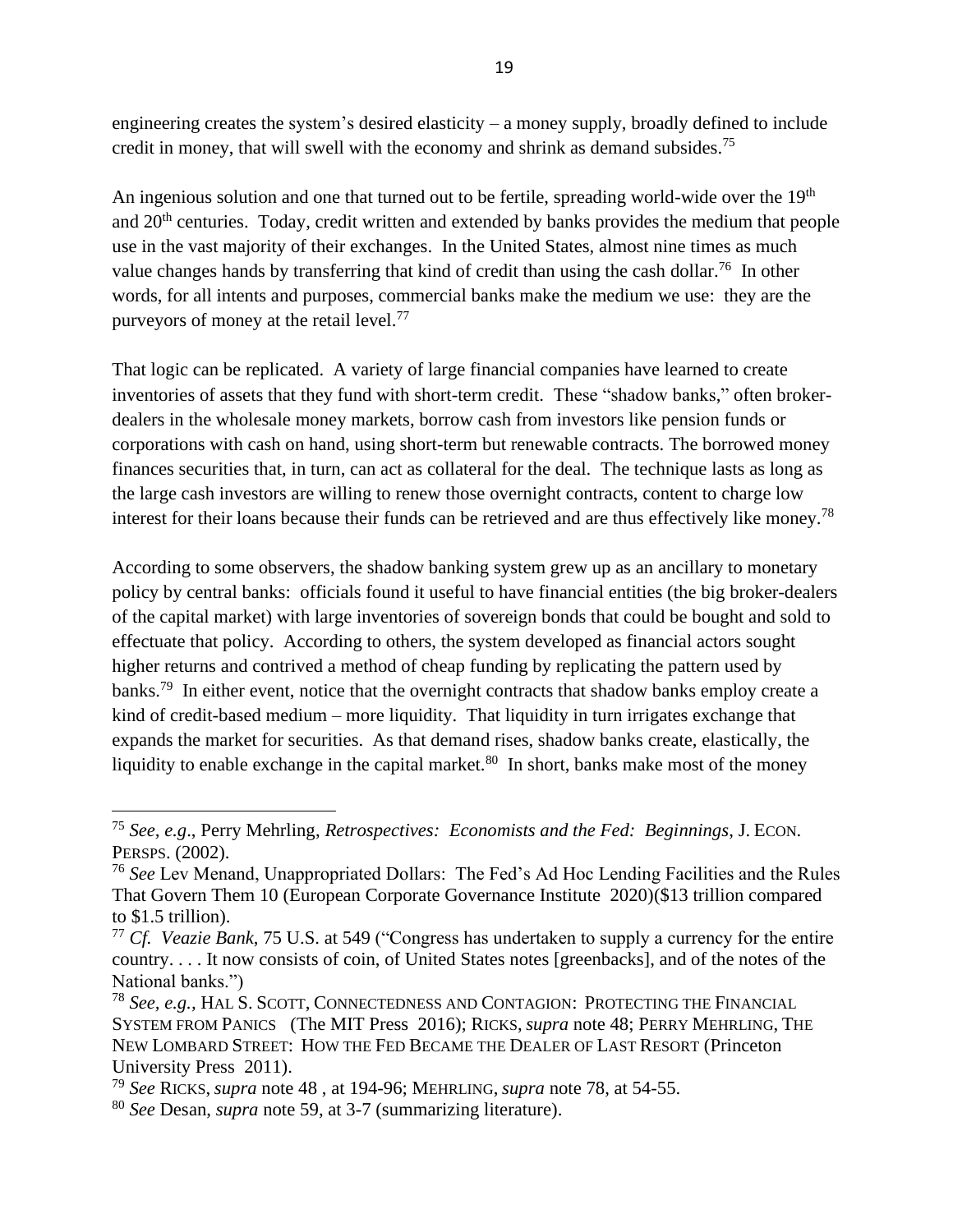engineering creates the system's desired elasticity – a money supply, broadly defined to include credit in money, that will swell with the economy and shrink as demand subsides.[75]

An ingenious solution and one that turned out to be fertile, spreading world-wide over the 19th and 20th centuries. Today, credit written and extended by banks provides the medium that people use in the vast majority of their exchanges. In the United States, almost nine times as much value changes hands by transferring that kind of credit than using the cash dollar.[76] In other words, for all intents and purposes, commercial banks make the medium we use: they are the purveyors of money at the retail level.[77]

That logic can be replicated. A variety of large financial companies have learned to create inventories of assets that they fund with short-term credit. These "shadow banks," often broker-dealers in the wholesale money markets, borrow cash from investors like pension funds or corporations with cash on hand, using short-term but renewable contracts. The borrowed money finances securities that, in turn, can act as collateral for the deal. The technique lasts as long as the large cash investors are willing to renew those overnight contracts, content to charge low interest for their loans because their funds can be retrieved and are thus effectively like money.[78]

According to some observers, the shadow banking system grew up as an ancillary to monetary policy by central banks: officials found it useful to have financial entities (the big broker-dealers of the capital market) with large inventories of sovereign bonds that could be bought and sold to effectuate that policy. According to others, the system developed as financial actors sought higher returns and contrived a method of cheap funding by replicating the pattern used by banks.[79] In either event, notice that the overnight contracts that shadow banks employ create a kind of credit-based medium – more liquidity. That liquidity in turn irrigates exchange that expands the market for securities. As that demand rises, shadow banks create, elastically, the liquidity to enable exchange in the capital market.[80] In short, banks make most of the money

---

[75] *See, e.g*., Perry Mehrling, *Retrospectives: Economists and the Fed: Beginnings*, J. ECON. PERSPS. (2002).

[76] *See* Lev Menand, Unappropriated Dollars: The Fed's Ad Hoc Lending Facilities and the Rules That Govern Them 10 (European Corporate Governance Institute 2020)($13 trillion compared to $1.5 trillion).

[77] *Cf. Veazie Bank*, 75 U.S. at 549 ("Congress has undertaken to supply a currency for the entire country. . . . It now consists of coin, of United States notes [greenbacks], and of the notes of the National banks.")

[78] *See, e.g.*, HAL S. SCOTT, CONNECTEDNESS AND CONTAGION: PROTECTING THE FINANCIAL SYSTEM FROM PANICS (The MIT Press 2016); RICKS, *supra* note 48; PERRY MEHRLING, THE NEW LOMBARD STREET: HOW THE FED BECAME THE DEALER OF LAST RESORT (Princeton University Press 2011).

[79] *See* RICKS, *supra* note 48 , at 194-96; MEHRLING, *supra* note 78, at 54-55.

[80] *See* Desan, *supra* note 59, at 3-7 (summarizing literature).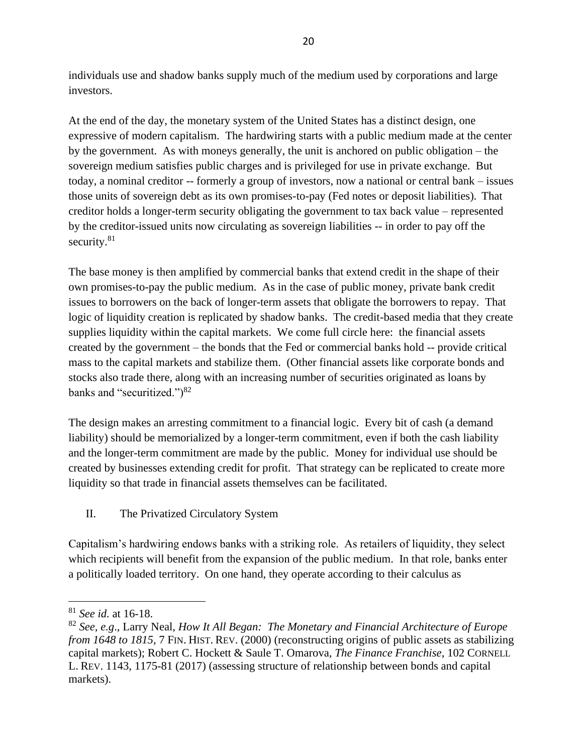individuals use and shadow banks supply much of the medium used by corporations and large investors.

At the end of the day, the monetary system of the United States has a distinct design, one expressive of modern capitalism. The hardwiring starts with a public medium made at the center by the government. As with moneys generally, the unit is anchored on public obligation – the sovereign medium satisfies public charges and is privileged for use in private exchange. But today, a nominal creditor -- formerly a group of investors, now a national or central bank – issues those units of sovereign debt as its own promises-to-pay (Fed notes or deposit liabilities). That creditor holds a longer-term security obligating the government to tax back value – represented by the creditor-issued units now circulating as sovereign liabilities -- in order to pay off the security.[81]

The base money is then amplified by commercial banks that extend credit in the shape of their own promises-to-pay the public medium. As in the case of public money, private bank credit issues to borrowers on the back of longer-term assets that obligate the borrowers to repay. That logic of liquidity creation is replicated by shadow banks. The credit-based media that they create supplies liquidity within the capital markets. We come full circle here: the financial assets created by the government – the bonds that the Fed or commercial banks hold -- provide critical mass to the capital markets and stabilize them. (Other financial assets like corporate bonds and stocks also trade there, along with an increasing number of securities originated as loans by banks and "securitized.")[82]

The design makes an arresting commitment to a financial logic. Every bit of cash (a demand liability) should be memorialized by a longer-term commitment, even if both the cash liability and the longer-term commitment are made by the public. Money for individual use should be created by businesses extending credit for profit. That strategy can be replicated to create more liquidity so that trade in financial assets themselves can be facilitated.

## II. The Privatized Circulatory System

Capitalism's hardwiring endows banks with a striking role. As retailers of liquidity, they select which recipients will benefit from the expansion of the public medium. In that role, banks enter a politically loaded territory. On one hand, they operate according to their calculus as

---

[81] *See id.* at 16-18.

[82] *See, e.g*., Larry Neal, *How It All Began: The Monetary and Financial Architecture of Europe from 1648 to 1815*, 7 FIN. HIST. REV. (2000) (reconstructing origins of public assets as stabilizing capital markets); Robert C. Hockett & Saule T. Omarova, *The Finance Franchise*, 102 CORNELL L. REV. 1143, 1175-81 (2017) (assessing structure of relationship between bonds and capital markets).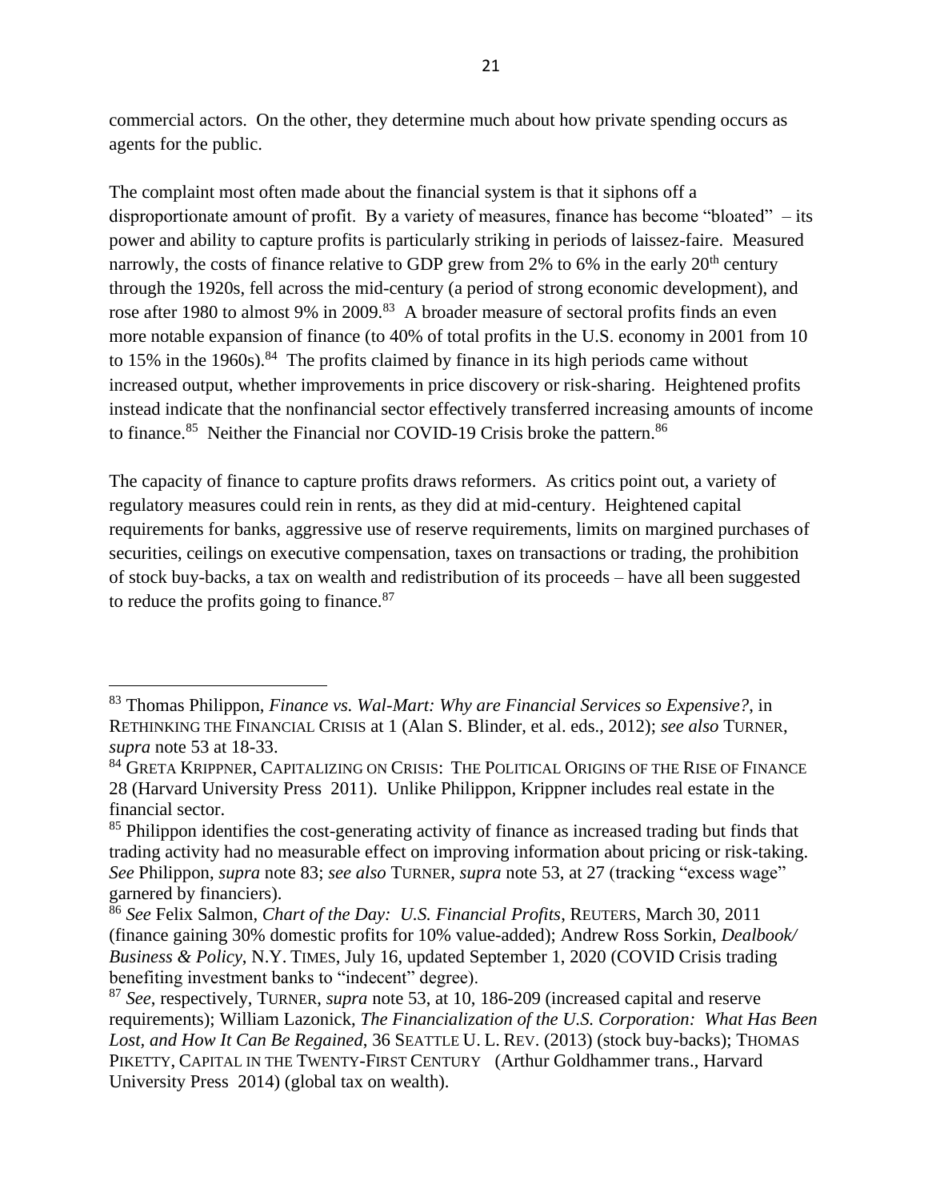commercial actors. On the other, they determine much about how private spending occurs as agents for the public.

The complaint most often made about the financial system is that it siphons off a disproportionate amount of profit. By a variety of measures, finance has become "bloated" – its power and ability to capture profits is particularly striking in periods of laissez-faire. Measured narrowly, the costs of finance relative to GDP grew from 2% to 6% in the early 20th century through the 1920s, fell across the mid-century (a period of strong economic development), and rose after 1980 to almost 9% in 2009.[83] A broader measure of sectoral profits finds an even more notable expansion of finance (to 40% of total profits in the U.S. economy in 2001 from 10 to 15% in the 1960s).[84] The profits claimed by finance in its high periods came without increased output, whether improvements in price discovery or risk-sharing. Heightened profits instead indicate that the nonfinancial sector effectively transferred increasing amounts of income to finance.[85] Neither the Financial nor COVID-19 Crisis broke the pattern.[86]

The capacity of finance to capture profits draws reformers. As critics point out, a variety of regulatory measures could rein in rents, as they did at mid-century. Heightened capital requirements for banks, aggressive use of reserve requirements, limits on margined purchases of securities, ceilings on executive compensation, taxes on transactions or trading, the prohibition of stock buy-backs, a tax on wealth and redistribution of its proceeds – have all been suggested to reduce the profits going to finance.[87]

---

[83] Thomas Philippon, *Finance vs. Wal-Mart: Why are Financial Services so Expensive?*, in RETHINKING THE FINANCIAL CRISIS at 1 (Alan S. Blinder, et al. eds., 2012); *see also* TURNER, *supra* note 53 at 18-33.

[84] GRETA KRIPPNER, CAPITALIZING ON CRISIS: THE POLITICAL ORIGINS OF THE RISE OF FINANCE 28 (Harvard University Press 2011). Unlike Philippon, Krippner includes real estate in the financial sector.

[85] Philippon identifies the cost-generating activity of finance as increased trading but finds that trading activity had no measurable effect on improving information about pricing or risk-taking. *See* Philippon, *supra* note 83; *see also* TURNER, *supra* note 53, at 27 (tracking "excess wage" garnered by financiers).

[86] *See* Felix Salmon, *Chart of the Day: U.S. Financial Profits*, REUTERS, March 30, 2011 (finance gaining 30% domestic profits for 10% value-added); Andrew Ross Sorkin, *Dealbook/ Business & Policy*, N.Y. TIMES, July 16, updated September 1, 2020 (COVID Crisis trading benefiting investment banks to "indecent" degree).

[87] *See*, respectively, TURNER, *supra* note 53, at 10, 186-209 (increased capital and reserve requirements); William Lazonick, *The Financialization of the U.S. Corporation: What Has Been Lost, and How It Can Be Regained*, 36 SEATTLE U. L. REV. (2013) (stock buy-backs); THOMAS PIKETTY, CAPITAL IN THE TWENTY-FIRST CENTURY (Arthur Goldhammer trans., Harvard University Press 2014) (global tax on wealth).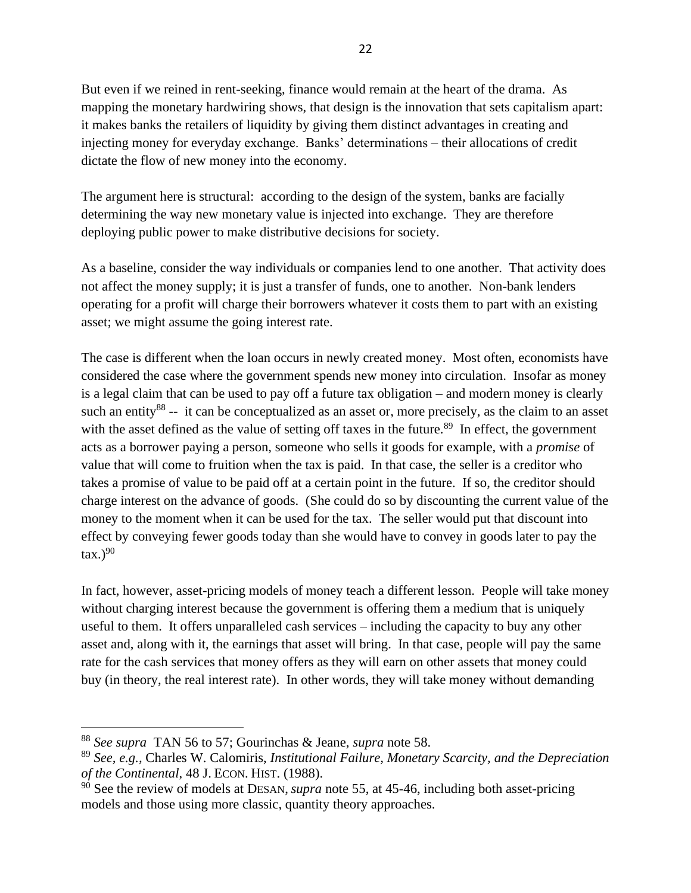But even if we reined in rent-seeking, finance would remain at the heart of the drama. As mapping the monetary hardwiring shows, that design is the innovation that sets capitalism apart: it makes banks the retailers of liquidity by giving them distinct advantages in creating and injecting money for everyday exchange. Banks' determinations – their allocations of credit dictate the flow of new money into the economy.

The argument here is structural: according to the design of the system, banks are facially determining the way new monetary value is injected into exchange. They are therefore deploying public power to make distributive decisions for society.

As a baseline, consider the way individuals or companies lend to one another. That activity does not affect the money supply; it is just a transfer of funds, one to another. Non-bank lenders operating for a profit will charge their borrowers whatever it costs them to part with an existing asset; we might assume the going interest rate.

The case is different when the loan occurs in newly created money. Most often, economists have considered the case where the government spends new money into circulation. Insofar as money is a legal claim that can be used to pay off a future tax obligation – and modern money is clearly such an entity[88] -- it can be conceptualized as an asset or, more precisely, as the claim to an asset with the asset defined as the value of setting off taxes in the future.[89] In effect, the government acts as a borrower paying a person, someone who sells it goods for example, with a *promise* of value that will come to fruition when the tax is paid. In that case, the seller is a creditor who takes a promise of value to be paid off at a certain point in the future. If so, the creditor should charge interest on the advance of goods. (She could do so by discounting the current value of the money to the moment when it can be used for the tax. The seller would put that discount into effect by conveying fewer goods today than she would have to convey in goods later to pay the tax.)[90]

In fact, however, asset-pricing models of money teach a different lesson. People will take money without charging interest because the government is offering them a medium that is uniquely useful to them. It offers unparalleled cash services – including the capacity to buy any other asset and, along with it, the earnings that asset will bring. In that case, people will pay the same rate for the cash services that money offers as they will earn on other assets that money could buy (in theory, the real interest rate). In other words, they will take money without demanding

---

[88] *See supra* TAN 56 to 57; Gourinchas & Jeane, *supra* note 58.

[89] *See, e.g.*, Charles W. Calomiris, *Institutional Failure, Monetary Scarcity, and the Depreciation of the Continental*, 48 J. ECON. HIST. (1988).

[90] See the review of models at DESAN, *supra* note 55, at 45-46, including both asset-pricing models and those using more classic, quantity theory approaches.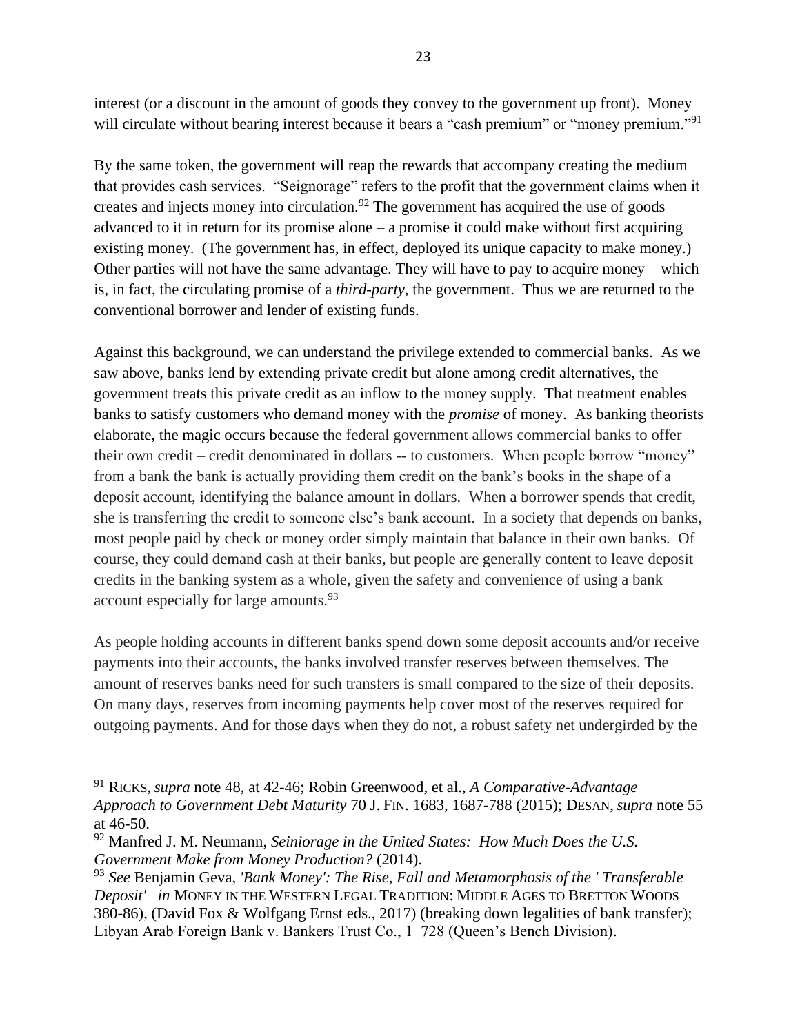interest (or a discount in the amount of goods they convey to the government up front). Money will circulate without bearing interest because it bears a "cash premium" or "money premium."[91]

By the same token, the government will reap the rewards that accompany creating the medium that provides cash services. "Seignorage" refers to the profit that the government claims when it creates and injects money into circulation.[92] The government has acquired the use of goods advanced to it in return for its promise alone – a promise it could make without first acquiring existing money. (The government has, in effect, deployed its unique capacity to make money.) Other parties will not have the same advantage. They will have to pay to acquire money – which is, in fact, the circulating promise of a *third-party*, the government. Thus we are returned to the conventional borrower and lender of existing funds.

Against this background, we can understand the privilege extended to commercial banks. As we saw above, banks lend by extending private credit but alone among credit alternatives, the government treats this private credit as an inflow to the money supply. That treatment enables banks to satisfy customers who demand money with the *promise* of money. As banking theorists elaborate, the magic occurs because the federal government allows commercial banks to offer their own credit – credit denominated in dollars -- to customers. When people borrow "money" from a bank the bank is actually providing them credit on the bank's books in the shape of a deposit account, identifying the balance amount in dollars. When a borrower spends that credit, she is transferring the credit to someone else's bank account. In a society that depends on banks, most people paid by check or money order simply maintain that balance in their own banks. Of course, they could demand cash at their banks, but people are generally content to leave deposit credits in the banking system as a whole, given the safety and convenience of using a bank account especially for large amounts.[93]

As people holding accounts in different banks spend down some deposit accounts and/or receive payments into their accounts, the banks involved transfer reserves between themselves. The amount of reserves banks need for such transfers is small compared to the size of their deposits. On many days, reserves from incoming payments help cover most of the reserves required for outgoing payments. And for those days when they do not, a robust safety net undergirded by the

---

[91] RICKS, *supra* note 48, at 42-46; Robin Greenwood, et al., *A Comparative-Advantage Approach to Government Debt Maturity* 70 J. FIN. 1683, 1687-788 (2015); DESAN, *supra* note 55 at 46-50.

[92] Manfred J. M. Neumann, *Seiniorage in the United States: How Much Does the U.S. Government Make from Money Production?* (2014).

[93] *See* Benjamin Geva, *'Bank Money': The Rise, Fall and Metamorphosis of the ' Transferable Deposit' in* MONEY IN THE WESTERN LEGAL TRADITION: MIDDLE AGES TO BRETTON WOODS 380-86), (David Fox & Wolfgang Ernst eds., 2017) (breaking down legalities of bank transfer); Libyan Arab Foreign Bank v. Bankers Trust Co., 1 728 (Queen's Bench Division).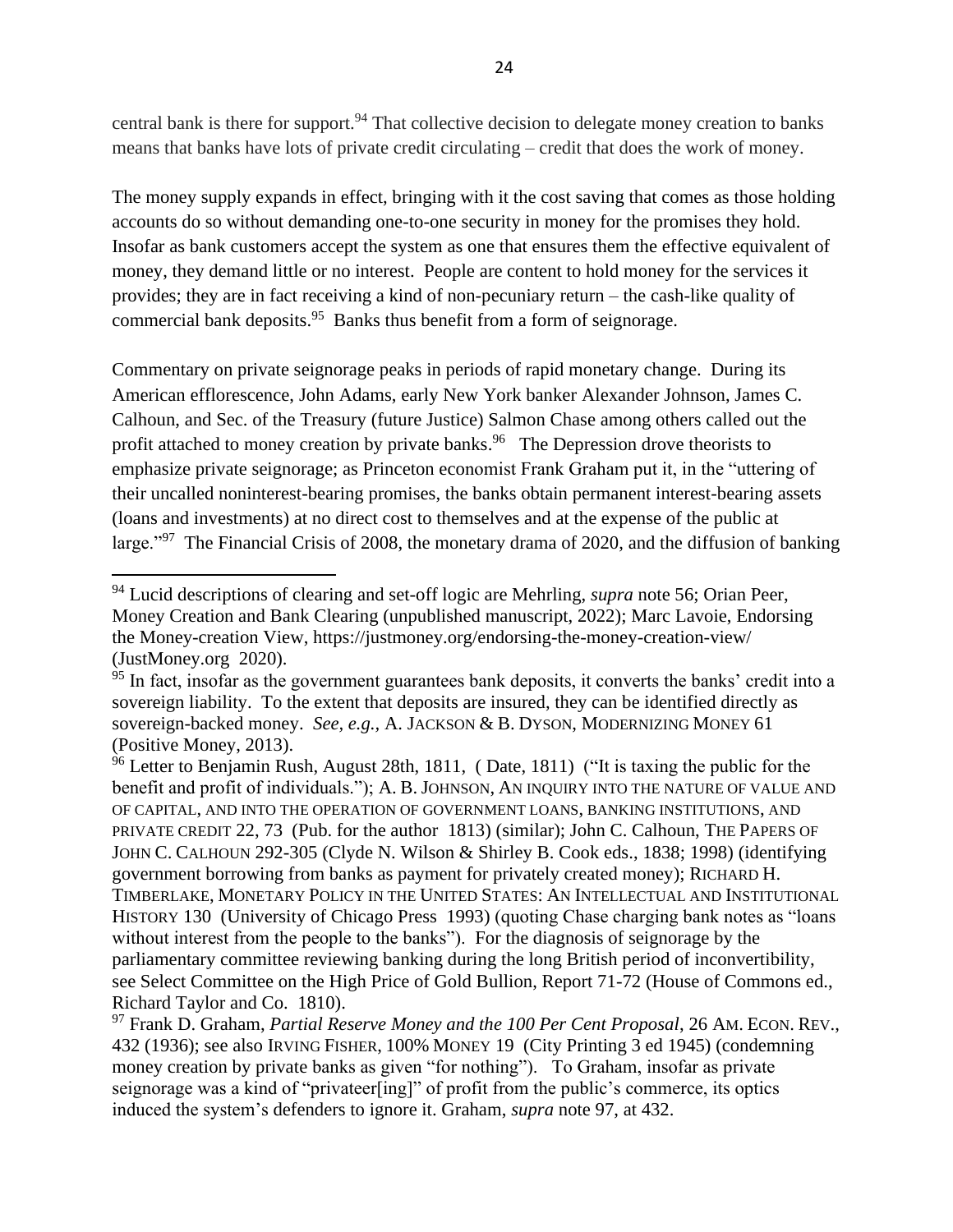central bank is there for support.[94] That collective decision to delegate money creation to banks means that banks have lots of private credit circulating – credit that does the work of money.

The money supply expands in effect, bringing with it the cost saving that comes as those holding accounts do so without demanding one-to-one security in money for the promises they hold. Insofar as bank customers accept the system as one that ensures them the effective equivalent of money, they demand little or no interest. People are content to hold money for the services it provides; they are in fact receiving a kind of non-pecuniary return – the cash-like quality of commercial bank deposits.[95] Banks thus benefit from a form of seignorage.

Commentary on private seignorage peaks in periods of rapid monetary change. During its American efflorescence, John Adams, early New York banker Alexander Johnson, James C. Calhoun, and Sec. of the Treasury (future Justice) Salmon Chase among others called out the profit attached to money creation by private banks.[96] The Depression drove theorists to emphasize private seignorage; as Princeton economist Frank Graham put it, in the "uttering of their uncalled noninterest-bearing promises, the banks obtain permanent interest-bearing assets (loans and investments) at no direct cost to themselves and at the expense of the public at large."[97] The Financial Crisis of 2008, the monetary drama of 2020, and the diffusion of banking

---

[94] Lucid descriptions of clearing and set-off logic are Mehrling, *supra* note 56; Orian Peer, Money Creation and Bank Clearing (unpublished manuscript, 2022); Marc Lavoie, Endorsing the Money-creation View, https://justmoney.org/endorsing-the-money-creation-view/ (JustMoney.org 2020).

[95] In fact, insofar as the government guarantees bank deposits, it converts the banks' credit into a sovereign liability. To the extent that deposits are insured, they can be identified directly as sovereign-backed money. *See, e.g.,* A. JACKSON & B. DYSON, MODERNIZING MONEY 61 (Positive Money, 2013).

[96] Letter to Benjamin Rush, August 28th, 1811, ( Date, 1811) ("It is taxing the public for the benefit and profit of individuals."); A. B. JOHNSON, AN INQUIRY INTO THE NATURE OF VALUE AND OF CAPITAL, AND INTO THE OPERATION OF GOVERNMENT LOANS, BANKING INSTITUTIONS, AND PRIVATE CREDIT 22, 73 (Pub. for the author 1813) (similar); John C. Calhoun, THE PAPERS OF JOHN C. CALHOUN 292-305 (Clyde N. Wilson & Shirley B. Cook eds., 1838; 1998) (identifying government borrowing from banks as payment for privately created money); RICHARD H. TIMBERLAKE, MONETARY POLICY IN THE UNITED STATES: AN INTELLECTUAL AND INSTITUTIONAL HISTORY 130 (University of Chicago Press 1993) (quoting Chase charging bank notes as "loans without interest from the people to the banks"). For the diagnosis of seignorage by the parliamentary committee reviewing banking during the long British period of inconvertibility, see Select Committee on the High Price of Gold Bullion, Report 71-72 (House of Commons ed., Richard Taylor and Co. 1810).

[97] Frank D. Graham, *Partial Reserve Money and the 100 Per Cent Proposal*, 26 AM. ECON. REV., 432 (1936); see also IRVING FISHER, 100% MONEY 19 (City Printing 3 ed 1945) (condemning money creation by private banks as given "for nothing"). To Graham, insofar as private seignorage was a kind of "privateer[ing]" of profit from the public's commerce, its optics induced the system's defenders to ignore it. Graham, *supra* note 97, at 432.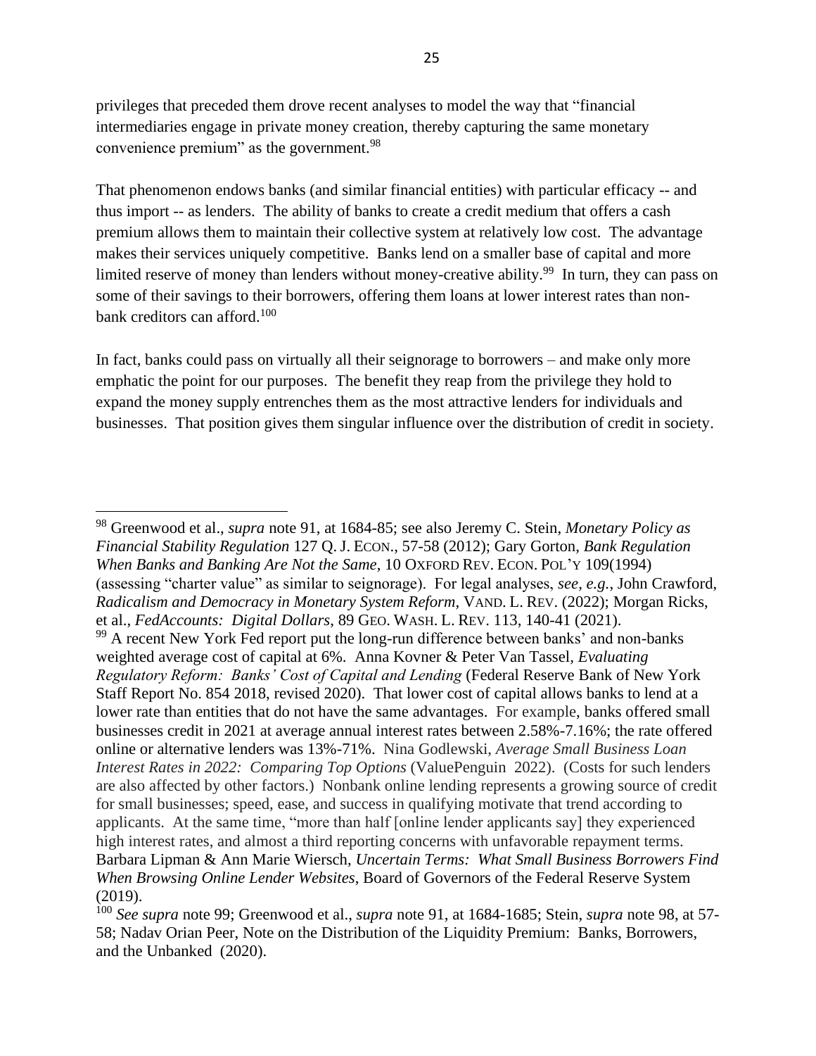privileges that preceded them drove recent analyses to model the way that "financial intermediaries engage in private money creation, thereby capturing the same monetary convenience premium" as the government.[98]

That phenomenon endows banks (and similar financial entities) with particular efficacy -- and thus import -- as lenders. The ability of banks to create a credit medium that offers a cash premium allows them to maintain their collective system at relatively low cost. The advantage makes their services uniquely competitive. Banks lend on a smaller base of capital and more limited reserve of money than lenders without money-creative ability.[99] In turn, they can pass on some of their savings to their borrowers, offering them loans at lower interest rates than non-bank creditors can afford.[100]

In fact, banks could pass on virtually all their seignorage to borrowers – and make only more emphatic the point for our purposes. The benefit they reap from the privilege they hold to expand the money supply entrenches them as the most attractive lenders for individuals and businesses. That position gives them singular influence over the distribution of credit in society.

---

[98] Greenwood et al., *supra* note 91, at 1684-85; see also Jeremy C. Stein, *Monetary Policy as Financial Stability Regulation* 127 Q. J. ECON., 57-58 (2012); Gary Gorton, *Bank Regulation When Banks and Banking Are Not the Same*, 10 OXFORD REV. ECON. POL'Y 109(1994) (assessing "charter value" as similar to seignorage). For legal analyses, *see, e.g.*, John Crawford, *Radicalism and Democracy in Monetary System Reform*, VAND. L. REV. (2022); Morgan Ricks, et al., *FedAccounts: Digital Dollars*, 89 GEO. WASH. L. REV. 113, 140-41 (2021).

[99] A recent New York Fed report put the long-run difference between banks' and non-banks weighted average cost of capital at 6%. Anna Kovner & Peter Van Tassel, *Evaluating Regulatory Reform: Banks' Cost of Capital and Lending* (Federal Reserve Bank of New York Staff Report No. 854 2018, revised 2020). That lower cost of capital allows banks to lend at a lower rate than entities that do not have the same advantages. For example, banks offered small businesses credit in 2021 at average annual interest rates between 2.58%-7.16%; the rate offered online or alternative lenders was 13%-71%. Nina Godlewski, *Average Small Business Loan Interest Rates in 2022: Comparing Top Options* (ValuePenguin 2022). (Costs for such lenders are also affected by other factors.) Nonbank online lending represents a growing source of credit for small businesses; speed, ease, and success in qualifying motivate that trend according to applicants. At the same time, "more than half [online lender applicants say] they experienced high interest rates, and almost a third reporting concerns with unfavorable repayment terms. Barbara Lipman & Ann Marie Wiersch, *Uncertain Terms: What Small Business Borrowers Find When Browsing Online Lender Websites*, Board of Governors of the Federal Reserve System (2019).

[100] *See supra* note 99; Greenwood et al., *supra* note 91, at 1684-1685; Stein, *supra* note 98, at 57-58; Nadav Orian Peer, Note on the Distribution of the Liquidity Premium: Banks, Borrowers, and the Unbanked (2020).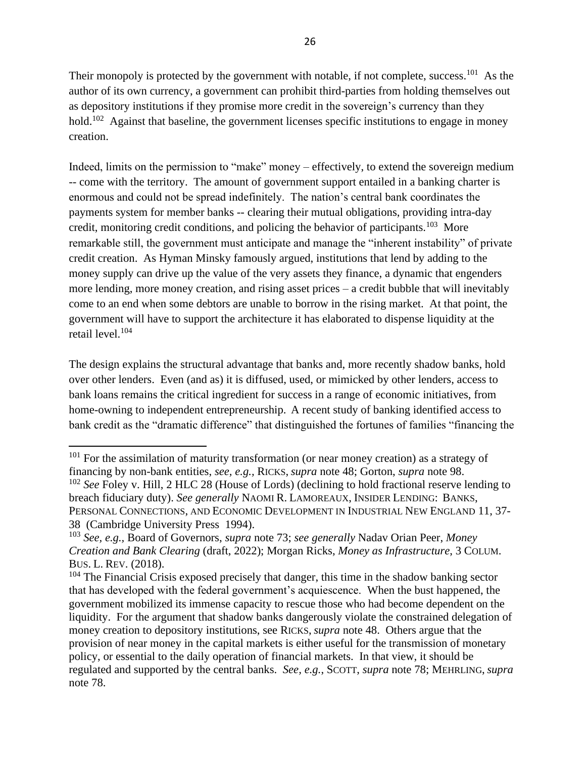Their monopoly is protected by the government with notable, if not complete, success.[101] As the author of its own currency, a government can prohibit third-parties from holding themselves out as depository institutions if they promise more credit in the sovereign's currency than they hold.[102] Against that baseline, the government licenses specific institutions to engage in money creation.

Indeed, limits on the permission to "make" money – effectively, to extend the sovereign medium -- come with the territory. The amount of government support entailed in a banking charter is enormous and could not be spread indefinitely. The nation's central bank coordinates the payments system for member banks -- clearing their mutual obligations, providing intra-day credit, monitoring credit conditions, and policing the behavior of participants.[103] More remarkable still, the government must anticipate and manage the "inherent instability" of private credit creation. As Hyman Minsky famously argued, institutions that lend by adding to the money supply can drive up the value of the very assets they finance, a dynamic that engenders more lending, more money creation, and rising asset prices – a credit bubble that will inevitably come to an end when some debtors are unable to borrow in the rising market. At that point, the government will have to support the architecture it has elaborated to dispense liquidity at the retail level.[104]

The design explains the structural advantage that banks and, more recently shadow banks, hold over other lenders. Even (and as) it is diffused, used, or mimicked by other lenders, access to bank loans remains the critical ingredient for success in a range of economic initiatives, from home-owning to independent entrepreneurship. A recent study of banking identified access to bank credit as the "dramatic difference" that distinguished the fortunes of families "financing the

---

[101] For the assimilation of maturity transformation (or near money creation) as a strategy of financing by non-bank entities, *see, e.g.*, RICKS, *supra* note 48; Gorton, *supra* note 98.

[102] *See* Foley v. Hill, 2 HLC 28 (House of Lords) (declining to hold fractional reserve lending to breach fiduciary duty). *See generally* NAOMI R. LAMOREAUX, INSIDER LENDING: BANKS, PERSONAL CONNECTIONS, AND ECONOMIC DEVELOPMENT IN INDUSTRIAL NEW ENGLAND 11, 37-38 (Cambridge University Press 1994).

[103] *See, e.g.*, Board of Governors, *supra* note 73; *see generally* Nadav Orian Peer, *Money Creation and Bank Clearing* (draft, 2022); Morgan Ricks, *Money as Infrastructure*, 3 COLUM. BUS. L. REV. (2018).

[104] The Financial Crisis exposed precisely that danger, this time in the shadow banking sector that has developed with the federal government's acquiescence. When the bust happened, the government mobilized its immense capacity to rescue those who had become dependent on the liquidity. For the argument that shadow banks dangerously violate the constrained delegation of money creation to depository institutions, see RICKS, *supra* note 48. Others argue that the provision of near money in the capital markets is either useful for the transmission of monetary policy, or essential to the daily operation of financial markets. In that view, it should be regulated and supported by the central banks. *See, e.g.*, SCOTT, *supra* note 78; MEHRLING, *supra* note 78.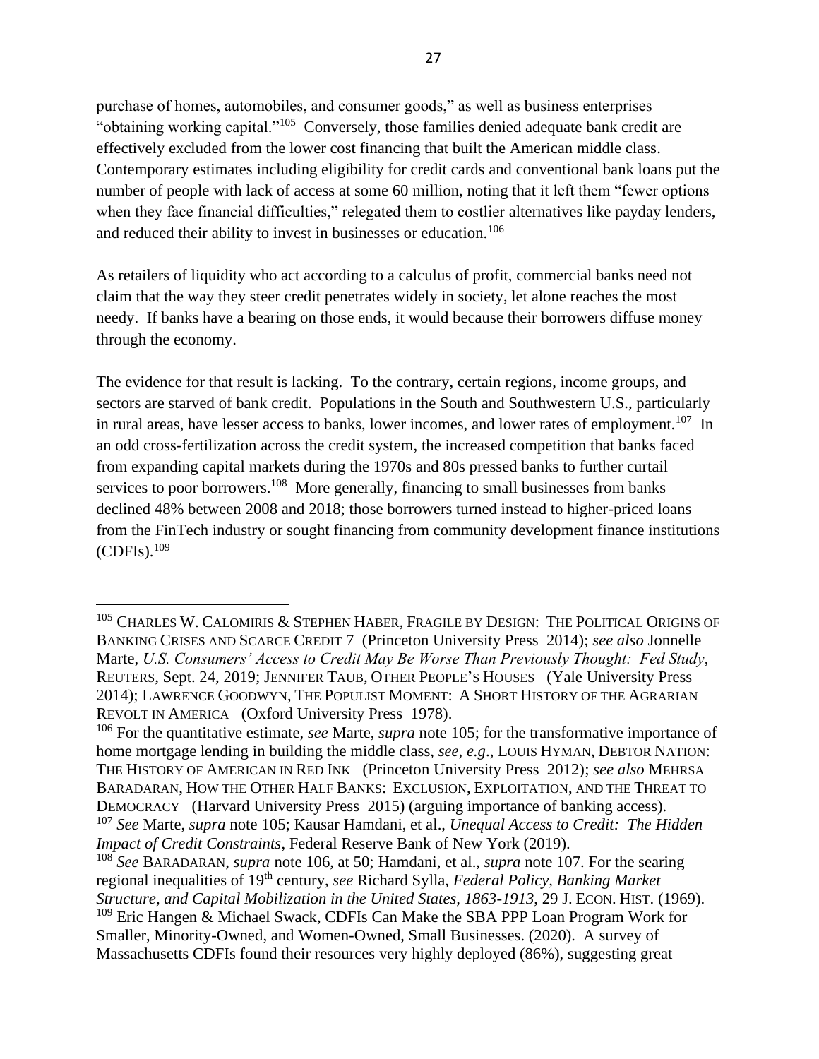purchase of homes, automobiles, and consumer goods," as well as business enterprises "obtaining working capital."[105] Conversely, those families denied adequate bank credit are effectively excluded from the lower cost financing that built the American middle class. Contemporary estimates including eligibility for credit cards and conventional bank loans put the number of people with lack of access at some 60 million, noting that it left them "fewer options when they face financial difficulties," relegated them to costlier alternatives like payday lenders, and reduced their ability to invest in businesses or education.[106]

As retailers of liquidity who act according to a calculus of profit, commercial banks need not claim that the way they steer credit penetrates widely in society, let alone reaches the most needy. If banks have a bearing on those ends, it would because their borrowers diffuse money through the economy.

The evidence for that result is lacking. To the contrary, certain regions, income groups, and sectors are starved of bank credit. Populations in the South and Southwestern U.S., particularly in rural areas, have lesser access to banks, lower incomes, and lower rates of employment.[107] In an odd cross-fertilization across the credit system, the increased competition that banks faced from expanding capital markets during the 1970s and 80s pressed banks to further curtail services to poor borrowers.[108] More generally, financing to small businesses from banks declined 48% between 2008 and 2018; those borrowers turned instead to higher-priced loans from the FinTech industry or sought financing from community development finance institutions (CDFIs).[109]

---

[105] CHARLES W. CALOMIRIS & STEPHEN HABER, FRAGILE BY DESIGN: THE POLITICAL ORIGINS OF BANKING CRISES AND SCARCE CREDIT 7 (Princeton University Press 2014); *see also* Jonnelle Marte, *U.S. Consumers' Access to Credit May Be Worse Than Previously Thought: Fed Study*, REUTERS, Sept. 24, 2019; JENNIFER TAUB, OTHER PEOPLE'S HOUSES (Yale University Press 2014); LAWRENCE GOODWYN, THE POPULIST MOMENT: A SHORT HISTORY OF THE AGRARIAN REVOLT IN AMERICA (Oxford University Press 1978).

[106] For the quantitative estimate, *see* Marte, *supra* note 105; for the transformative importance of home mortgage lending in building the middle class, *see, e.g*., LOUIS HYMAN, DEBTOR NATION: THE HISTORY OF AMERICAN IN RED INK (Princeton University Press 2012); *see also* MEHRSA BARADARAN, HOW THE OTHER HALF BANKS: EXCLUSION, EXPLOITATION, AND THE THREAT TO DEMOCRACY (Harvard University Press 2015) (arguing importance of banking access).

[107] *See* Marte, *supra* note 105; Kausar Hamdani, et al., *Unequal Access to Credit: The Hidden Impact of Credit Constraints*, Federal Reserve Bank of New York (2019).

[108] *See* BARADARAN, *supra* note 106, at 50; Hamdani, et al., *supra* note 107. For the searing regional inequalities of 19th century, *see* Richard Sylla, *Federal Policy, Banking Market Structure, and Capital Mobilization in the United States, 1863-1913*, 29 J. ECON. HIST. (1969).

[109] Eric Hangen & Michael Swack, CDFIs Can Make the SBA PPP Loan Program Work for Smaller, Minority-Owned, and Women-Owned, Small Businesses. (2020). A survey of Massachusetts CDFIs found their resources very highly deployed (86%), suggesting great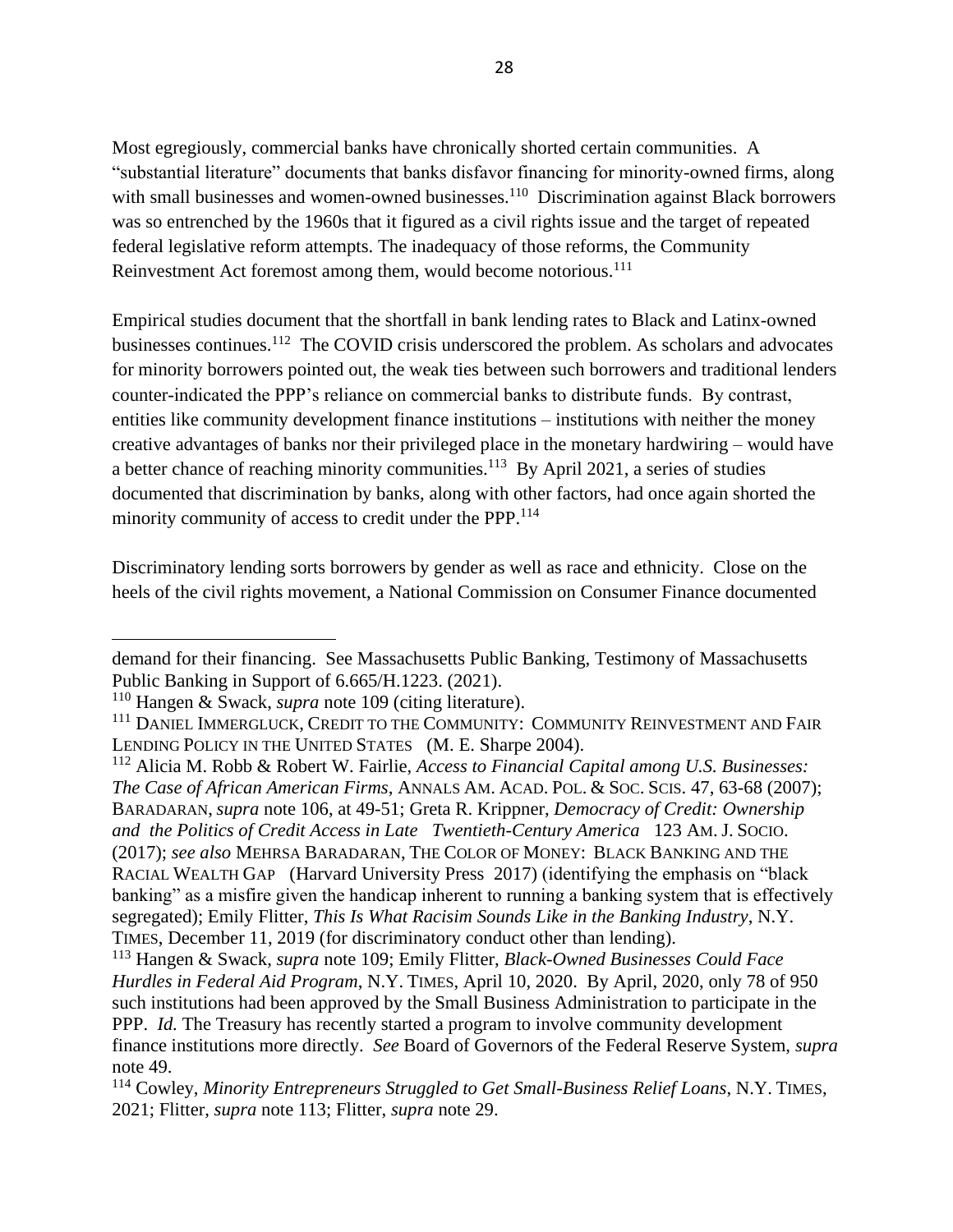Most egregiously, commercial banks have chronically shorted certain communities. A "substantial literature" documents that banks disfavor financing for minority-owned firms, along with small businesses and women-owned businesses.[110] Discrimination against Black borrowers was so entrenched by the 1960s that it figured as a civil rights issue and the target of repeated federal legislative reform attempts. The inadequacy of those reforms, the Community Reinvestment Act foremost among them, would become notorious.[111]

Empirical studies document that the shortfall in bank lending rates to Black and Latinx-owned businesses continues.[112] The COVID crisis underscored the problem. As scholars and advocates for minority borrowers pointed out, the weak ties between such borrowers and traditional lenders counter-indicated the PPP's reliance on commercial banks to distribute funds. By contrast, entities like community development finance institutions – institutions with neither the money creative advantages of banks nor their privileged place in the monetary hardwiring – would have a better chance of reaching minority communities.[113] By April 2021, a series of studies documented that discrimination by banks, along with other factors, had once again shorted the minority community of access to credit under the PPP.[114]

Discriminatory lending sorts borrowers by gender as well as race and ethnicity. Close on the heels of the civil rights movement, a National Commission on Consumer Finance documented

---

demand for their financing. See Massachusetts Public Banking, Testimony of Massachusetts Public Banking in Support of 6.665/H.1223. (2021).

[110] Hangen & Swack, *supra* note 109 (citing literature).

[111] DANIEL IMMERGLUCK, CREDIT TO THE COMMUNITY: COMMUNITY REINVESTMENT AND FAIR LENDING POLICY IN THE UNITED STATES (M. E. Sharpe 2004).

[112] Alicia M. Robb & Robert W. Fairlie, *Access to Financial Capital among U.S. Businesses: The Case of African American Firms*, ANNALS AM. ACAD. POL. & SOC. SCIS. 47, 63-68 (2007); BARADARAN, *supra* note 106, at 49-51; Greta R. Krippner, *Democracy of Credit: Ownership and the Politics of Credit Access in Late Twentieth-Century America* 123 AM. J. SOCIO. (2017); *see also* MEHRSA BARADARAN, THE COLOR OF MONEY: BLACK BANKING AND THE RACIAL WEALTH GAP (Harvard University Press 2017) (identifying the emphasis on "black banking" as a misfire given the handicap inherent to running a banking system that is effectively segregated); Emily Flitter, *This Is What Racisim Sounds Like in the Banking Industry*, N.Y. TIMES, December 11, 2019 (for discriminatory conduct other than lending).

[113] Hangen & Swack, *supra* note 109; Emily Flitter, *Black-Owned Businesses Could Face Hurdles in Federal Aid Program*, N.Y. TIMES, April 10, 2020. By April, 2020, only 78 of 950 such institutions had been approved by the Small Business Administration to participate in the PPP. *Id.* The Treasury has recently started a program to involve community development finance institutions more directly. *See* Board of Governors of the Federal Reserve System, *supra* note 49.

[114] Cowley, *Minority Entrepreneurs Struggled to Get Small-Business Relief Loans*, N.Y. TIMES, 2021; Flitter, *supra* note 113; Flitter, *supra* note 29.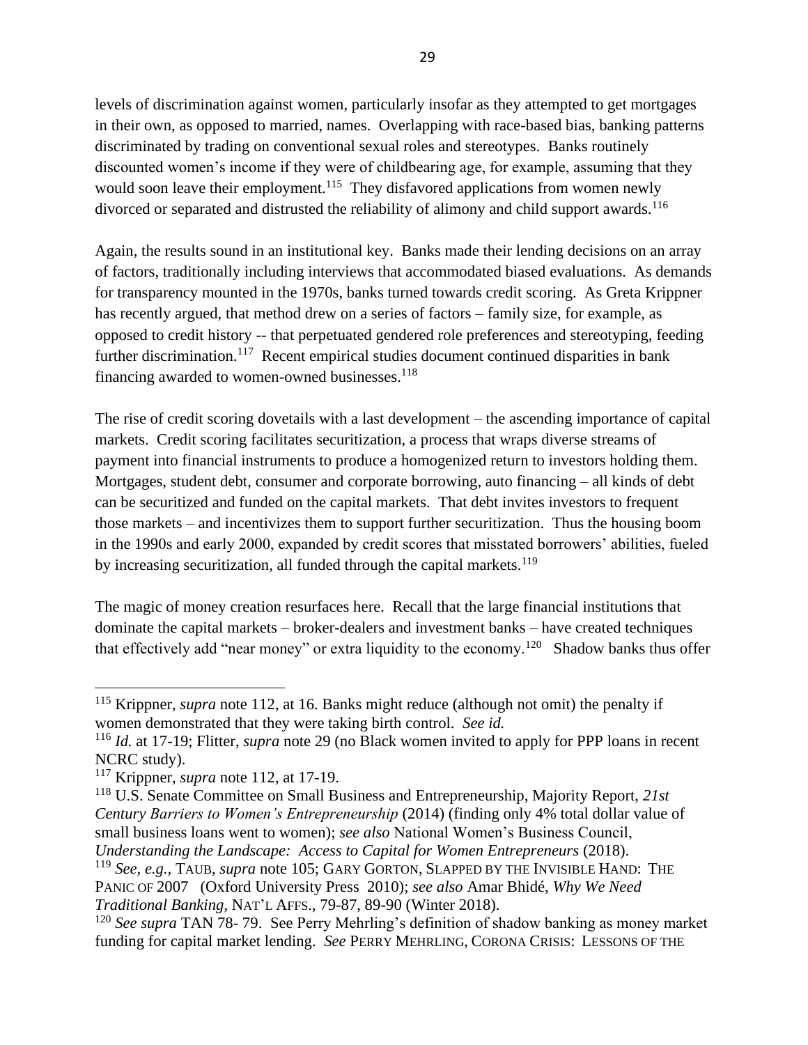levels of discrimination against women, particularly insofar as they attempted to get mortgages in their own, as opposed to married, names. Overlapping with race-based bias, banking patterns discriminated by trading on conventional sexual roles and stereotypes. Banks routinely discounted women's income if they were of childbearing age, for example, assuming that they would soon leave their employment.[115] They disfavored applications from women newly divorced or separated and distrusted the reliability of alimony and child support awards.[116]

Again, the results sound in an institutional key. Banks made their lending decisions on an array of factors, traditionally including interviews that accommodated biased evaluations. As demands for transparency mounted in the 1970s, banks turned towards credit scoring. As Greta Krippner has recently argued, that method drew on a series of factors – family size, for example, as opposed to credit history -- that perpetuated gendered role preferences and stereotyping, feeding further discrimination.[117] Recent empirical studies document continued disparities in bank financing awarded to women-owned businesses.[118]

The rise of credit scoring dovetails with a last development – the ascending importance of capital markets. Credit scoring facilitates securitization, a process that wraps diverse streams of payment into financial instruments to produce a homogenized return to investors holding them. Mortgages, student debt, consumer and corporate borrowing, auto financing – all kinds of debt can be securitized and funded on the capital markets. That debt invites investors to frequent those markets – and incentivizes them to support further securitization. Thus the housing boom in the 1990s and early 2000, expanded by credit scores that misstated borrowers' abilities, fueled by increasing securitization, all funded through the capital markets.[119]

The magic of money creation resurfaces here. Recall that the large financial institutions that dominate the capital markets – broker-dealers and investment banks – have created techniques that effectively add "near money" or extra liquidity to the economy.[120] Shadow banks thus offer

---

[115] Krippner, *supra* note 112, at 16. Banks might reduce (although not omit) the penalty if women demonstrated that they were taking birth control. *See id.*

[116] *Id.* at 17-19; Flitter, *supra* note 29 (no Black women invited to apply for PPP loans in recent NCRC study).

[117] Krippner, *supra* note 112, at 17-19.

[118] U.S. Senate Committee on Small Business and Entrepreneurship, Majority Report, *21st Century Barriers to Women's Entrepreneurship* (2014) (finding only 4% total dollar value of small business loans went to women); *see also* National Women's Business Council, *Understanding the Landscape: Access to Capital for Women Entrepreneurs* (2018).

[119] *See, e.g.*, TAUB, *supra* note 105; GARY GORTON, SLAPPED BY THE INVISIBLE HAND: THE PANIC OF 2007 (Oxford University Press 2010); *see also* Amar Bhidé, *Why We Need Traditional Banking*, NAT'L AFFS., 79-87, 89-90 (Winter 2018).

[120] *See supra* TAN 78- 79. See Perry Mehrling's definition of shadow banking as money market funding for capital market lending. *See* PERRY MEHRLING, CORONA CRISIS: LESSONS OF THE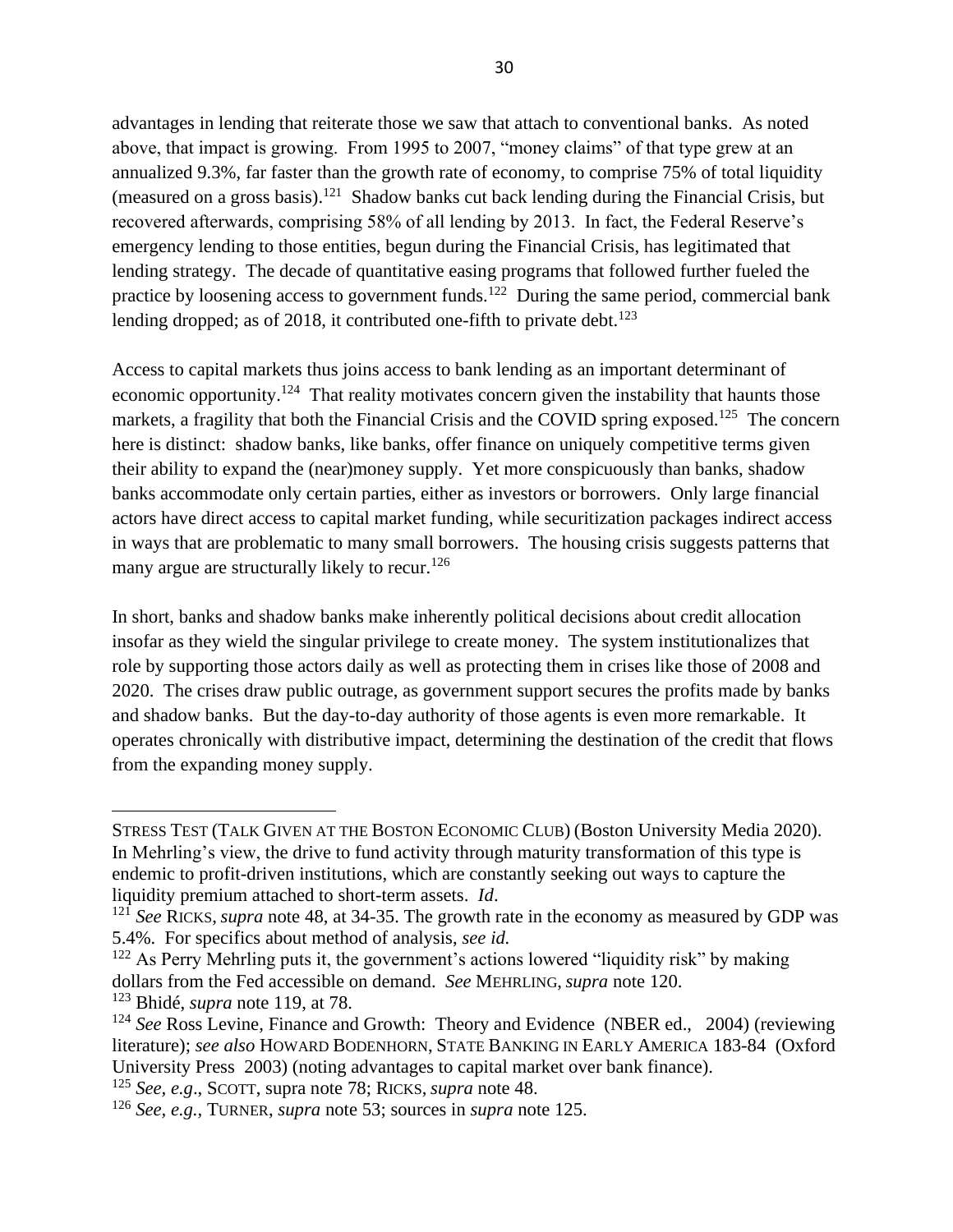advantages in lending that reiterate those we saw that attach to conventional banks. As noted above, that impact is growing. From 1995 to 2007, "money claims" of that type grew at an annualized 9.3%, far faster than the growth rate of economy, to comprise 75% of total liquidity (measured on a gross basis).[121] Shadow banks cut back lending during the Financial Crisis, but recovered afterwards, comprising 58% of all lending by 2013. In fact, the Federal Reserve's emergency lending to those entities, begun during the Financial Crisis, has legitimated that lending strategy. The decade of quantitative easing programs that followed further fueled the practice by loosening access to government funds.[122] During the same period, commercial bank lending dropped; as of 2018, it contributed one-fifth to private debt.[123]

Access to capital markets thus joins access to bank lending as an important determinant of economic opportunity.[124] That reality motivates concern given the instability that haunts those markets, a fragility that both the Financial Crisis and the COVID spring exposed.[125] The concern here is distinct: shadow banks, like banks, offer finance on uniquely competitive terms given their ability to expand the (near)money supply. Yet more conspicuously than banks, shadow banks accommodate only certain parties, either as investors or borrowers. Only large financial actors have direct access to capital market funding, while securitization packages indirect access in ways that are problematic to many small borrowers. The housing crisis suggests patterns that many argue are structurally likely to recur.[126]

In short, banks and shadow banks make inherently political decisions about credit allocation insofar as they wield the singular privilege to create money. The system institutionalizes that role by supporting those actors daily as well as protecting them in crises like those of 2008 and 2020. The crises draw public outrage, as government support secures the profits made by banks and shadow banks. But the day-to-day authority of those agents is even more remarkable. It operates chronically with distributive impact, determining the destination of the credit that flows from the expanding money supply.

---

STRESS TEST (TALK GIVEN AT THE BOSTON ECONOMIC CLUB) (Boston University Media 2020). In Mehrling's view, the drive to fund activity through maturity transformation of this type is endemic to profit-driven institutions, which are constantly seeking out ways to capture the liquidity premium attached to short-term assets. *Id*.

[121] *See* RICKS, *supra* note 48, at 34-35. The growth rate in the economy as measured by GDP was 5.4%. For specifics about method of analysis, *see id.*

[122] As Perry Mehrling puts it, the government's actions lowered "liquidity risk" by making dollars from the Fed accessible on demand. *See* MEHRLING, *supra* note 120.

[123] Bhidé, *supra* note 119, at 78.

[124] *See* Ross Levine, Finance and Growth: Theory and Evidence (NBER ed., 2004) (reviewing literature); *see also* HOWARD BODENHORN, STATE BANKING IN EARLY AMERICA 183-84 (Oxford University Press 2003) (noting advantages to capital market over bank finance).

[125] *See, e.g*., SCOTT, supra note 78; RICKS, *supra* note 48.

[126] *See, e.g.,* TURNER, *supra* note 53; sources in *supra* note 125.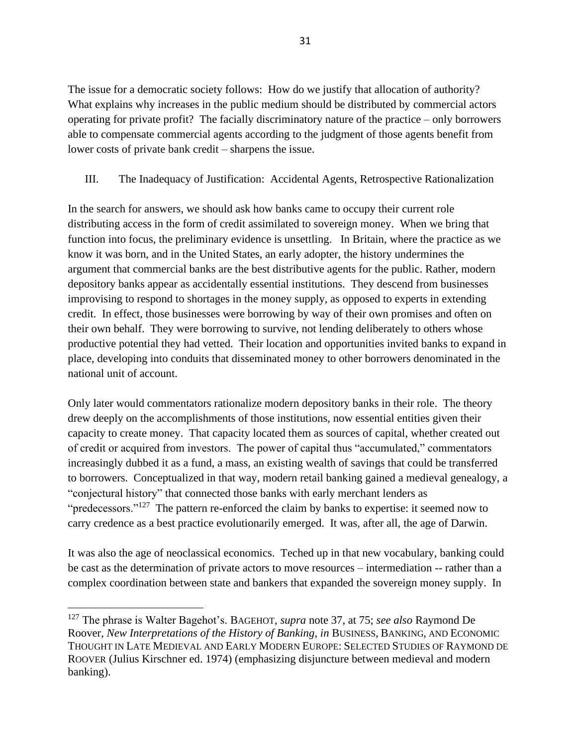The issue for a democratic society follows: How do we justify that allocation of authority? What explains why increases in the public medium should be distributed by commercial actors operating for private profit? The facially discriminatory nature of the practice – only borrowers able to compensate commercial agents according to the judgment of those agents benefit from lower costs of private bank credit – sharpens the issue.

## III. The Inadequacy of Justification: Accidental Agents, Retrospective Rationalization

In the search for answers, we should ask how banks came to occupy their current role distributing access in the form of credit assimilated to sovereign money. When we bring that function into focus, the preliminary evidence is unsettling. In Britain, where the practice as we know it was born, and in the United States, an early adopter, the history undermines the argument that commercial banks are the best distributive agents for the public. Rather, modern depository banks appear as accidentally essential institutions. They descend from businesses improvising to respond to shortages in the money supply, as opposed to experts in extending credit. In effect, those businesses were borrowing by way of their own promises and often on their own behalf. They were borrowing to survive, not lending deliberately to others whose productive potential they had vetted. Their location and opportunities invited banks to expand in place, developing into conduits that disseminated money to other borrowers denominated in the national unit of account.

Only later would commentators rationalize modern depository banks in their role. The theory drew deeply on the accomplishments of those institutions, now essential entities given their capacity to create money. That capacity located them as sources of capital, whether created out of credit or acquired from investors. The power of capital thus "accumulated," commentators increasingly dubbed it as a fund, a mass, an existing wealth of savings that could be transferred to borrowers. Conceptualized in that way, modern retail banking gained a medieval genealogy, a "conjectural history" that connected those banks with early merchant lenders as "predecessors."[127] The pattern re-enforced the claim by banks to expertise: it seemed now to carry credence as a best practice evolutionarily emerged. It was, after all, the age of Darwin.

It was also the age of neoclassical economics. Teched up in that new vocabulary, banking could be cast as the determination of private actors to move resources – intermediation -- rather than a complex coordination between state and bankers that expanded the sovereign money supply. In

---

[127] The phrase is Walter Bagehot's. BAGEHOT, *supra* note 37, at 75; *see also* Raymond De Roover, *New Interpretations of the History of Banking*, *in* BUSINESS, BANKING, AND ECONOMIC THOUGHT IN LATE MEDIEVAL AND EARLY MODERN EUROPE: SELECTED STUDIES OF RAYMOND DE ROOVER (Julius Kirschner ed. 1974) (emphasizing disjuncture between medieval and modern banking).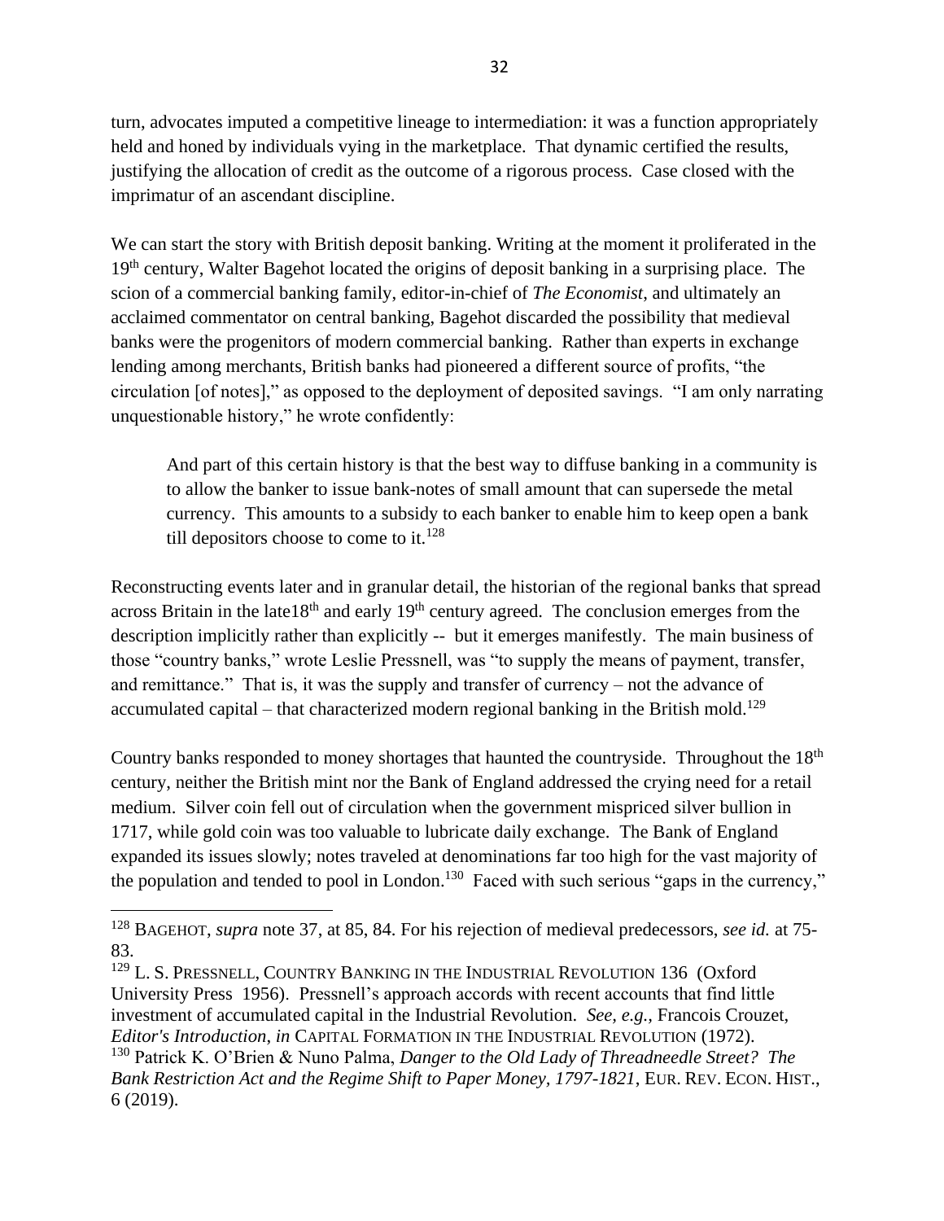turn, advocates imputed a competitive lineage to intermediation: it was a function appropriately held and honed by individuals vying in the marketplace. That dynamic certified the results, justifying the allocation of credit as the outcome of a rigorous process. Case closed with the imprimatur of an ascendant discipline.

We can start the story with British deposit banking. Writing at the moment it proliferated in the 19th century, Walter Bagehot located the origins of deposit banking in a surprising place. The scion of a commercial banking family, editor-in-chief of *The Economist*, and ultimately an acclaimed commentator on central banking, Bagehot discarded the possibility that medieval banks were the progenitors of modern commercial banking. Rather than experts in exchange lending among merchants, British banks had pioneered a different source of profits, "the circulation [of notes]," as opposed to the deployment of deposited savings. "I am only narrating unquestionable history," he wrote confidently:

> And part of this certain history is that the best way to diffuse banking in a community is to allow the banker to issue bank-notes of small amount that can supersede the metal currency. This amounts to a subsidy to each banker to enable him to keep open a bank till depositors choose to come to it.[128]

Reconstructing events later and in granular detail, the historian of the regional banks that spread across Britain in the late18th and early 19th century agreed. The conclusion emerges from the description implicitly rather than explicitly -- but it emerges manifestly. The main business of those "country banks," wrote Leslie Pressnell, was "to supply the means of payment, transfer, and remittance." That is, it was the supply and transfer of currency – not the advance of accumulated capital – that characterized modern regional banking in the British mold.[129]

Country banks responded to money shortages that haunted the countryside. Throughout the 18th century, neither the British mint nor the Bank of England addressed the crying need for a retail medium. Silver coin fell out of circulation when the government mispriced silver bullion in 1717, while gold coin was too valuable to lubricate daily exchange. The Bank of England expanded its issues slowly; notes traveled at denominations far too high for the vast majority of the population and tended to pool in London.[130] Faced with such serious "gaps in the currency,"

---

[128] BAGEHOT, *supra* note 37, at 85, 84. For his rejection of medieval predecessors, *see id.* at 75-83.

[129] L. S. PRESSNELL, COUNTRY BANKING IN THE INDUSTRIAL REVOLUTION 136 (Oxford University Press 1956). Pressnell's approach accords with recent accounts that find little investment of accumulated capital in the Industrial Revolution. *See, e.g.*, Francois Crouzet, *Editor's Introduction*, *in* CAPITAL FORMATION IN THE INDUSTRIAL REVOLUTION (1972).

[130] Patrick K. O'Brien & Nuno Palma, *Danger to the Old Lady of Threadneedle Street? The Bank Restriction Act and the Regime Shift to Paper Money, 1797-1821*, EUR. REV. ECON. HIST., 6 (2019).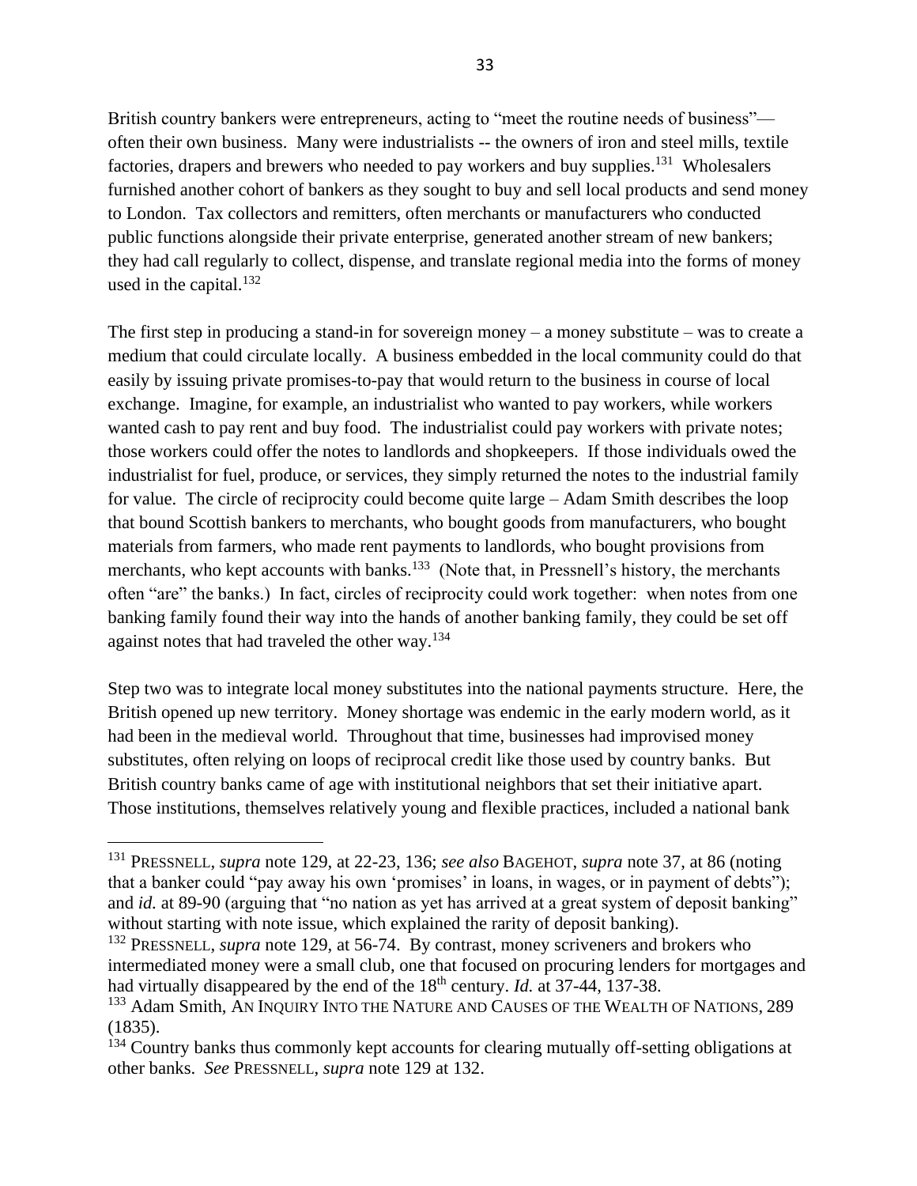British country bankers were entrepreneurs, acting to "meet the routine needs of business"—often their own business. Many were industrialists -- the owners of iron and steel mills, textile factories, drapers and brewers who needed to pay workers and buy supplies.[131] Wholesalers furnished another cohort of bankers as they sought to buy and sell local products and send money to London. Tax collectors and remitters, often merchants or manufacturers who conducted public functions alongside their private enterprise, generated another stream of new bankers; they had call regularly to collect, dispense, and translate regional media into the forms of money used in the capital.[132]

The first step in producing a stand-in for sovereign money – a money substitute – was to create a medium that could circulate locally. A business embedded in the local community could do that easily by issuing private promises-to-pay that would return to the business in course of local exchange. Imagine, for example, an industrialist who wanted to pay workers, while workers wanted cash to pay rent and buy food. The industrialist could pay workers with private notes; those workers could offer the notes to landlords and shopkeepers. If those individuals owed the industrialist for fuel, produce, or services, they simply returned the notes to the industrial family for value. The circle of reciprocity could become quite large – Adam Smith describes the loop that bound Scottish bankers to merchants, who bought goods from manufacturers, who bought materials from farmers, who made rent payments to landlords, who bought provisions from merchants, who kept accounts with banks.[133] (Note that, in Pressnell's history, the merchants often "are" the banks.) In fact, circles of reciprocity could work together: when notes from one banking family found their way into the hands of another banking family, they could be set off against notes that had traveled the other way.[134]

Step two was to integrate local money substitutes into the national payments structure. Here, the British opened up new territory. Money shortage was endemic in the early modern world, as it had been in the medieval world. Throughout that time, businesses had improvised money substitutes, often relying on loops of reciprocal credit like those used by country banks. But British country banks came of age with institutional neighbors that set their initiative apart. Those institutions, themselves relatively young and flexible practices, included a national bank

---

[131] PRESSNELL, *supra* note 129, at 22-23, 136; *see also* BAGEHOT, *supra* note 37, at 86 (noting that a banker could "pay away his own 'promises' in loans, in wages, or in payment of debts"); and *id.* at 89-90 (arguing that "no nation as yet has arrived at a great system of deposit banking" without starting with note issue, which explained the rarity of deposit banking).

[132] PRESSNELL, *supra* note 129, at 56-74. By contrast, money scriveners and brokers who intermediated money were a small club, one that focused on procuring lenders for mortgages and had virtually disappeared by the end of the 18th century. *Id.* at 37-44, 137-38.

[133] Adam Smith, AN INQUIRY INTO THE NATURE AND CAUSES OF THE WEALTH OF NATIONS, 289 (1835).

[134] Country banks thus commonly kept accounts for clearing mutually off-setting obligations at other banks. *See* PRESSNELL, *supra* note 129 at 132.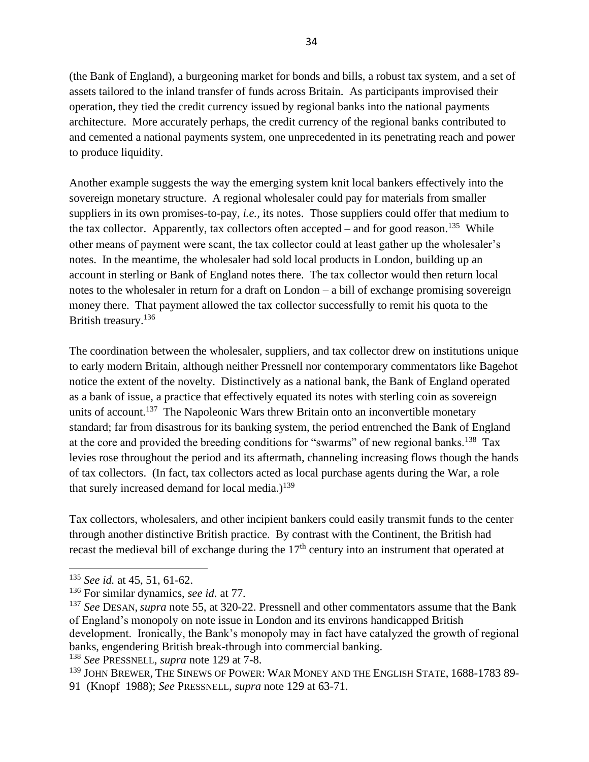(the Bank of England), a burgeoning market for bonds and bills, a robust tax system, and a set of assets tailored to the inland transfer of funds across Britain. As participants improvised their operation, they tied the credit currency issued by regional banks into the national payments architecture. More accurately perhaps, the credit currency of the regional banks contributed to and cemented a national payments system, one unprecedented in its penetrating reach and power to produce liquidity.

Another example suggests the way the emerging system knit local bankers effectively into the sovereign monetary structure. A regional wholesaler could pay for materials from smaller suppliers in its own promises-to-pay, *i.e.*, its notes. Those suppliers could offer that medium to the tax collector. Apparently, tax collectors often accepted – and for good reason.[135] While other means of payment were scant, the tax collector could at least gather up the wholesaler's notes. In the meantime, the wholesaler had sold local products in London, building up an account in sterling or Bank of England notes there. The tax collector would then return local notes to the wholesaler in return for a draft on London – a bill of exchange promising sovereign money there. That payment allowed the tax collector successfully to remit his quota to the British treasury.[136]

The coordination between the wholesaler, suppliers, and tax collector drew on institutions unique to early modern Britain, although neither Pressnell nor contemporary commentators like Bagehot notice the extent of the novelty. Distinctively as a national bank, the Bank of England operated as a bank of issue, a practice that effectively equated its notes with sterling coin as sovereign units of account.[137] The Napoleonic Wars threw Britain onto an inconvertible monetary standard; far from disastrous for its banking system, the period entrenched the Bank of England at the core and provided the breeding conditions for "swarms" of new regional banks.[138] Tax levies rose throughout the period and its aftermath, channeling increasing flows though the hands of tax collectors. (In fact, tax collectors acted as local purchase agents during the War, a role that surely increased demand for local media.)[139]

Tax collectors, wholesalers, and other incipient bankers could easily transmit funds to the center through another distinctive British practice. By contrast with the Continent, the British had recast the medieval bill of exchange during the 17th century into an instrument that operated at

---

[135] *See id.* at 45, 51, 61-62.

[136] For similar dynamics, *see id.* at 77.

[137] *See* DESAN, *supra* note 55, at 320-22. Pressnell and other commentators assume that the Bank of England's monopoly on note issue in London and its environs handicapped British development. Ironically, the Bank's monopoly may in fact have catalyzed the growth of regional banks, engendering British break-through into commercial banking.

[138] *See* PRESSNELL, *supra* note 129 at 7-8.

[139] JOHN BREWER, THE SINEWS OF POWER: WAR MONEY AND THE ENGLISH STATE, 1688-1783 89-91 (Knopf 1988); *See* PRESSNELL, *supra* note 129 at 63-71.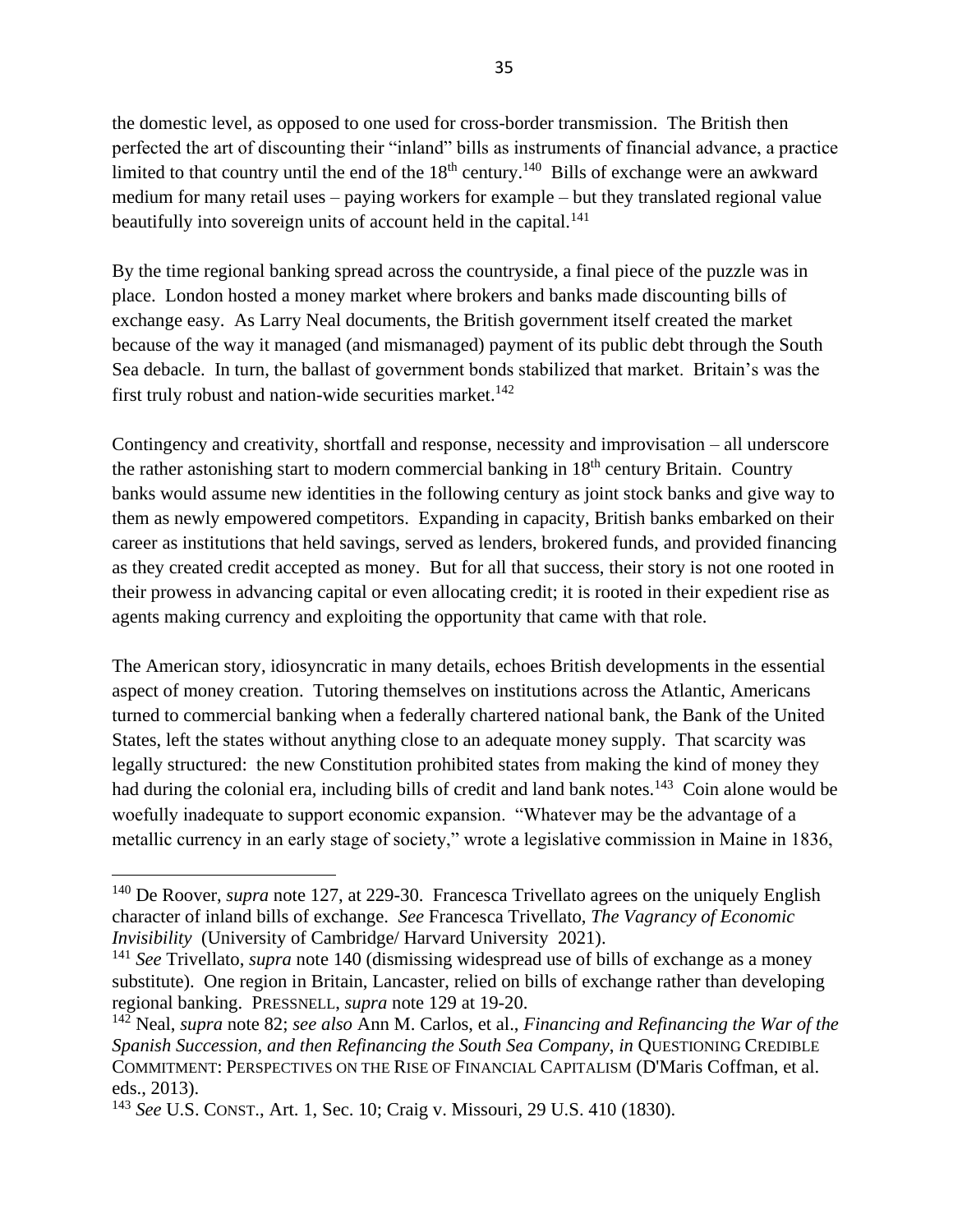the domestic level, as opposed to one used for cross-border transmission. The British then perfected the art of discounting their "inland" bills as instruments of financial advance, a practice limited to that country until the end of the 18th century.[140] Bills of exchange were an awkward medium for many retail uses – paying workers for example – but they translated regional value beautifully into sovereign units of account held in the capital.[141]

By the time regional banking spread across the countryside, a final piece of the puzzle was in place. London hosted a money market where brokers and banks made discounting bills of exchange easy. As Larry Neal documents, the British government itself created the market because of the way it managed (and mismanaged) payment of its public debt through the South Sea debacle. In turn, the ballast of government bonds stabilized that market. Britain's was the first truly robust and nation-wide securities market.[142]

Contingency and creativity, shortfall and response, necessity and improvisation – all underscore the rather astonishing start to modern commercial banking in 18th century Britain. Country banks would assume new identities in the following century as joint stock banks and give way to them as newly empowered competitors. Expanding in capacity, British banks embarked on their career as institutions that held savings, served as lenders, brokered funds, and provided financing as they created credit accepted as money. But for all that success, their story is not one rooted in their prowess in advancing capital or even allocating credit; it is rooted in their expedient rise as agents making currency and exploiting the opportunity that came with that role.

The American story, idiosyncratic in many details, echoes British developments in the essential aspect of money creation. Tutoring themselves on institutions across the Atlantic, Americans turned to commercial banking when a federally chartered national bank, the Bank of the United States, left the states without anything close to an adequate money supply. That scarcity was legally structured: the new Constitution prohibited states from making the kind of money they had during the colonial era, including bills of credit and land bank notes.[143] Coin alone would be woefully inadequate to support economic expansion. "Whatever may be the advantage of a metallic currency in an early stage of society," wrote a legislative commission in Maine in 1836,

---

[140] De Roover, *supra* note 127, at 229-30. Francesca Trivellato agrees on the uniquely English character of inland bills of exchange. *See* Francesca Trivellato, *The Vagrancy of Economic Invisibility* (University of Cambridge/ Harvard University 2021).

[141] *See* Trivellato, *supra* note 140 (dismissing widespread use of bills of exchange as a money substitute). One region in Britain, Lancaster, relied on bills of exchange rather than developing regional banking. PRESSNELL, *supra* note 129 at 19-20.

[142] Neal, *supra* note 82; *see also* Ann M. Carlos, et al., *Financing and Refinancing the War of the Spanish Succession, and then Refinancing the South Sea Company*, *in* QUESTIONING CREDIBLE COMMITMENT: PERSPECTIVES ON THE RISE OF FINANCIAL CAPITALISM (D'Maris Coffman, et al. eds., 2013).

[143] *See* U.S. CONST., Art. 1, Sec. 10; Craig v. Missouri, 29 U.S. 410 (1830).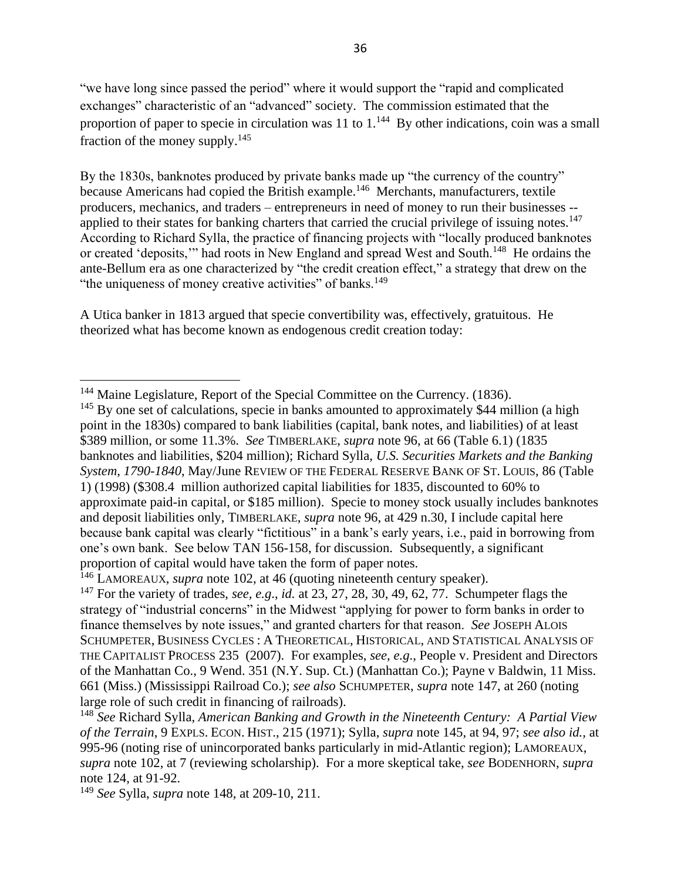"we have long since passed the period" where it would support the "rapid and complicated exchanges" characteristic of an "advanced" society. The commission estimated that the proportion of paper to specie in circulation was 11 to 1.[144] By other indications, coin was a small fraction of the money supply.[145]

By the 1830s, banknotes produced by private banks made up "the currency of the country" because Americans had copied the British example.[146] Merchants, manufacturers, textile producers, mechanics, and traders – entrepreneurs in need of money to run their businesses -- applied to their states for banking charters that carried the crucial privilege of issuing notes.[147] According to Richard Sylla, the practice of financing projects with "locally produced banknotes or created 'deposits,'" had roots in New England and spread West and South.[148] He ordains the ante-Bellum era as one characterized by "the credit creation effect," a strategy that drew on the "the uniqueness of money creative activities" of banks.[149]

A Utica banker in 1813 argued that specie convertibility was, effectively, gratuitous. He theorized what has become known as endogenous credit creation today:

---

[144] Maine Legislature, Report of the Special Committee on the Currency. (1836).

[145] By one set of calculations, specie in banks amounted to approximately $44 million (a high point in the 1830s) compared to bank liabilities (capital, bank notes, and liabilities) of at least $389 million, or some 11.3%. *See* TIMBERLAKE, *supra* note 96, at 66 (Table 6.1) (1835 banknotes and liabilities, $204 million); Richard Sylla, *U.S. Securities Markets and the Banking System, 1790-1840*, May/June REVIEW OF THE FEDERAL RESERVE BANK OF ST. LOUIS, 86 (Table 1) (1998) ($308.4 million authorized capital liabilities for 1835, discounted to 60% to approximate paid-in capital, or $185 million). Specie to money stock usually includes banknotes and deposit liabilities only, TIMBERLAKE, *supra* note 96, at 429 n.30, I include capital here because bank capital was clearly "fictitious" in a bank's early years, i.e., paid in borrowing from one's own bank. See below TAN 156-158, for discussion. Subsequently, a significant proportion of capital would have taken the form of paper notes.

[146] LAMOREAUX, *supra* note 102, at 46 (quoting nineteenth century speaker).

[147] For the variety of trades, *see, e.g.*, *id.* at 23, 27, 28, 30, 49, 62, 77. Schumpeter flags the strategy of "industrial concerns" in the Midwest "applying for power to form banks in order to finance themselves by note issues," and granted charters for that reason. *See* JOSEPH ALOIS SCHUMPETER, BUSINESS CYCLES : A THEORETICAL, HISTORICAL, AND STATISTICAL ANALYSIS OF THE CAPITALIST PROCESS 235 (2007). For examples, *see, e.g.*, People v. President and Directors of the Manhattan Co., 9 Wend. 351 (N.Y. Sup. Ct.) (Manhattan Co.); Payne v Baldwin, 11 Miss. 661 (Miss.) (Mississippi Railroad Co.); *see also* SCHUMPETER, *supra* note 147, at 260 (noting large role of such credit in financing of railroads).

[148] *See* Richard Sylla, *American Banking and Growth in the Nineteenth Century: A Partial View of the Terrain*, 9 EXPLS. ECON. HIST., 215 (1971); Sylla, *supra* note 145, at 94, 97; *see also id.*, at 995-96 (noting rise of unincorporated banks particularly in mid-Atlantic region); LAMOREAUX, *supra* note 102, at 7 (reviewing scholarship). For a more skeptical take, *see* BODENHORN, *supra* note 124, at 91-92.

[149] *See* Sylla, *supra* note 148, at 209-10, 211.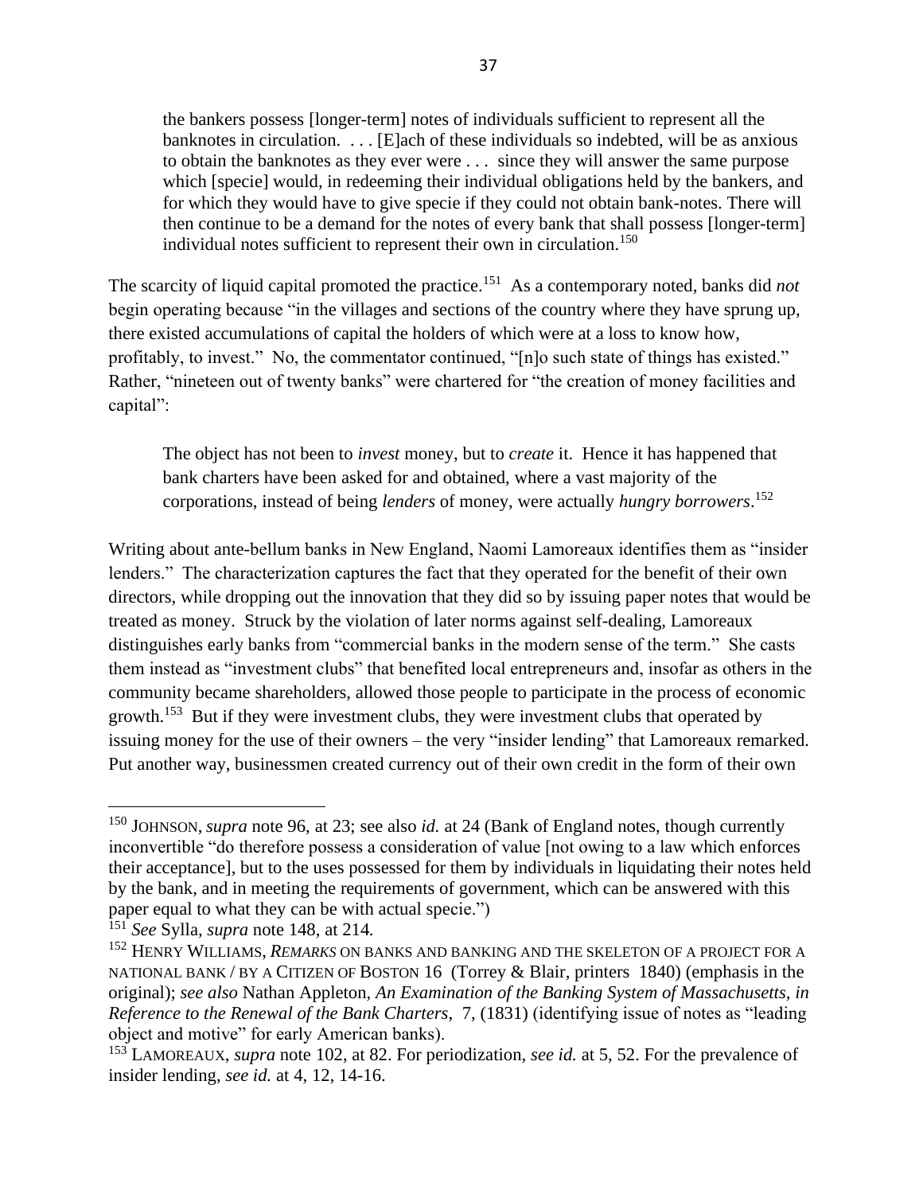> the bankers possess [longer-term] notes of individuals sufficient to represent all the banknotes in circulation. . . . [E]ach of these individuals so indebted, will be as anxious to obtain the banknotes as they ever were . . . since they will answer the same purpose which [specie] would, in redeeming their individual obligations held by the bankers, and for which they would have to give specie if they could not obtain bank-notes. There will then continue to be a demand for the notes of every bank that shall possess [longer-term] individual notes sufficient to represent their own in circulation.[150]

The scarcity of liquid capital promoted the practice.[151] As a contemporary noted, banks did *not* begin operating because "in the villages and sections of the country where they have sprung up, there existed accumulations of capital the holders of which were at a loss to know how, profitably, to invest." No, the commentator continued, "[n]o such state of things has existed." Rather, "nineteen out of twenty banks" were chartered for "the creation of money facilities and capital":

> The object has not been to *invest* money, but to *create* it. Hence it has happened that bank charters have been asked for and obtained, where a vast majority of the corporations, instead of being *lenders* of money, were actually *hungry borrowers*.[152]

Writing about ante-bellum banks in New England, Naomi Lamoreaux identifies them as "insider lenders." The characterization captures the fact that they operated for the benefit of their own directors, while dropping out the innovation that they did so by issuing paper notes that would be treated as money. Struck by the violation of later norms against self-dealing, Lamoreaux distinguishes early banks from "commercial banks in the modern sense of the term." She casts them instead as "investment clubs" that benefited local entrepreneurs and, insofar as others in the community became shareholders, allowed those people to participate in the process of economic growth.[153] But if they were investment clubs, they were investment clubs that operated by issuing money for the use of their owners – the very "insider lending" that Lamoreaux remarked. Put another way, businessmen created currency out of their own credit in the form of their own

---

[150] JOHNSON, *supra* note 96, at 23; see also *id.* at 24 (Bank of England notes, though currently inconvertible "do therefore possess a consideration of value [not owing to a law which enforces their acceptance], but to the uses possessed for them by individuals in liquidating their notes held by the bank, and in meeting the requirements of government, which can be answered with this paper equal to what they can be with actual specie.")

[151] *See* Sylla, *supra* note 148, at 214.

[152] HENRY WILLIAMS, *REMARKS* ON BANKS AND BANKING AND THE SKELETON OF A PROJECT FOR A NATIONAL BANK / BY A CITIZEN OF BOSTON 16 (Torrey & Blair, printers 1840) (emphasis in the original); *see also* Nathan Appleton, *An Examination of the Banking System of Massachusetts, in Reference to the Renewal of the Bank Charters*, 7, (1831) (identifying issue of notes as "leading object and motive" for early American banks).

[153] LAMOREAUX, *supra* note 102, at 82. For periodization, *see id.* at 5, 52. For the prevalence of insider lending, *see id.* at 4, 12, 14-16.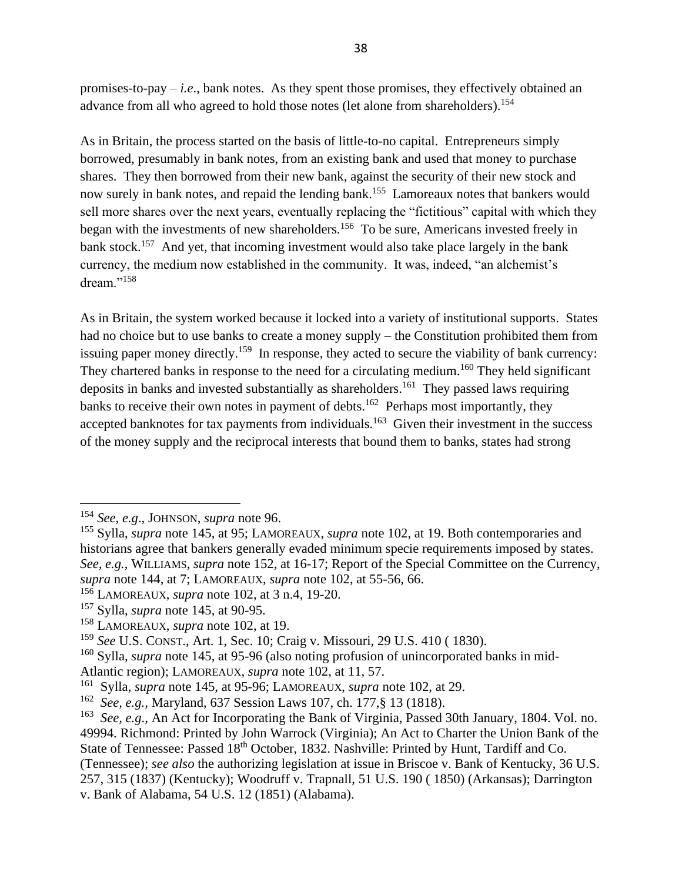promises-to-pay – *i.e*., bank notes. As they spent those promises, they effectively obtained an advance from all who agreed to hold those notes (let alone from shareholders).[154]

As in Britain, the process started on the basis of little-to-no capital. Entrepreneurs simply borrowed, presumably in bank notes, from an existing bank and used that money to purchase shares. They then borrowed from their new bank, against the security of their new stock and now surely in bank notes, and repaid the lending bank.[155] Lamoreaux notes that bankers would sell more shares over the next years, eventually replacing the "fictitious" capital with which they began with the investments of new shareholders.[156] To be sure, Americans invested freely in bank stock.[157] And yet, that incoming investment would also take place largely in the bank currency, the medium now established in the community. It was, indeed, "an alchemist's dream."[158]

As in Britain, the system worked because it locked into a variety of institutional supports. States had no choice but to use banks to create a money supply – the Constitution prohibited them from issuing paper money directly.[159] In response, they acted to secure the viability of bank currency: They chartered banks in response to the need for a circulating medium.[160] They held significant deposits in banks and invested substantially as shareholders.[161] They passed laws requiring banks to receive their own notes in payment of debts.[162] Perhaps most importantly, they accepted banknotes for tax payments from individuals.[163] Given their investment in the success of the money supply and the reciprocal interests that bound them to banks, states had strong

---

[154] *See, e.g*., JOHNSON, *supra* note 96.

[155] Sylla, *supra* note 145, at 95; LAMOREAUX, *supra* note 102, at 19. Both contemporaries and historians agree that bankers generally evaded minimum specie requirements imposed by states. *See, e.g.*, WILLIAMS, *supra* note 152, at 16-17; Report of the Special Committee on the Currency, *supra* note 144, at 7; LAMOREAUX, *supra* note 102, at 55-56, 66.

[156] LAMOREAUX, *supra* note 102, at 3 n.4, 19-20.

[157] Sylla, *supra* note 145, at 90-95.

[158] LAMOREAUX, *supra* note 102, at 19.

[159] *See* U.S. CONST., Art. 1, Sec. 10; Craig v. Missouri, 29 U.S. 410 ( 1830).

[160] Sylla, *supra* note 145, at 95-96 (also noting profusion of unincorporated banks in mid-Atlantic region); LAMOREAUX, *supra* note 102, at 11, 57.

[161] Sylla, *supra* note 145, at 95-96; LAMOREAUX, *supra* note 102, at 29.

[162] *See, e.g.*, Maryland, 637 Session Laws 107, ch. 177,§ 13 (1818).

[163] *See, e.g*., An Act for Incorporating the Bank of Virginia, Passed 30th January, 1804. Vol. no. 49994. Richmond: Printed by John Warrock (Virginia); An Act to Charter the Union Bank of the State of Tennessee: Passed 18th October, 1832. Nashville: Printed by Hunt, Tardiff and Co. (Tennessee); *see also* the authorizing legislation at issue in Briscoe v. Bank of Kentucky, 36 U.S. 257, 315 (1837) (Kentucky); Woodruff v. Trapnall, 51 U.S. 190 ( 1850) (Arkansas); Darrington v. Bank of Alabama, 54 U.S. 12 (1851) (Alabama).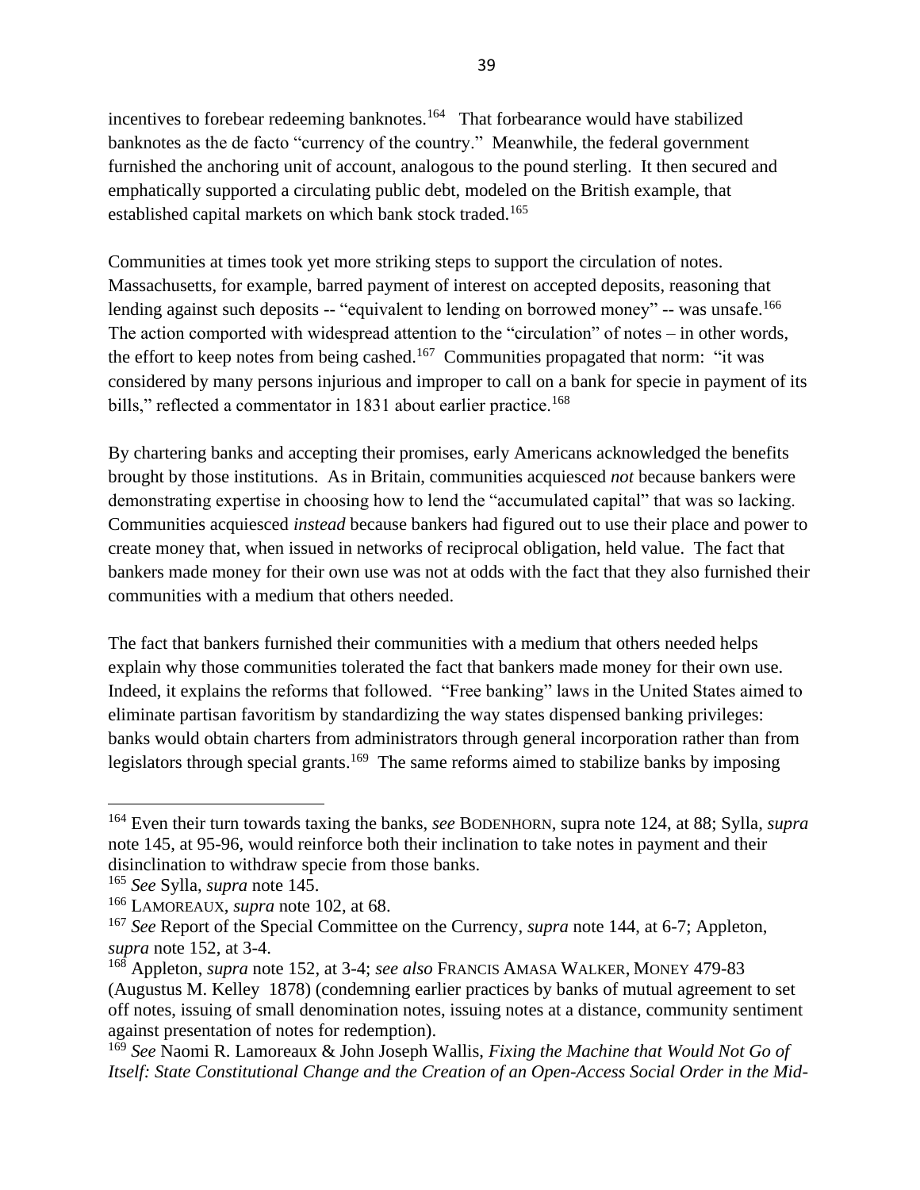incentives to forebear redeeming banknotes.[164] That forbearance would have stabilized banknotes as the de facto "currency of the country." Meanwhile, the federal government furnished the anchoring unit of account, analogous to the pound sterling. It then secured and emphatically supported a circulating public debt, modeled on the British example, that established capital markets on which bank stock traded.[165]

Communities at times took yet more striking steps to support the circulation of notes. Massachusetts, for example, barred payment of interest on accepted deposits, reasoning that lending against such deposits -- "equivalent to lending on borrowed money" -- was unsafe.[166] The action comported with widespread attention to the "circulation" of notes – in other words, the effort to keep notes from being cashed.[167] Communities propagated that norm: "it was considered by many persons injurious and improper to call on a bank for specie in payment of its bills," reflected a commentator in 1831 about earlier practice.[168]

By chartering banks and accepting their promises, early Americans acknowledged the benefits brought by those institutions. As in Britain, communities acquiesced *not* because bankers were demonstrating expertise in choosing how to lend the "accumulated capital" that was so lacking. Communities acquiesced *instead* because bankers had figured out to use their place and power to create money that, when issued in networks of reciprocal obligation, held value. The fact that bankers made money for their own use was not at odds with the fact that they also furnished their communities with a medium that others needed.

The fact that bankers furnished their communities with a medium that others needed helps explain why those communities tolerated the fact that bankers made money for their own use. Indeed, it explains the reforms that followed. "Free banking" laws in the United States aimed to eliminate partisan favoritism by standardizing the way states dispensed banking privileges: banks would obtain charters from administrators through general incorporation rather than from legislators through special grants.[169] The same reforms aimed to stabilize banks by imposing

---

[164] Even their turn towards taxing the banks, *see* BODENHORN, supra note 124, at 88; Sylla, *supra* note 145, at 95-96, would reinforce both their inclination to take notes in payment and their disinclination to withdraw specie from those banks.

[165] *See* Sylla, *supra* note 145.

[166] LAMOREAUX, *supra* note 102, at 68.

[167] *See* Report of the Special Committee on the Currency, *supra* note 144, at 6-7; Appleton, *supra* note 152, at 3-4.

[168] Appleton, *supra* note 152, at 3-4; *see also* FRANCIS AMASA WALKER, MONEY 479-83 (Augustus M. Kelley 1878) (condemning earlier practices by banks of mutual agreement to set off notes, issuing of small denomination notes, issuing notes at a distance, community sentiment against presentation of notes for redemption).

[169] *See* Naomi R. Lamoreaux & John Joseph Wallis, *Fixing the Machine that Would Not Go of Itself: State Constitutional Change and the Creation of an Open-Access Social Order in the Mid-*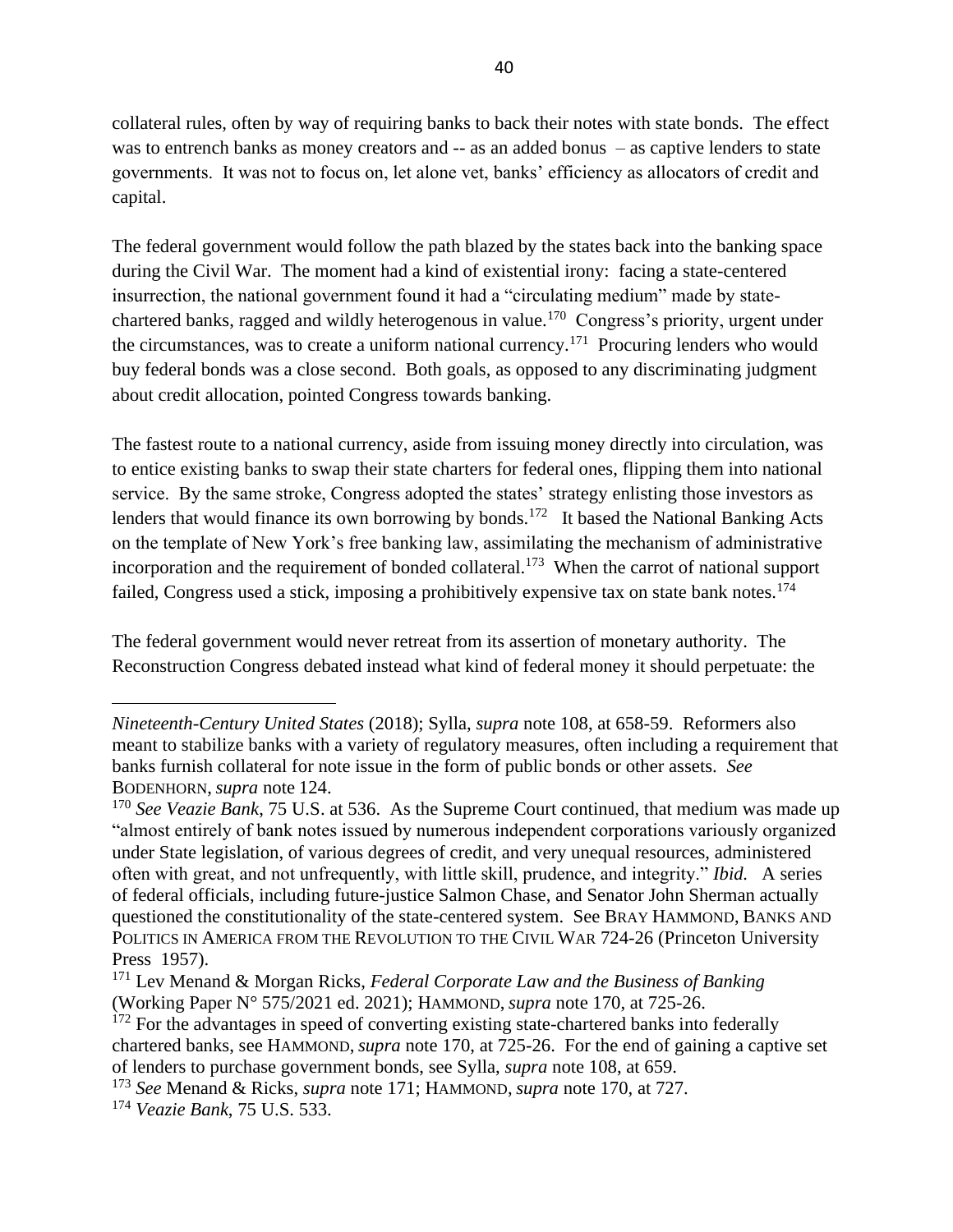collateral rules, often by way of requiring banks to back their notes with state bonds. The effect was to entrench banks as money creators and -- as an added bonus – as captive lenders to state governments. It was not to focus on, let alone vet, banks' efficiency as allocators of credit and capital.

The federal government would follow the path blazed by the states back into the banking space during the Civil War. The moment had a kind of existential irony: facing a state-centered insurrection, the national government found it had a "circulating medium" made by state-chartered banks, ragged and wildly heterogenous in value.[170] Congress's priority, urgent under the circumstances, was to create a uniform national currency.[171] Procuring lenders who would buy federal bonds was a close second. Both goals, as opposed to any discriminating judgment about credit allocation, pointed Congress towards banking.

The fastest route to a national currency, aside from issuing money directly into circulation, was to entice existing banks to swap their state charters for federal ones, flipping them into national service. By the same stroke, Congress adopted the states' strategy enlisting those investors as lenders that would finance its own borrowing by bonds.[172] It based the National Banking Acts on the template of New York's free banking law, assimilating the mechanism of administrative incorporation and the requirement of bonded collateral.[173] When the carrot of national support failed, Congress used a stick, imposing a prohibitively expensive tax on state bank notes.[174]

The federal government would never retreat from its assertion of monetary authority. The Reconstruction Congress debated instead what kind of federal money it should perpetuate: the

---

*Nineteenth-Century United States* (2018); Sylla, *supra* note 108, at 658-59. Reformers also meant to stabilize banks with a variety of regulatory measures, often including a requirement that banks furnish collateral for note issue in the form of public bonds or other assets. *See* BODENHORN, *supra* note 124.

[170] *See Veazie Bank*, 75 U.S. at 536. As the Supreme Court continued, that medium was made up "almost entirely of bank notes issued by numerous independent corporations variously organized under State legislation, of various degrees of credit, and very unequal resources, administered often with great, and not unfrequently, with little skill, prudence, and integrity." *Ibid.* A series of federal officials, including future-justice Salmon Chase, and Senator John Sherman actually questioned the constitutionality of the state-centered system. See BRAY HAMMOND, BANKS AND POLITICS IN AMERICA FROM THE REVOLUTION TO THE CIVIL WAR 724-26 (Princeton University Press 1957).

[171] Lev Menand & Morgan Ricks, *Federal Corporate Law and the Business of Banking* (Working Paper N° 575/2021 ed. 2021); HAMMOND, *supra* note 170, at 725-26.

[172] For the advantages in speed of converting existing state-chartered banks into federally chartered banks, see HAMMOND, *supra* note 170, at 725-26. For the end of gaining a captive set of lenders to purchase government bonds, see Sylla, *supra* note 108, at 659.

[173] *See* Menand & Ricks, *supra* note 171; HAMMOND, *supra* note 170, at 727.

[174] *Veazie Bank*, 75 U.S. 533.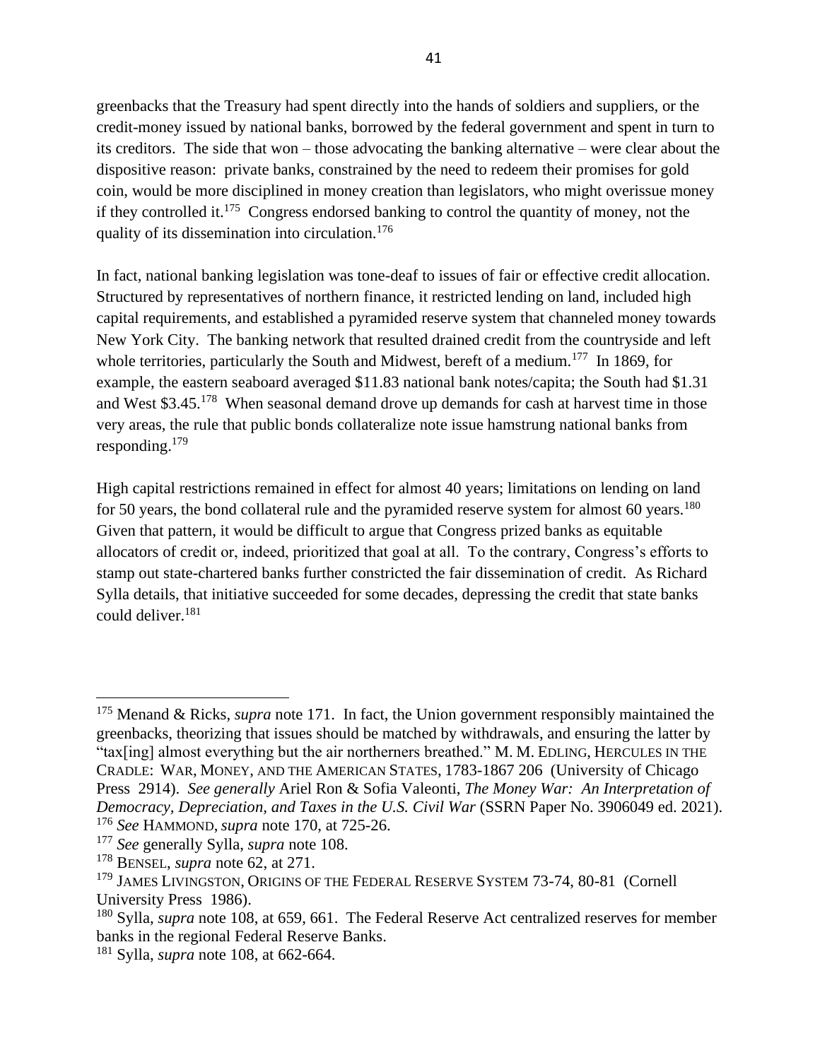greenbacks that the Treasury had spent directly into the hands of soldiers and suppliers, or the credit-money issued by national banks, borrowed by the federal government and spent in turn to its creditors. The side that won – those advocating the banking alternative – were clear about the dispositive reason: private banks, constrained by the need to redeem their promises for gold coin, would be more disciplined in money creation than legislators, who might overissue money if they controlled it.[175] Congress endorsed banking to control the quantity of money, not the quality of its dissemination into circulation.[176]

In fact, national banking legislation was tone-deaf to issues of fair or effective credit allocation. Structured by representatives of northern finance, it restricted lending on land, included high capital requirements, and established a pyramided reserve system that channeled money towards New York City. The banking network that resulted drained credit from the countryside and left whole territories, particularly the South and Midwest, bereft of a medium.[177] In 1869, for example, the eastern seaboard averaged $11.83 national bank notes/capita; the South had $1.31 and West $3.45.[178] When seasonal demand drove up demands for cash at harvest time in those very areas, the rule that public bonds collateralize note issue hamstrung national banks from responding.[179]

High capital restrictions remained in effect for almost 40 years; limitations on lending on land for 50 years, the bond collateral rule and the pyramided reserve system for almost 60 years.[180] Given that pattern, it would be difficult to argue that Congress prized banks as equitable allocators of credit or, indeed, prioritized that goal at all. To the contrary, Congress's efforts to stamp out state-chartered banks further constricted the fair dissemination of credit. As Richard Sylla details, that initiative succeeded for some decades, depressing the credit that state banks could deliver.[181]

---

[175] Menand & Ricks, *supra* note 171. In fact, the Union government responsibly maintained the greenbacks, theorizing that issues should be matched by withdrawals, and ensuring the latter by "tax[ing] almost everything but the air northerners breathed." M. M. EDLING, HERCULES IN THE CRADLE: WAR, MONEY, AND THE AMERICAN STATES, 1783-1867 206 (University of Chicago Press 2914). *See generally* Ariel Ron & Sofia Valeonti, *The Money War: An Interpretation of Democracy, Depreciation, and Taxes in the U.S. Civil War* (SSRN Paper No. 3906049 ed. 2021).

[176] *See* HAMMOND, *supra* note 170, at 725-26.

[177] *See* generally Sylla, *supra* note 108.

[178] BENSEL, *supra* note 62, at 271.

[179] JAMES LIVINGSTON, ORIGINS OF THE FEDERAL RESERVE SYSTEM 73-74, 80-81 (Cornell University Press 1986).

[180] Sylla, *supra* note 108, at 659, 661. The Federal Reserve Act centralized reserves for member banks in the regional Federal Reserve Banks.

[181] Sylla, *supra* note 108, at 662-664.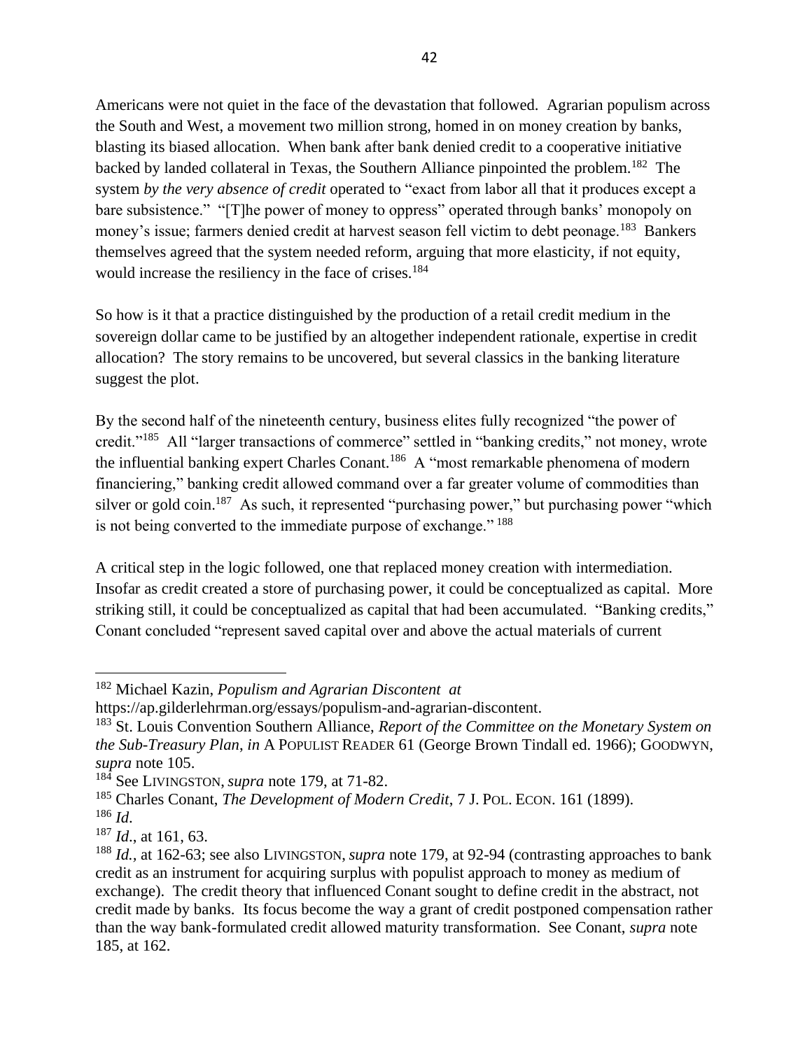Americans were not quiet in the face of the devastation that followed. Agrarian populism across the South and West, a movement two million strong, homed in on money creation by banks, blasting its biased allocation. When bank after bank denied credit to a cooperative initiative backed by landed collateral in Texas, the Southern Alliance pinpointed the problem.[182] The system *by the very absence of credit* operated to "exact from labor all that it produces except a bare subsistence." "[T]he power of money to oppress" operated through banks' monopoly on money's issue; farmers denied credit at harvest season fell victim to debt peonage.[183] Bankers themselves agreed that the system needed reform, arguing that more elasticity, if not equity, would increase the resiliency in the face of crises.[184]

So how is it that a practice distinguished by the production of a retail credit medium in the sovereign dollar came to be justified by an altogether independent rationale, expertise in credit allocation? The story remains to be uncovered, but several classics in the banking literature suggest the plot.

By the second half of the nineteenth century, business elites fully recognized "the power of credit."[185] All "larger transactions of commerce" settled in "banking credits," not money, wrote the influential banking expert Charles Conant.[186] A "most remarkable phenomena of modern financiering," banking credit allowed command over a far greater volume of commodities than silver or gold coin.[187] As such, it represented "purchasing power," but purchasing power "which is not being converted to the immediate purpose of exchange." [188]

A critical step in the logic followed, one that replaced money creation with intermediation. Insofar as credit created a store of purchasing power, it could be conceptualized as capital. More striking still, it could be conceptualized as capital that had been accumulated. "Banking credits," Conant concluded "represent saved capital over and above the actual materials of current

---

[182] Michael Kazin, *Populism and Agrarian Discontent at* https://ap.gilderlehrman.org/essays/populism-and-agrarian-discontent.

[183] St. Louis Convention Southern Alliance, *Report of the Committee on the Monetary System on the Sub-Treasury Plan*, *in* A POPULIST READER 61 (George Brown Tindall ed. 1966); GOODWYN, *supra* note 105.

[184] See LIVINGSTON, *supra* note 179, at 71-82.

[185] Charles Conant, *The Development of Modern Credit*, 7 J. POL. ECON. 161 (1899).

[186] *Id.*

[187] *Id.*, at 161, 63.

[188] *Id.*, at 162-63; see also LIVINGSTON, *supra* note 179, at 92-94 (contrasting approaches to bank credit as an instrument for acquiring surplus with populist approach to money as medium of exchange). The credit theory that influenced Conant sought to define credit in the abstract, not credit made by banks. Its focus become the way a grant of credit postponed compensation rather than the way bank-formulated credit allowed maturity transformation. See Conant, *supra* note 185, at 162.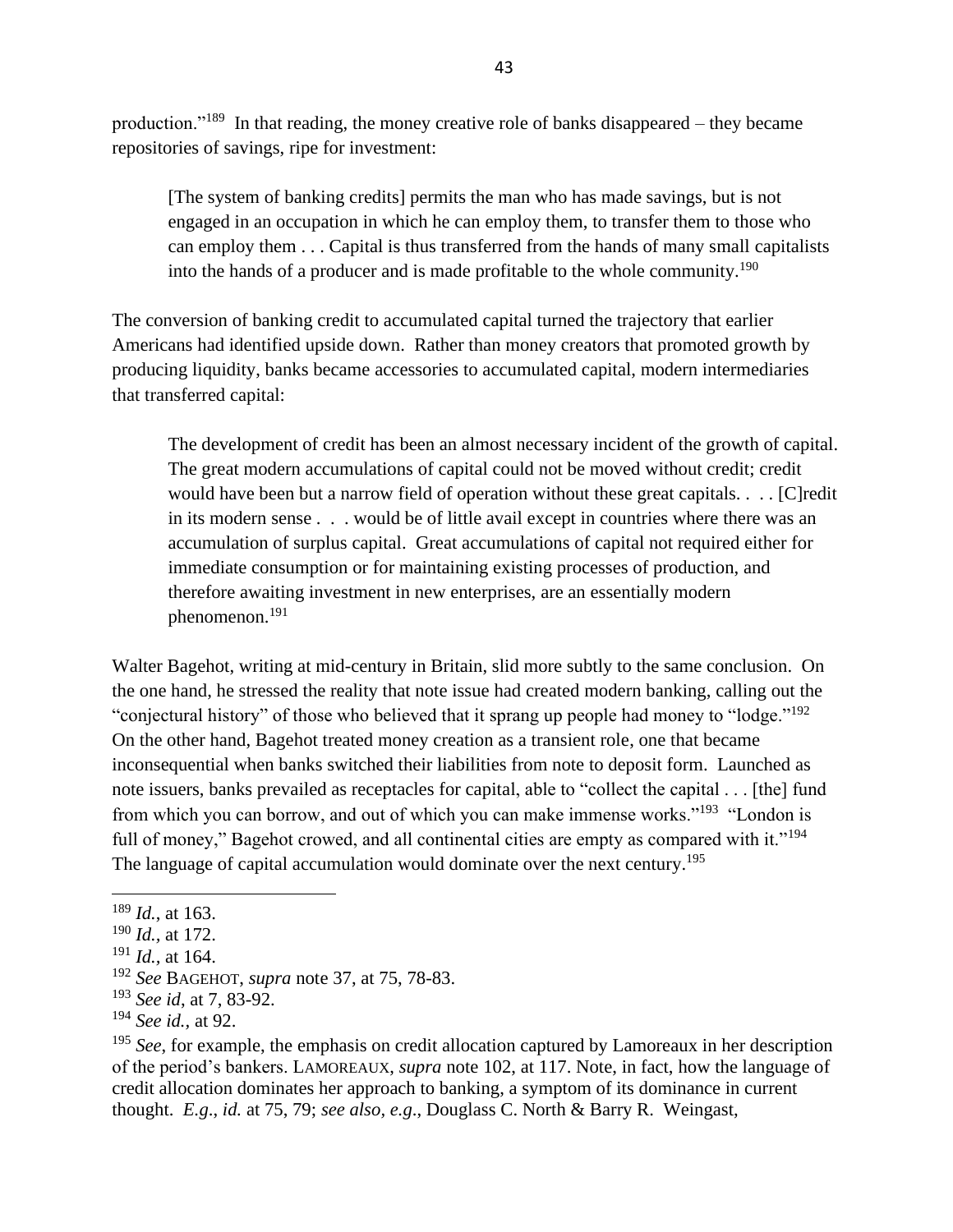production."[189] In that reading, the money creative role of banks disappeared – they became repositories of savings, ripe for investment:

> [The system of banking credits] permits the man who has made savings, but is not engaged in an occupation in which he can employ them, to transfer them to those who can employ them . . . Capital is thus transferred from the hands of many small capitalists into the hands of a producer and is made profitable to the whole community.[190]

The conversion of banking credit to accumulated capital turned the trajectory that earlier Americans had identified upside down. Rather than money creators that promoted growth by producing liquidity, banks became accessories to accumulated capital, modern intermediaries that transferred capital:

> The development of credit has been an almost necessary incident of the growth of capital. The great modern accumulations of capital could not be moved without credit; credit would have been but a narrow field of operation without these great capitals. . . . [C]redit in its modern sense . . . would be of little avail except in countries where there was an accumulation of surplus capital. Great accumulations of capital not required either for immediate consumption or for maintaining existing processes of production, and therefore awaiting investment in new enterprises, are an essentially modern phenomenon.[191]

Walter Bagehot, writing at mid-century in Britain, slid more subtly to the same conclusion. On the one hand, he stressed the reality that note issue had created modern banking, calling out the "conjectural history" of those who believed that it sprang up people had money to "lodge."[192] On the other hand, Bagehot treated money creation as a transient role, one that became inconsequential when banks switched their liabilities from note to deposit form. Launched as note issuers, banks prevailed as receptacles for capital, able to "collect the capital . . . [the] fund from which you can borrow, and out of which you can make immense works."[193] "London is full of money," Bagehot crowed, and all continental cities are empty as compared with it."[194] The language of capital accumulation would dominate over the next century.[195]

---

[189] *Id.*, at 163.

[190] *Id.*, at 172.

[191] *Id.*, at 164.

[192] *See* BAGEHOT, *supra* note 37, at 75, 78-83.

[193] *See id*, at 7, 83-92.

[194] *See id.*, at 92.

[195] *See*, for example, the emphasis on credit allocation captured by Lamoreaux in her description of the period's bankers. LAMOREAUX, *supra* note 102, at 117. Note, in fact, how the language of credit allocation dominates her approach to banking, a symptom of its dominance in current thought. *E.g.*, *id.* at 75, 79; *see also, e.g.*, Douglass C. North & Barry R. Weingast,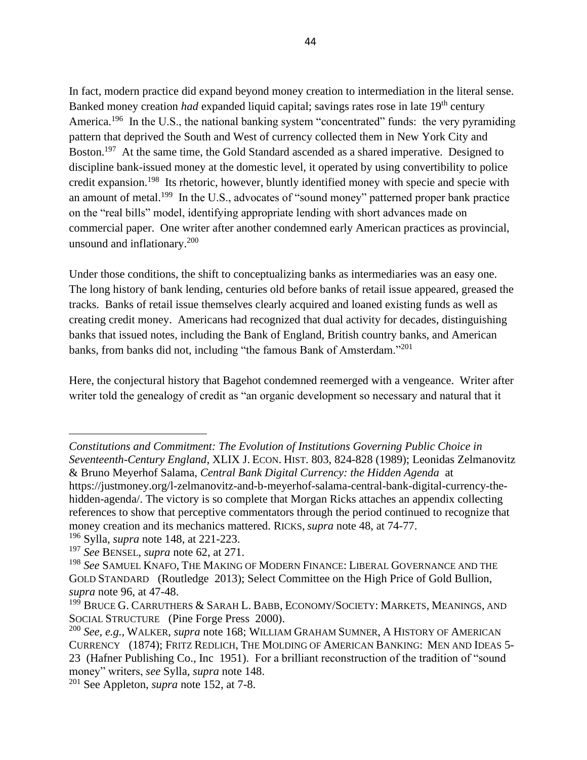In fact, modern practice did expand beyond money creation to intermediation in the literal sense. Banked money creation *had* expanded liquid capital; savings rates rose in late 19th century America.[196] In the U.S., the national banking system "concentrated" funds: the very pyramiding pattern that deprived the South and West of currency collected them in New York City and Boston.[197] At the same time, the Gold Standard ascended as a shared imperative. Designed to discipline bank-issued money at the domestic level, it operated by using convertibility to police credit expansion.[198] Its rhetoric, however, bluntly identified money with specie and specie with an amount of metal.[199] In the U.S., advocates of "sound money" patterned proper bank practice on the "real bills" model, identifying appropriate lending with short advances made on commercial paper. One writer after another condemned early American practices as provincial, unsound and inflationary.[200]

Under those conditions, the shift to conceptualizing banks as intermediaries was an easy one. The long history of bank lending, centuries old before banks of retail issue appeared, greased the tracks. Banks of retail issue themselves clearly acquired and loaned existing funds as well as creating credit money. Americans had recognized that dual activity for decades, distinguishing banks that issued notes, including the Bank of England, British country banks, and American banks, from banks did not, including "the famous Bank of Amsterdam."[201]

Here, the conjectural history that Bagehot condemned reemerged with a vengeance. Writer after writer told the genealogy of credit as "an organic development so necessary and natural that it

---

*Constitutions and Commitment: The Evolution of Institutions Governing Public Choice in Seventeenth-Century England*, XLIX J. ECON. HIST. 803, 824-828 (1989); Leonidas Zelmanovitz & Bruno Meyerhof Salama, *Central Bank Digital Currency: the Hidden Agenda* at https://justmoney.org/l-zelmanovitz-and-b-meyerhof-salama-central-bank-digital-currency-the-hidden-agenda/. The victory is so complete that Morgan Ricks attaches an appendix collecting references to show that perceptive commentators through the period continued to recognize that money creation and its mechanics mattered. RICKS, *supra* note 48, at 74-77.

[196] Sylla, *supra* note 148, at 221-223.

[197] *See* BENSEL, *supra* note 62, at 271.

[198] *See* SAMUEL KNAFO, THE MAKING OF MODERN FINANCE: LIBERAL GOVERNANCE AND THE GOLD STANDARD (Routledge 2013); Select Committee on the High Price of Gold Bullion, *supra* note 96, at 47-48.

[199] BRUCE G. CARRUTHERS & SARAH L. BABB, ECONOMY/SOCIETY: MARKETS, MEANINGS, AND SOCIAL STRUCTURE (Pine Forge Press 2000).

[200] *See, e.g.*, WALKER, *supra* note 168; WILLIAM GRAHAM SUMNER, A HISTORY OF AMERICAN CURRENCY (1874); FRITZ REDLICH, THE MOLDING OF AMERICAN BANKING: MEN AND IDEAS 5-23 (Hafner Publishing Co., Inc 1951). For a brilliant reconstruction of the tradition of "sound money" writers, *see* Sylla, *supra* note 148.

[201] See Appleton, *supra* note 152, at 7-8.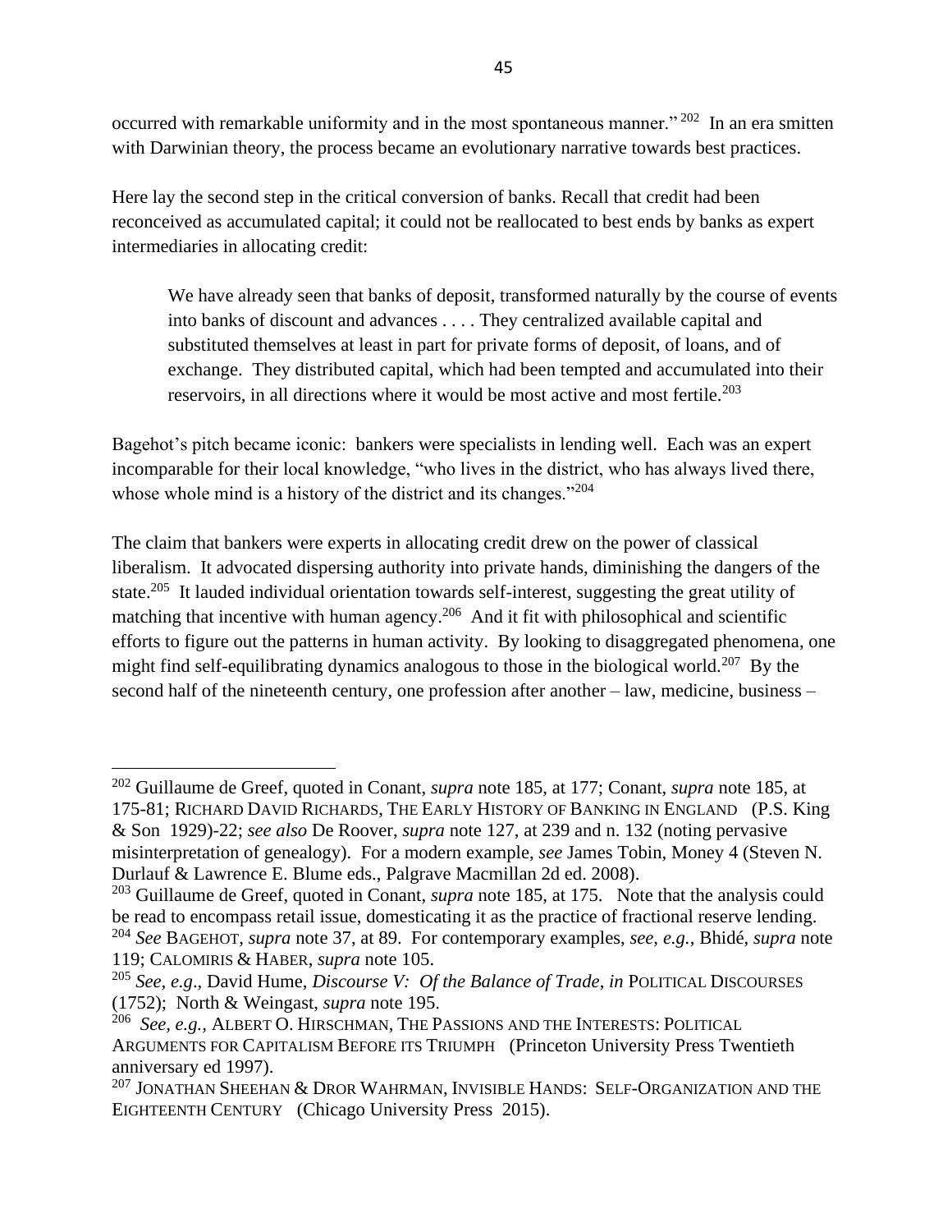occurred with remarkable uniformity and in the most spontaneous manner."[202] In an era smitten with Darwinian theory, the process became an evolutionary narrative towards best practices.

Here lay the second step in the critical conversion of banks. Recall that credit had been reconceived as accumulated capital; it could not be reallocated to best ends by banks as expert intermediaries in allocating credit:

> We have already seen that banks of deposit, transformed naturally by the course of events into banks of discount and advances . . . . They centralized available capital and substituted themselves at least in part for private forms of deposit, of loans, and of exchange. They distributed capital, which had been tempted and accumulated into their reservoirs, in all directions where it would be most active and most fertile.[203]

Bagehot's pitch became iconic: bankers were specialists in lending well. Each was an expert incomparable for their local knowledge, "who lives in the district, who has always lived there, whose whole mind is a history of the district and its changes."[204]

The claim that bankers were experts in allocating credit drew on the power of classical liberalism. It advocated dispersing authority into private hands, diminishing the dangers of the state.[205] It lauded individual orientation towards self-interest, suggesting the great utility of matching that incentive with human agency.[206] And it fit with philosophical and scientific efforts to figure out the patterns in human activity. By looking to disaggregated phenomena, one might find self-equilibrating dynamics analogous to those in the biological world.[207] By the second half of the nineteenth century, one profession after another – law, medicine, business –

---

[202] Guillaume de Greef, quoted in Conant, *supra* note 185, at 177; Conant, *supra* note 185, at 175-81; RICHARD DAVID RICHARDS, THE EARLY HISTORY OF BANKING IN ENGLAND (P.S. King & Son 1929)-22; *see also* De Roover, *supra* note 127, at 239 and n. 132 (noting pervasive misinterpretation of genealogy). For a modern example, *see* James Tobin, Money 4 (Steven N. Durlauf & Lawrence E. Blume eds., Palgrave Macmillan 2d ed. 2008).

[203] Guillaume de Greef, quoted in Conant, *supra* note 185, at 175. Note that the analysis could be read to encompass retail issue, domesticating it as the practice of fractional reserve lending.

[204] *See* BAGEHOT, *supra* note 37, at 89. For contemporary examples, *see, e.g.,* Bhidé, *supra* note 119; CALOMIRIS & HABER, *supra* note 105.

[205] *See, e.g*., David Hume, *Discourse V: Of the Balance of Trade*, *in* POLITICAL DISCOURSES (1752); North & Weingast, *supra* note 195.

[206] *See, e.g.,* ALBERT O. HIRSCHMAN, THE PASSIONS AND THE INTERESTS: POLITICAL ARGUMENTS FOR CAPITALISM BEFORE ITS TRIUMPH (Princeton University Press Twentieth anniversary ed 1997).

[207] JONATHAN SHEEHAN & DROR WAHRMAN, INVISIBLE HANDS: SELF-ORGANIZATION AND THE EIGHTEENTH CENTURY (Chicago University Press 2015).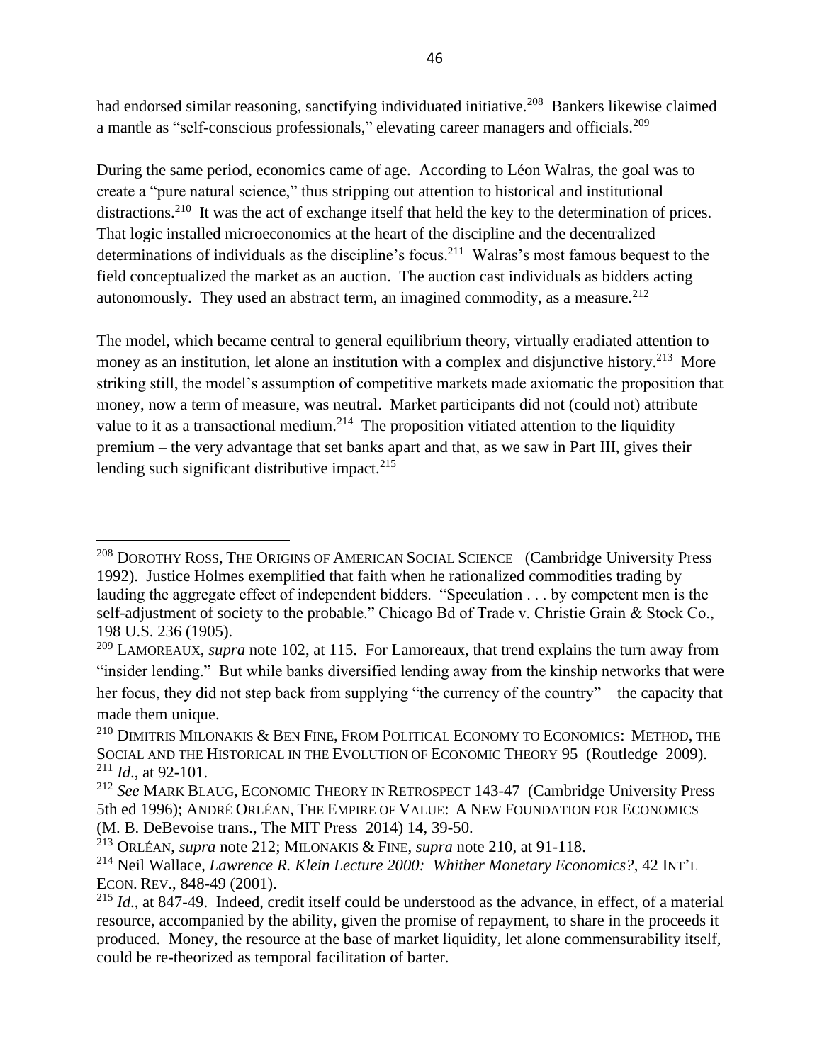had endorsed similar reasoning, sanctifying individuated initiative.[208] Bankers likewise claimed a mantle as "self-conscious professionals," elevating career managers and officials.[209]

During the same period, economics came of age. According to Léon Walras, the goal was to create a "pure natural science," thus stripping out attention to historical and institutional distractions.[210] It was the act of exchange itself that held the key to the determination of prices. That logic installed microeconomics at the heart of the discipline and the decentralized determinations of individuals as the discipline's focus.[211] Walras's most famous bequest to the field conceptualized the market as an auction. The auction cast individuals as bidders acting autonomously. They used an abstract term, an imagined commodity, as a measure.[212]

The model, which became central to general equilibrium theory, virtually eradiated attention to money as an institution, let alone an institution with a complex and disjunctive history.[213] More striking still, the model's assumption of competitive markets made axiomatic the proposition that money, now a term of measure, was neutral. Market participants did not (could not) attribute value to it as a transactional medium.[214] The proposition vitiated attention to the liquidity premium – the very advantage that set banks apart and that, as we saw in Part III, gives their lending such significant distributive impact.[215]

---

[208] Dorothy Ross, The Origins of American Social Science (Cambridge University Press 1992). Justice Holmes exemplified that faith when he rationalized commodities trading by lauding the aggregate effect of independent bidders. "Speculation . . . by competent men is the self-adjustment of society to the probable." Chicago Bd of Trade v. Christie Grain & Stock Co., 198 U.S. 236 (1905).

[209] Lamoreaux, *supra* note 102, at 115. For Lamoreaux, that trend explains the turn away from "insider lending." But while banks diversified lending away from the kinship networks that were her focus, they did not step back from supplying "the currency of the country" – the capacity that made them unique.

[210] Dimitris Milonakis & Ben Fine, From Political Economy to Economics: Method, the Social and the Historical in the Evolution of Economic Theory 95 (Routledge 2009).

[211] *Id*., at 92-101.

[212] *See* Mark Blaug, Economic Theory in Retrospect 143-47 (Cambridge University Press 5th ed 1996); André Orléan, The Empire of Value: A New Foundation for Economics (M. B. DeBevoise trans., The MIT Press 2014) 14, 39-50.

[213] Orléan, *supra* note 212; Milonakis & Fine, *supra* note 210, at 91-118.

[214] Neil Wallace, *Lawrence R. Klein Lecture 2000: Whither Monetary Economics?*, 42 Int'l Econ. Rev., 848-49 (2001).

[215] *Id*., at 847-49. Indeed, credit itself could be understood as the advance, in effect, of a material resource, accompanied by the ability, given the promise of repayment, to share in the proceeds it produced. Money, the resource at the base of market liquidity, let alone commensurability itself, could be re-theorized as temporal facilitation of barter.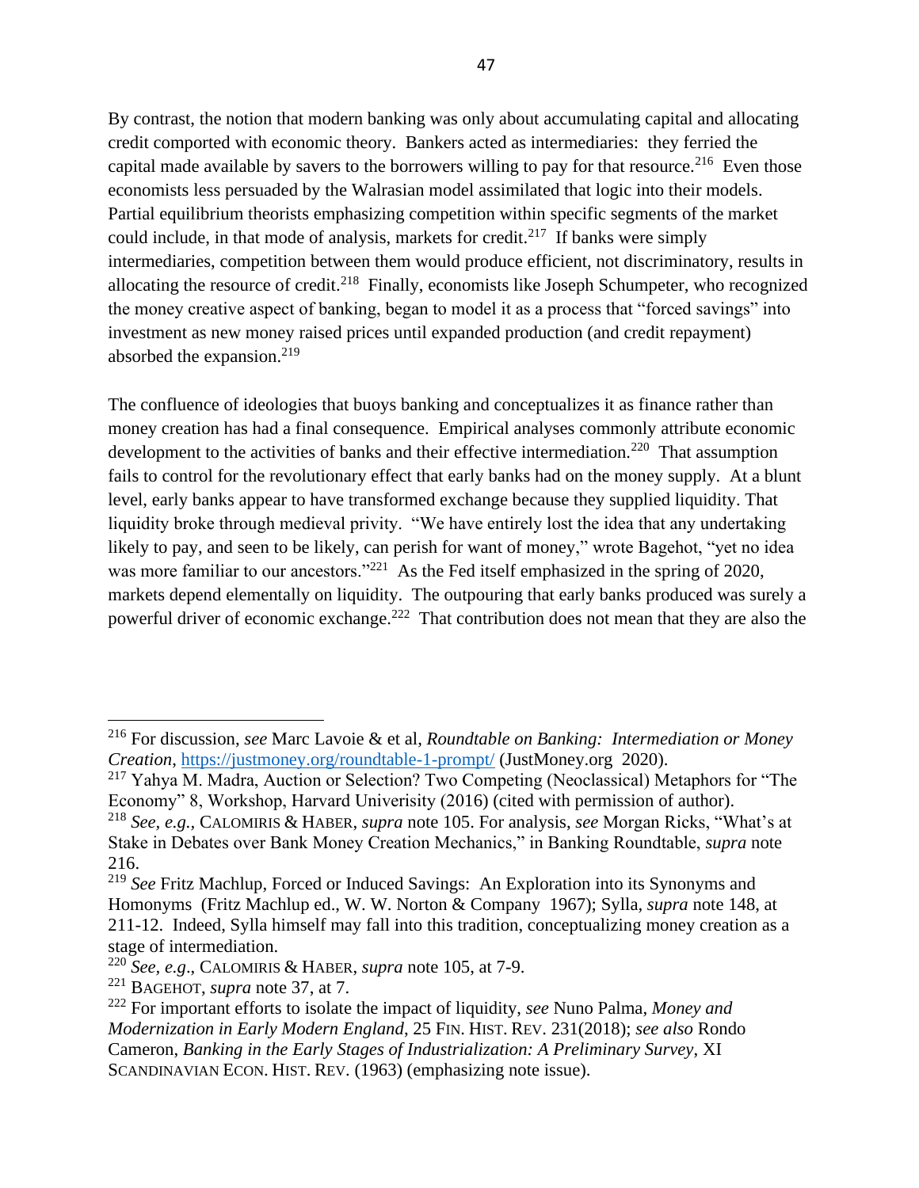By contrast, the notion that modern banking was only about accumulating capital and allocating credit comported with economic theory. Bankers acted as intermediaries: they ferried the capital made available by savers to the borrowers willing to pay for that resource.[216] Even those economists less persuaded by the Walrasian model assimilated that logic into their models. Partial equilibrium theorists emphasizing competition within specific segments of the market could include, in that mode of analysis, markets for credit.[217] If banks were simply intermediaries, competition between them would produce efficient, not discriminatory, results in allocating the resource of credit.[218] Finally, economists like Joseph Schumpeter, who recognized the money creative aspect of banking, began to model it as a process that "forced savings" into investment as new money raised prices until expanded production (and credit repayment) absorbed the expansion.[219]

The confluence of ideologies that buoys banking and conceptualizes it as finance rather than money creation has had a final consequence. Empirical analyses commonly attribute economic development to the activities of banks and their effective intermediation.[220] That assumption fails to control for the revolutionary effect that early banks had on the money supply. At a blunt level, early banks appear to have transformed exchange because they supplied liquidity. That liquidity broke through medieval privity. "We have entirely lost the idea that any undertaking likely to pay, and seen to be likely, can perish for want of money," wrote Bagehot, "yet no idea was more familiar to our ancestors."[221] As the Fed itself emphasized in the spring of 2020, markets depend elementally on liquidity. The outpouring that early banks produced was surely a powerful driver of economic exchange.[222] That contribution does not mean that they are also the

---

[216] For discussion, *see* Marc Lavoie & et al, *Roundtable on Banking: Intermediation or Money Creation*, https://justmoney.org/roundtable-1-prompt/ (JustMoney.org 2020).

[217] Yahya M. Madra, Auction or Selection? Two Competing (Neoclassical) Metaphors for "The Economy" 8, Workshop, Harvard Univerisity (2016) (cited with permission of author).

[218] *See, e.g.,* CALOMIRIS & HABER, *supra* note 105. For analysis, *see* Morgan Ricks, "What's at Stake in Debates over Bank Money Creation Mechanics," in Banking Roundtable, *supra* note 216.

[219] *See* Fritz Machlup, Forced or Induced Savings: An Exploration into its Synonyms and Homonyms (Fritz Machlup ed., W. W. Norton & Company 1967); Sylla, *supra* note 148, at 211-12. Indeed, Sylla himself may fall into this tradition, conceptualizing money creation as a stage of intermediation.

[220] *See, e.g*., CALOMIRIS & HABER, *supra* note 105, at 7-9.

[221] BAGEHOT, *supra* note 37, at 7.

[222] For important efforts to isolate the impact of liquidity, *see* Nuno Palma, *Money and Modernization in Early Modern England*, 25 FIN. HIST. REV. 231(2018); *see also* Rondo Cameron, *Banking in the Early Stages of Industrialization: A Preliminary Survey*, XI SCANDINAVIAN ECON. HIST. REV. (1963) (emphasizing note issue).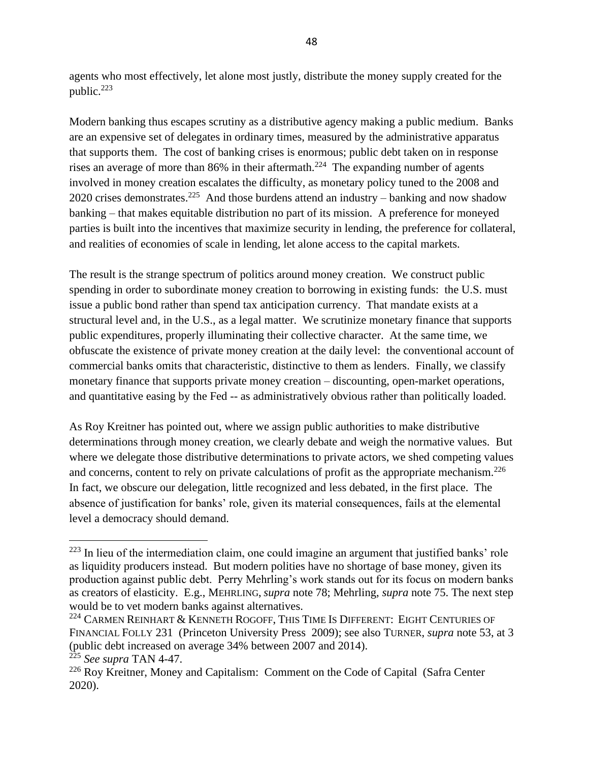agents who most effectively, let alone most justly, distribute the money supply created for the public.[223]

Modern banking thus escapes scrutiny as a distributive agency making a public medium. Banks are an expensive set of delegates in ordinary times, measured by the administrative apparatus that supports them. The cost of banking crises is enormous; public debt taken on in response rises an average of more than 86% in their aftermath.[224] The expanding number of agents involved in money creation escalates the difficulty, as monetary policy tuned to the 2008 and 2020 crises demonstrates.[225] And those burdens attend an industry – banking and now shadow banking – that makes equitable distribution no part of its mission. A preference for moneyed parties is built into the incentives that maximize security in lending, the preference for collateral, and realities of economies of scale in lending, let alone access to the capital markets.

The result is the strange spectrum of politics around money creation. We construct public spending in order to subordinate money creation to borrowing in existing funds: the U.S. must issue a public bond rather than spend tax anticipation currency. That mandate exists at a structural level and, in the U.S., as a legal matter. We scrutinize monetary finance that supports public expenditures, properly illuminating their collective character. At the same time, we obfuscate the existence of private money creation at the daily level: the conventional account of commercial banks omits that characteristic, distinctive to them as lenders. Finally, we classify monetary finance that supports private money creation – discounting, open-market operations, and quantitative easing by the Fed -- as administratively obvious rather than politically loaded.

As Roy Kreitner has pointed out, where we assign public authorities to make distributive determinations through money creation, we clearly debate and weigh the normative values. But where we delegate those distributive determinations to private actors, we shed competing values and concerns, content to rely on private calculations of profit as the appropriate mechanism.[226] In fact, we obscure our delegation, little recognized and less debated, in the first place. The absence of justification for banks' role, given its material consequences, fails at the elemental level a democracy should demand.

---

[223] In lieu of the intermediation claim, one could imagine an argument that justified banks' role as liquidity producers instead. But modern polities have no shortage of base money, given its production against public debt. Perry Mehrling's work stands out for its focus on modern banks as creators of elasticity. E.g., MEHRLING, *supra* note 78; Mehrling, *supra* note 75. The next step would be to vet modern banks against alternatives.

[224] CARMEN REINHART & KENNETH ROGOFF, THIS TIME IS DIFFERENT: EIGHT CENTURIES OF FINANCIAL FOLLY 231 (Princeton University Press 2009); see also TURNER, *supra* note 53, at 3 (public debt increased on average 34% between 2007 and 2014).

[225] *See supra* TAN 4-47.

[226] Roy Kreitner, Money and Capitalism: Comment on the Code of Capital (Safra Center 2020).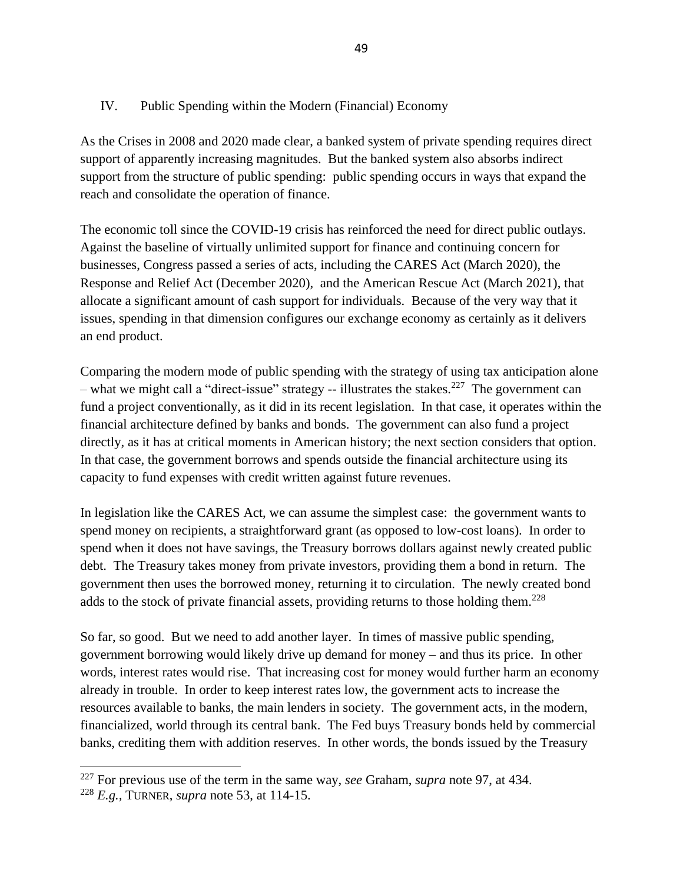## IV. Public Spending within the Modern (Financial) Economy

As the Crises in 2008 and 2020 made clear, a banked system of private spending requires direct support of apparently increasing magnitudes. But the banked system also absorbs indirect support from the structure of public spending: public spending occurs in ways that expand the reach and consolidate the operation of finance.

The economic toll since the COVID-19 crisis has reinforced the need for direct public outlays. Against the baseline of virtually unlimited support for finance and continuing concern for businesses, Congress passed a series of acts, including the CARES Act (March 2020), the Response and Relief Act (December 2020), and the American Rescue Act (March 2021), that allocate a significant amount of cash support for individuals. Because of the very way that it issues, spending in that dimension configures our exchange economy as certainly as it delivers an end product.

Comparing the modern mode of public spending with the strategy of using tax anticipation alone – what we might call a "direct-issue" strategy -- illustrates the stakes.[227] The government can fund a project conventionally, as it did in its recent legislation. In that case, it operates within the financial architecture defined by banks and bonds. The government can also fund a project directly, as it has at critical moments in American history; the next section considers that option. In that case, the government borrows and spends outside the financial architecture using its capacity to fund expenses with credit written against future revenues.

In legislation like the CARES Act, we can assume the simplest case: the government wants to spend money on recipients, a straightforward grant (as opposed to low-cost loans). In order to spend when it does not have savings, the Treasury borrows dollars against newly created public debt. The Treasury takes money from private investors, providing them a bond in return. The government then uses the borrowed money, returning it to circulation. The newly created bond adds to the stock of private financial assets, providing returns to those holding them.[228]

So far, so good. But we need to add another layer. In times of massive public spending, government borrowing would likely drive up demand for money – and thus its price. In other words, interest rates would rise. That increasing cost for money would further harm an economy already in trouble. In order to keep interest rates low, the government acts to increase the resources available to banks, the main lenders in society. The government acts, in the modern, financialized, world through its central bank. The Fed buys Treasury bonds held by commercial banks, crediting them with addition reserves. In other words, the bonds issued by the Treasury

---

[227] For previous use of the term in the same way, *see* Graham, *supra* note 97, at 434.

[228] *E.g.*, TURNER, *supra* note 53, at 114-15.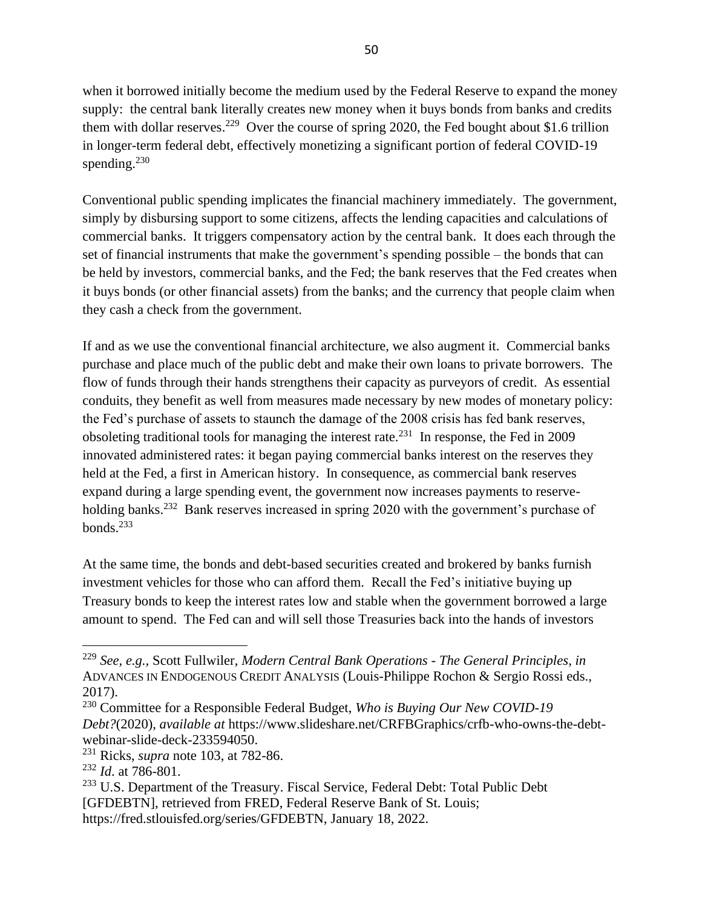when it borrowed initially become the medium used by the Federal Reserve to expand the money supply: the central bank literally creates new money when it buys bonds from banks and credits them with dollar reserves.[229] Over the course of spring 2020, the Fed bought about $1.6 trillion in longer-term federal debt, effectively monetizing a significant portion of federal COVID-19 spending.[230]

Conventional public spending implicates the financial machinery immediately. The government, simply by disbursing support to some citizens, affects the lending capacities and calculations of commercial banks. It triggers compensatory action by the central bank. It does each through the set of financial instruments that make the government's spending possible – the bonds that can be held by investors, commercial banks, and the Fed; the bank reserves that the Fed creates when it buys bonds (or other financial assets) from the banks; and the currency that people claim when they cash a check from the government.

If and as we use the conventional financial architecture, we also augment it. Commercial banks purchase and place much of the public debt and make their own loans to private borrowers. The flow of funds through their hands strengthens their capacity as purveyors of credit. As essential conduits, they benefit as well from measures made necessary by new modes of monetary policy: the Fed's purchase of assets to staunch the damage of the 2008 crisis has fed bank reserves, obsoleting traditional tools for managing the interest rate.[231] In response, the Fed in 2009 innovated administered rates: it began paying commercial banks interest on the reserves they held at the Fed, a first in American history. In consequence, as commercial bank reserves expand during a large spending event, the government now increases payments to reserve-holding banks.[232] Bank reserves increased in spring 2020 with the government's purchase of bonds.[233]

At the same time, the bonds and debt-based securities created and brokered by banks furnish investment vehicles for those who can afford them. Recall the Fed's initiative buying up Treasury bonds to keep the interest rates low and stable when the government borrowed a large amount to spend. The Fed can and will sell those Treasuries back into the hands of investors

---

[229] *See, e.g.,* Scott Fullwiler, *Modern Central Bank Operations - The General Principles*, *in* ADVANCES IN ENDOGENOUS CREDIT ANALYSIS (Louis-Philippe Rochon & Sergio Rossi eds., 2017).

[230] Committee for a Responsible Federal Budget, *Who is Buying Our New COVID-19 Debt?*(2020), *available at* https://www.slideshare.net/CRFBGraphics/crfb-who-owns-the-debt-webinar-slide-deck-233594050.

[231] Ricks, *supra* note 103, at 782-86.

[232] *Id*. at 786-801.

[233] U.S. Department of the Treasury. Fiscal Service, Federal Debt: Total Public Debt [GFDEBTN], retrieved from FRED, Federal Reserve Bank of St. Louis; https://fred.stlouisfed.org/series/GFDEBTN, January 18, 2022.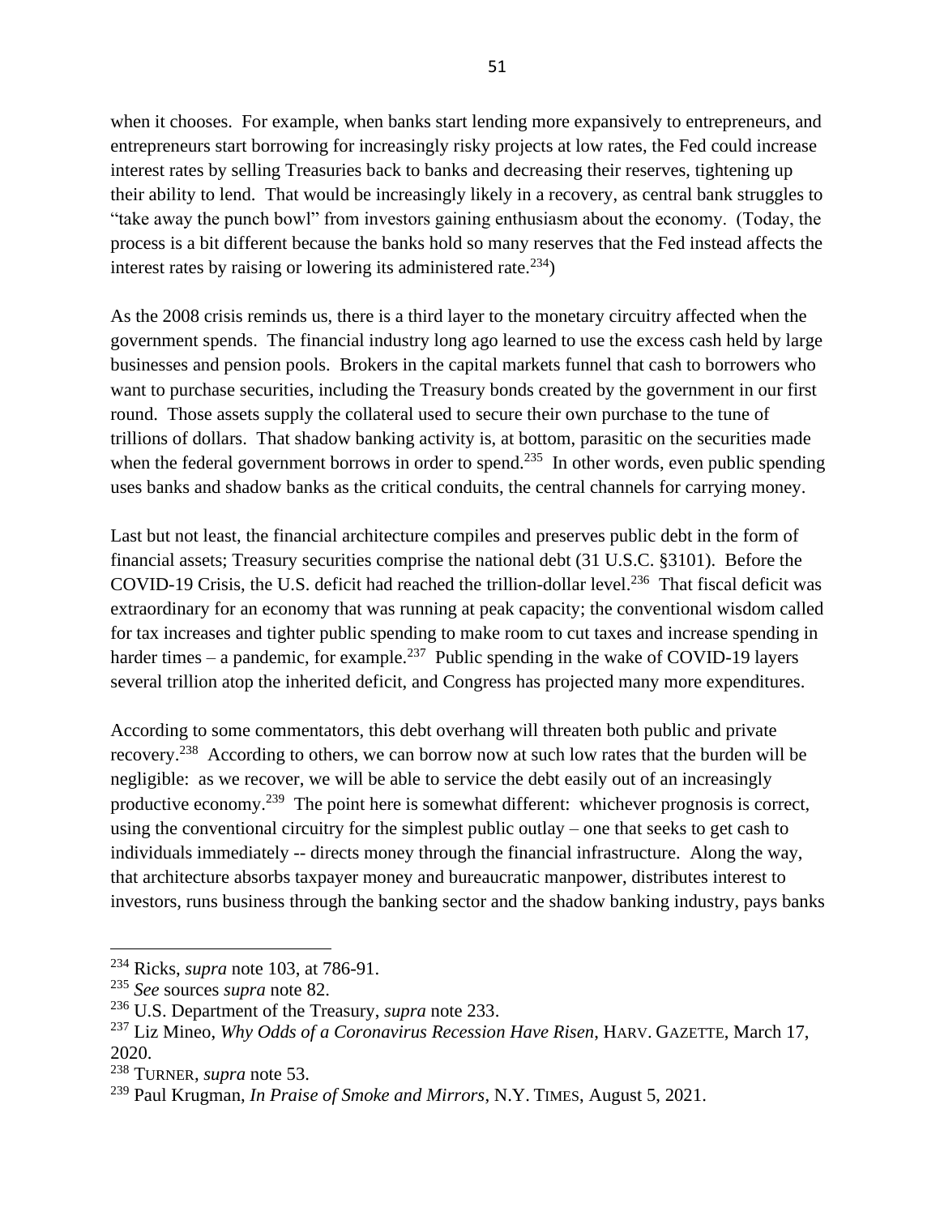when it chooses. For example, when banks start lending more expansively to entrepreneurs, and entrepreneurs start borrowing for increasingly risky projects at low rates, the Fed could increase interest rates by selling Treasuries back to banks and decreasing their reserves, tightening up their ability to lend. That would be increasingly likely in a recovery, as central bank struggles to "take away the punch bowl" from investors gaining enthusiasm about the economy. (Today, the process is a bit different because the banks hold so many reserves that the Fed instead affects the interest rates by raising or lowering its administered rate.[234])

As the 2008 crisis reminds us, there is a third layer to the monetary circuitry affected when the government spends. The financial industry long ago learned to use the excess cash held by large businesses and pension pools. Brokers in the capital markets funnel that cash to borrowers who want to purchase securities, including the Treasury bonds created by the government in our first round. Those assets supply the collateral used to secure their own purchase to the tune of trillions of dollars. That shadow banking activity is, at bottom, parasitic on the securities made when the federal government borrows in order to spend.[235] In other words, even public spending uses banks and shadow banks as the critical conduits, the central channels for carrying money.

Last but not least, the financial architecture compiles and preserves public debt in the form of financial assets; Treasury securities comprise the national debt (31 U.S.C. §3101). Before the COVID-19 Crisis, the U.S. deficit had reached the trillion-dollar level.[236] That fiscal deficit was extraordinary for an economy that was running at peak capacity; the conventional wisdom called for tax increases and tighter public spending to make room to cut taxes and increase spending in harder times – a pandemic, for example.[237] Public spending in the wake of COVID-19 layers several trillion atop the inherited deficit, and Congress has projected many more expenditures.

According to some commentators, this debt overhang will threaten both public and private recovery.[238] According to others, we can borrow now at such low rates that the burden will be negligible: as we recover, we will be able to service the debt easily out of an increasingly productive economy.[239] The point here is somewhat different: whichever prognosis is correct, using the conventional circuitry for the simplest public outlay – one that seeks to get cash to individuals immediately -- directs money through the financial infrastructure. Along the way, that architecture absorbs taxpayer money and bureaucratic manpower, distributes interest to investors, runs business through the banking sector and the shadow banking industry, pays banks

---

[234] Ricks, *supra* note 103, at 786-91.

[235] *See* sources *supra* note 82.

[236] U.S. Department of the Treasury, *supra* note 233.

[237] Liz Mineo, *Why Odds of a Coronavirus Recession Have Risen*, HARV. GAZETTE, March 17, 2020.

[238] TURNER, *supra* note 53.

[239] Paul Krugman, *In Praise of Smoke and Mirrors*, N.Y. TIMES, August 5, 2021.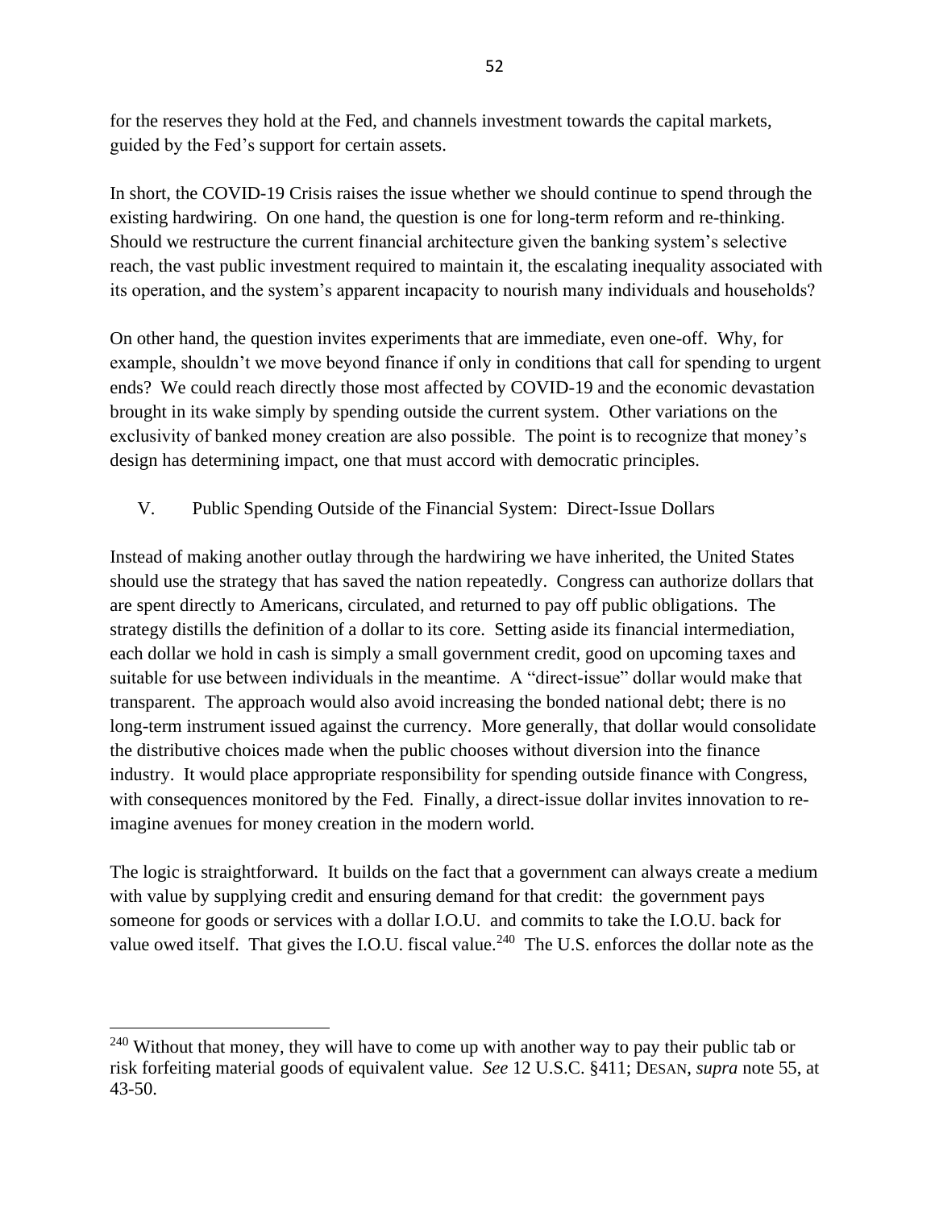for the reserves they hold at the Fed, and channels investment towards the capital markets, guided by the Fed's support for certain assets.

In short, the COVID-19 Crisis raises the issue whether we should continue to spend through the existing hardwiring. On one hand, the question is one for long-term reform and re-thinking. Should we restructure the current financial architecture given the banking system's selective reach, the vast public investment required to maintain it, the escalating inequality associated with its operation, and the system's apparent incapacity to nourish many individuals and households?

On other hand, the question invites experiments that are immediate, even one-off. Why, for example, shouldn't we move beyond finance if only in conditions that call for spending to urgent ends? We could reach directly those most affected by COVID-19 and the economic devastation brought in its wake simply by spending outside the current system. Other variations on the exclusivity of banked money creation are also possible. The point is to recognize that money's design has determining impact, one that must accord with democratic principles.

## V. Public Spending Outside of the Financial System: Direct-Issue Dollars

Instead of making another outlay through the hardwiring we have inherited, the United States should use the strategy that has saved the nation repeatedly. Congress can authorize dollars that are spent directly to Americans, circulated, and returned to pay off public obligations. The strategy distills the definition of a dollar to its core. Setting aside its financial intermediation, each dollar we hold in cash is simply a small government credit, good on upcoming taxes and suitable for use between individuals in the meantime. A "direct-issue" dollar would make that transparent. The approach would also avoid increasing the bonded national debt; there is no long-term instrument issued against the currency. More generally, that dollar would consolidate the distributive choices made when the public chooses without diversion into the finance industry. It would place appropriate responsibility for spending outside finance with Congress, with consequences monitored by the Fed. Finally, a direct-issue dollar invites innovation to re-imagine avenues for money creation in the modern world.

The logic is straightforward. It builds on the fact that a government can always create a medium with value by supplying credit and ensuring demand for that credit: the government pays someone for goods or services with a dollar I.O.U. and commits to take the I.O.U. back for value owed itself. That gives the I.O.U. fiscal value.[240] The U.S. enforces the dollar note as the

---

[240] Without that money, they will have to come up with another way to pay their public tab or risk forfeiting material goods of equivalent value. *See* 12 U.S.C. §411; DESAN, *supra* note 55, at 43-50.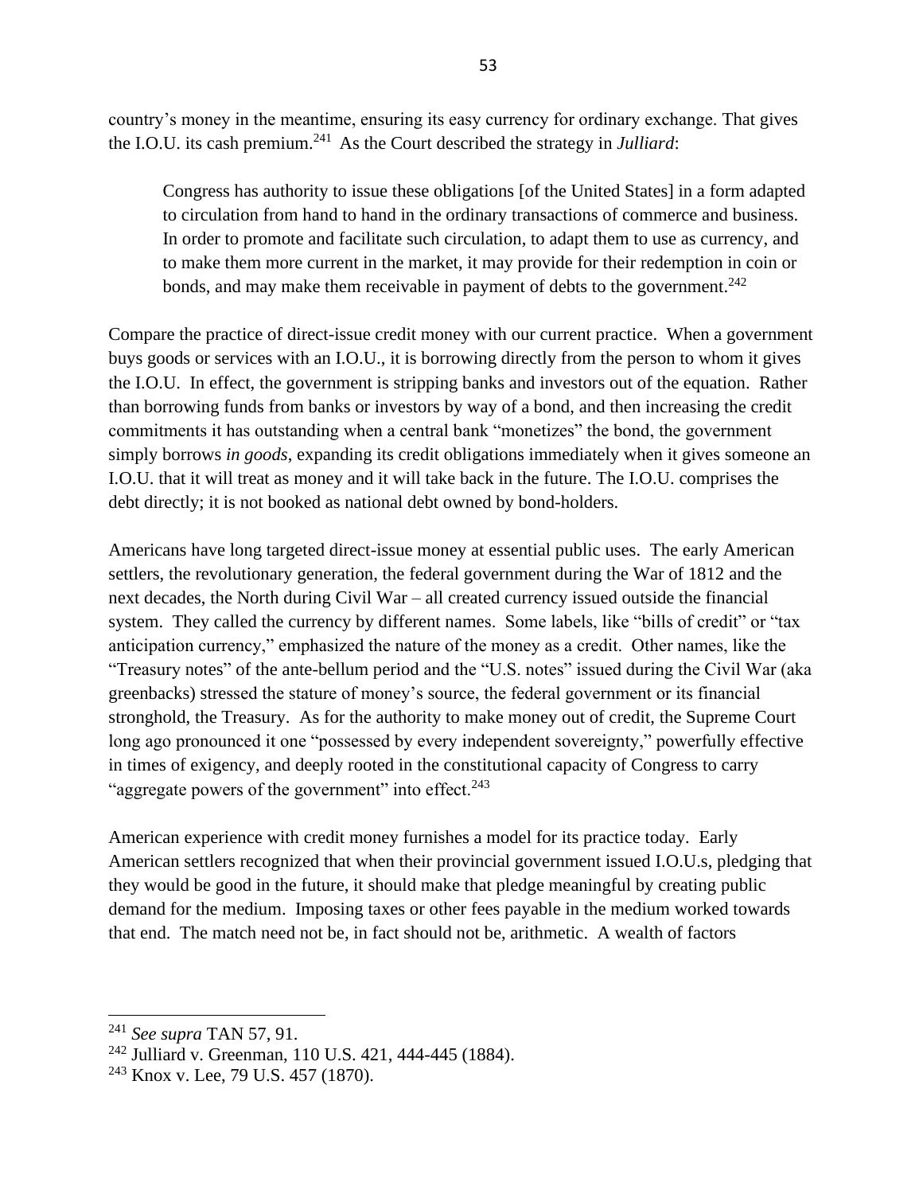country's money in the meantime, ensuring its easy currency for ordinary exchange. That gives the I.O.U. its cash premium.[241] As the Court described the strategy in *Julliard*:

> Congress has authority to issue these obligations [of the United States] in a form adapted to circulation from hand to hand in the ordinary transactions of commerce and business. In order to promote and facilitate such circulation, to adapt them to use as currency, and to make them more current in the market, it may provide for their redemption in coin or bonds, and may make them receivable in payment of debts to the government.[242]

Compare the practice of direct-issue credit money with our current practice. When a government buys goods or services with an I.O.U., it is borrowing directly from the person to whom it gives the I.O.U. In effect, the government is stripping banks and investors out of the equation. Rather than borrowing funds from banks or investors by way of a bond, and then increasing the credit commitments it has outstanding when a central bank "monetizes" the bond, the government simply borrows *in goods*, expanding its credit obligations immediately when it gives someone an I.O.U. that it will treat as money and it will take back in the future. The I.O.U. comprises the debt directly; it is not booked as national debt owned by bond-holders.

Americans have long targeted direct-issue money at essential public uses. The early American settlers, the revolutionary generation, the federal government during the War of 1812 and the next decades, the North during Civil War – all created currency issued outside the financial system. They called the currency by different names. Some labels, like "bills of credit" or "tax anticipation currency," emphasized the nature of the money as a credit. Other names, like the "Treasury notes" of the ante-bellum period and the "U.S. notes" issued during the Civil War (aka greenbacks) stressed the stature of money's source, the federal government or its financial stronghold, the Treasury. As for the authority to make money out of credit, the Supreme Court long ago pronounced it one "possessed by every independent sovereignty," powerfully effective in times of exigency, and deeply rooted in the constitutional capacity of Congress to carry "aggregate powers of the government" into effect.[243]

American experience with credit money furnishes a model for its practice today. Early American settlers recognized that when their provincial government issued I.O.U.s, pledging that they would be good in the future, it should make that pledge meaningful by creating public demand for the medium. Imposing taxes or other fees payable in the medium worked towards that end. The match need not be, in fact should not be, arithmetic. A wealth of factors

---

[241] *See supra* TAN 57, 91.

[242] Julliard v. Greenman, 110 U.S. 421, 444-445 (1884).

[243] Knox v. Lee, 79 U.S. 457 (1870).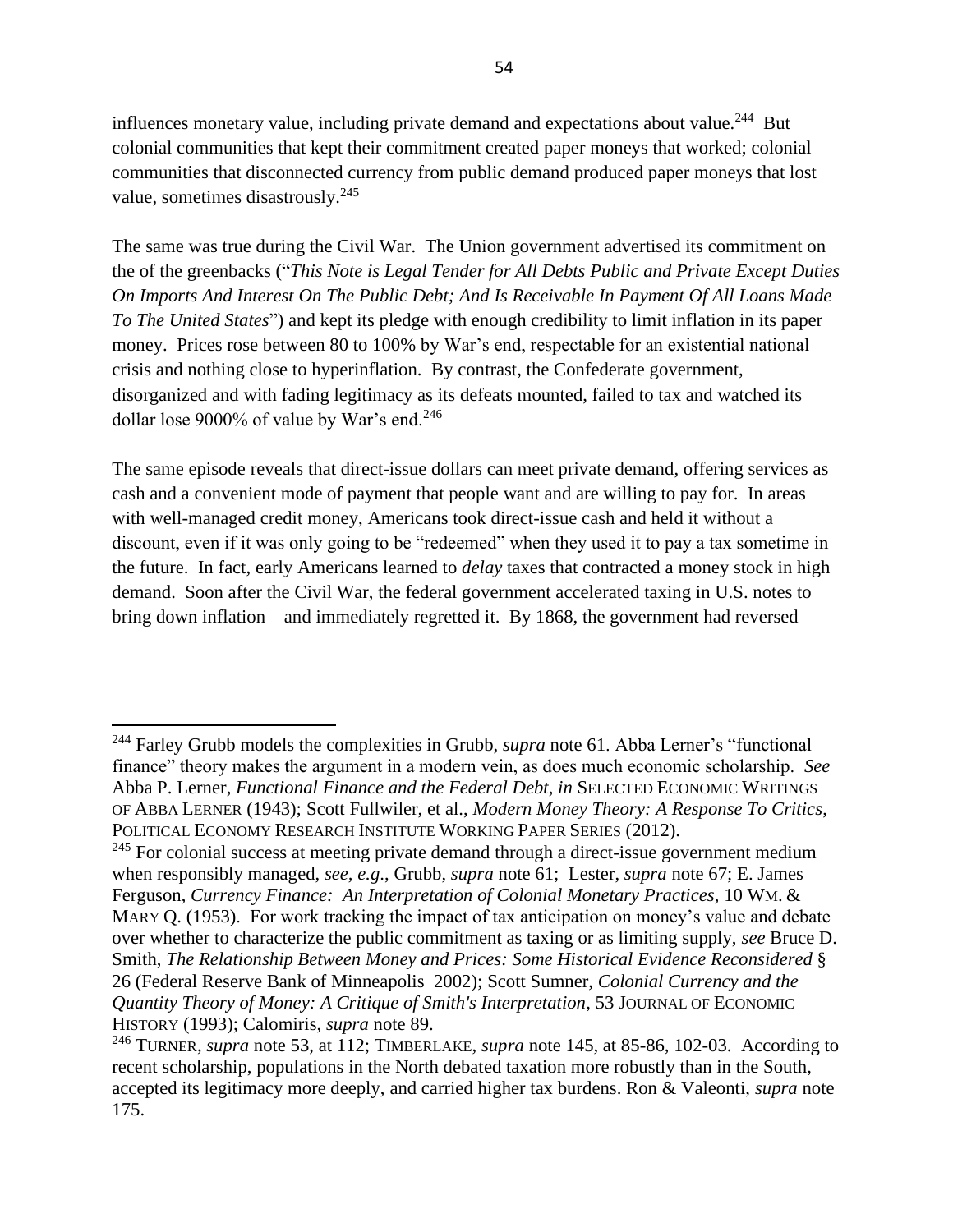influences monetary value, including private demand and expectations about value.[244] But colonial communities that kept their commitment created paper moneys that worked; colonial communities that disconnected currency from public demand produced paper moneys that lost value, sometimes disastrously.[245]

The same was true during the Civil War. The Union government advertised its commitment on the of the greenbacks ("*This Note is Legal Tender for All Debts Public and Private Except Duties On Imports And Interest On The Public Debt; And Is Receivable In Payment Of All Loans Made To The United States*") and kept its pledge with enough credibility to limit inflation in its paper money. Prices rose between 80 to 100% by War's end, respectable for an existential national crisis and nothing close to hyperinflation. By contrast, the Confederate government, disorganized and with fading legitimacy as its defeats mounted, failed to tax and watched its dollar lose 9000% of value by War's end.[246]

The same episode reveals that direct-issue dollars can meet private demand, offering services as cash and a convenient mode of payment that people want and are willing to pay for. In areas with well-managed credit money, Americans took direct-issue cash and held it without a discount, even if it was only going to be "redeemed" when they used it to pay a tax sometime in the future. In fact, early Americans learned to *delay* taxes that contracted a money stock in high demand. Soon after the Civil War, the federal government accelerated taxing in U.S. notes to bring down inflation – and immediately regretted it. By 1868, the government had reversed

---

[244] Farley Grubb models the complexities in Grubb, *supra* note 61. Abba Lerner's "functional finance" theory makes the argument in a modern vein, as does much economic scholarship. *See* Abba P. Lerner, *Functional Finance and the Federal Debt*, *in* SELECTED ECONOMIC WRITINGS OF ABBA LERNER (1943); Scott Fullwiler, et al., *Modern Money Theory: A Response To Critics*, POLITICAL ECONOMY RESEARCH INSTITUTE WORKING PAPER SERIES (2012).

[245] For colonial success at meeting private demand through a direct-issue government medium when responsibly managed, *see, e.g*., Grubb, *supra* note 61; Lester, *supra* note 67; E. James Ferguson, *Currency Finance: An Interpretation of Colonial Monetary Practices*, 10 WM. & MARY Q. (1953). For work tracking the impact of tax anticipation on money's value and debate over whether to characterize the public commitment as taxing or as limiting supply, *see* Bruce D. Smith, *The Relationship Between Money and Prices: Some Historical Evidence Reconsidered* § 26 (Federal Reserve Bank of Minneapolis 2002); Scott Sumner, *Colonial Currency and the Quantity Theory of Money: A Critique of Smith's Interpretation*, 53 JOURNAL OF ECONOMIC HISTORY (1993); Calomiris, *supra* note 89.

[246] TURNER, *supra* note 53, at 112; TIMBERLAKE, *supra* note 145, at 85-86, 102-03. According to recent scholarship, populations in the North debated taxation more robustly than in the South, accepted its legitimacy more deeply, and carried higher tax burdens. Ron & Valeonti, *supra* note 175.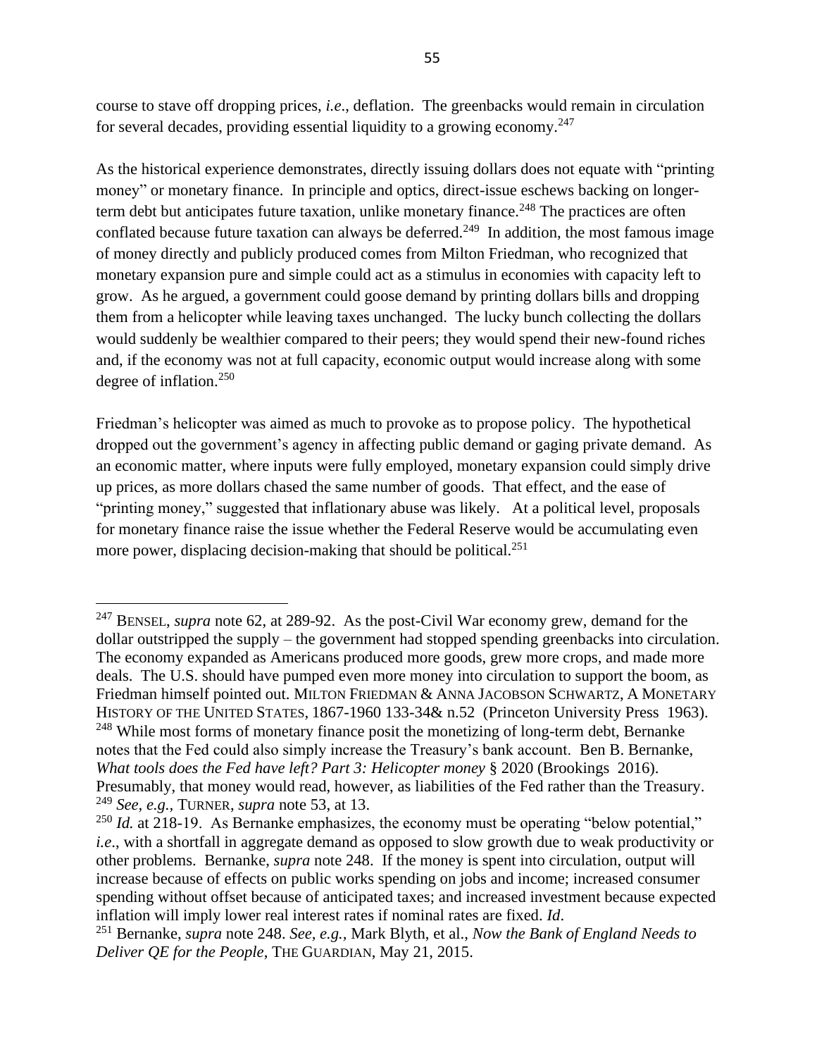course to stave off dropping prices, *i.e*., deflation. The greenbacks would remain in circulation for several decades, providing essential liquidity to a growing economy.[247]

As the historical experience demonstrates, directly issuing dollars does not equate with "printing money" or monetary finance. In principle and optics, direct-issue eschews backing on longer-term debt but anticipates future taxation, unlike monetary finance.[248] The practices are often conflated because future taxation can always be deferred.[249] In addition, the most famous image of money directly and publicly produced comes from Milton Friedman, who recognized that monetary expansion pure and simple could act as a stimulus in economies with capacity left to grow. As he argued, a government could goose demand by printing dollars bills and dropping them from a helicopter while leaving taxes unchanged. The lucky bunch collecting the dollars would suddenly be wealthier compared to their peers; they would spend their new-found riches and, if the economy was not at full capacity, economic output would increase along with some degree of inflation.[250]

Friedman's helicopter was aimed as much to provoke as to propose policy. The hypothetical dropped out the government's agency in affecting public demand or gaging private demand. As an economic matter, where inputs were fully employed, monetary expansion could simply drive up prices, as more dollars chased the same number of goods. That effect, and the ease of "printing money," suggested that inflationary abuse was likely. At a political level, proposals for monetary finance raise the issue whether the Federal Reserve would be accumulating even more power, displacing decision-making that should be political.[251]

---

[247] BENSEL, *supra* note 62, at 289-92. As the post-Civil War economy grew, demand for the dollar outstripped the supply – the government had stopped spending greenbacks into circulation. The economy expanded as Americans produced more goods, grew more crops, and made more deals. The U.S. should have pumped even more money into circulation to support the boom, as Friedman himself pointed out. MILTON FRIEDMAN & ANNA JACOBSON SCHWARTZ, A MONETARY HISTORY OF THE UNITED STATES, 1867-1960 133-34& n.52 (Princeton University Press 1963).

[248] While most forms of monetary finance posit the monetizing of long-term debt, Bernanke notes that the Fed could also simply increase the Treasury's bank account. Ben B. Bernanke, *What tools does the Fed have left? Part 3: Helicopter money* § 2020 (Brookings 2016). Presumably, that money would read, however, as liabilities of the Fed rather than the Treasury.

[249] *See, e.g.,* TURNER, *supra* note 53, at 13.

[250] *Id.* at 218-19. As Bernanke emphasizes, the economy must be operating "below potential," *i.e*., with a shortfall in aggregate demand as opposed to slow growth due to weak productivity or other problems. Bernanke, *supra* note 248. If the money is spent into circulation, output will increase because of effects on public works spending on jobs and income; increased consumer spending without offset because of anticipated taxes; and increased investment because expected inflation will imply lower real interest rates if nominal rates are fixed. *Id*.

[251] Bernanke, *supra* note 248. *See, e.g.,* Mark Blyth, et al., *Now the Bank of England Needs to Deliver QE for the People*, THE GUARDIAN, May 21, 2015.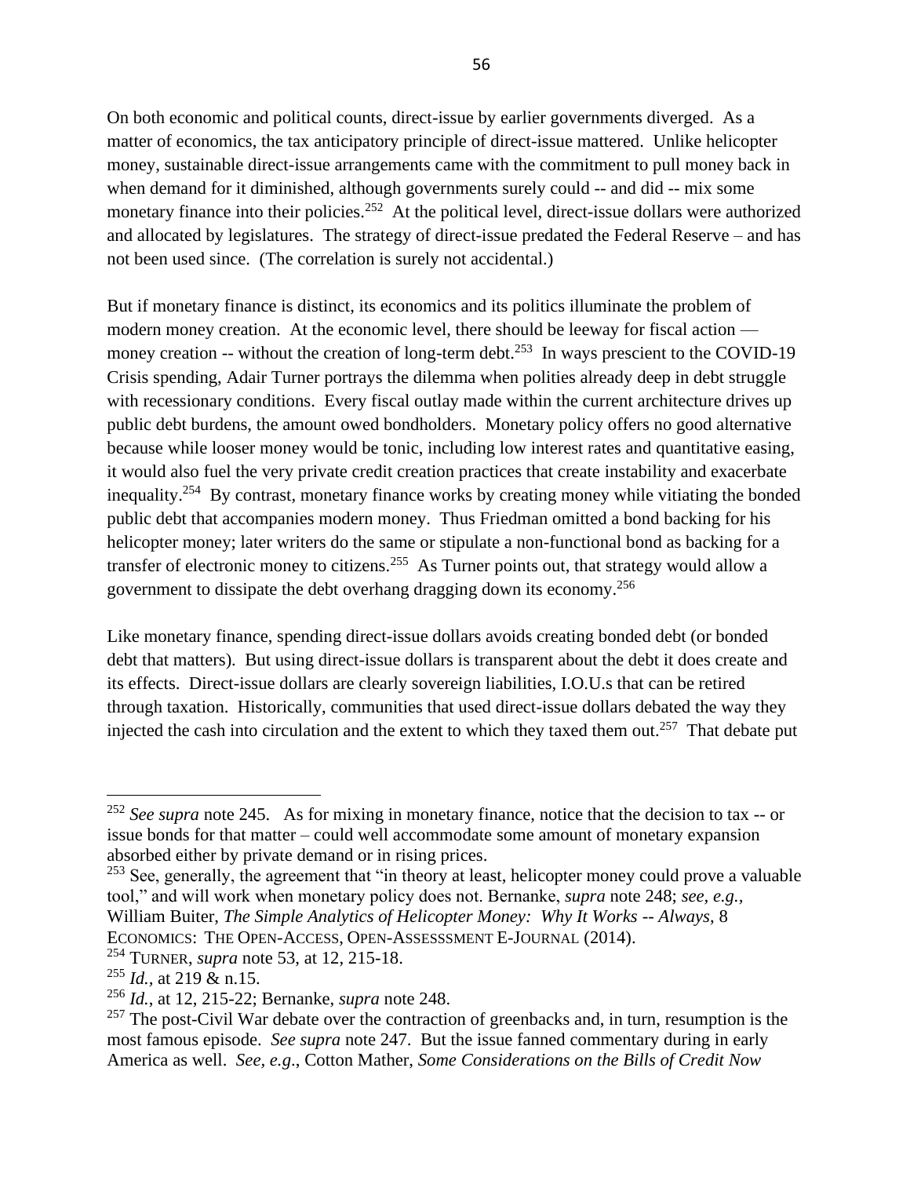On both economic and political counts, direct-issue by earlier governments diverged. As a matter of economics, the tax anticipatory principle of direct-issue mattered. Unlike helicopter money, sustainable direct-issue arrangements came with the commitment to pull money back in when demand for it diminished, although governments surely could -- and did -- mix some monetary finance into their policies.[252] At the political level, direct-issue dollars were authorized and allocated by legislatures. The strategy of direct-issue predated the Federal Reserve – and has not been used since. (The correlation is surely not accidental.)

But if monetary finance is distinct, its economics and its politics illuminate the problem of modern money creation. At the economic level, there should be leeway for fiscal action — money creation -- without the creation of long-term debt.[253] In ways prescient to the COVID-19 Crisis spending, Adair Turner portrays the dilemma when polities already deep in debt struggle with recessionary conditions. Every fiscal outlay made within the current architecture drives up public debt burdens, the amount owed bondholders. Monetary policy offers no good alternative because while looser money would be tonic, including low interest rates and quantitative easing, it would also fuel the very private credit creation practices that create instability and exacerbate inequality.[254] By contrast, monetary finance works by creating money while vitiating the bonded public debt that accompanies modern money. Thus Friedman omitted a bond backing for his helicopter money; later writers do the same or stipulate a non-functional bond as backing for a transfer of electronic money to citizens.[255] As Turner points out, that strategy would allow a government to dissipate the debt overhang dragging down its economy.[256]

Like monetary finance, spending direct-issue dollars avoids creating bonded debt (or bonded debt that matters). But using direct-issue dollars is transparent about the debt it does create and its effects. Direct-issue dollars are clearly sovereign liabilities, I.O.U.s that can be retired through taxation. Historically, communities that used direct-issue dollars debated the way they injected the cash into circulation and the extent to which they taxed them out.[257] That debate put

---

[252] *See supra* note 245. As for mixing in monetary finance, notice that the decision to tax -- or issue bonds for that matter – could well accommodate some amount of monetary expansion absorbed either by private demand or in rising prices.

[253] See, generally, the agreement that "in theory at least, helicopter money could prove a valuable tool," and will work when monetary policy does not. Bernanke, *supra* note 248; *see, e.g.*, William Buiter, *The Simple Analytics of Helicopter Money: Why It Works -- Always*, 8 ECONOMICS: THE OPEN-ACCESS, OPEN-ASSESSSMENT E-JOURNAL (2014).

[254] TURNER, *supra* note 53, at 12, 215-18.

[255] *Id.*, at 219 & n.15.

[256] *Id.*, at 12, 215-22; Bernanke, *supra* note 248.

[257] The post-Civil War debate over the contraction of greenbacks and, in turn, resumption is the most famous episode. *See supra* note 247. But the issue fanned commentary during in early America as well. *See, e.g*., Cotton Mather, *Some Considerations on the Bills of Credit Now*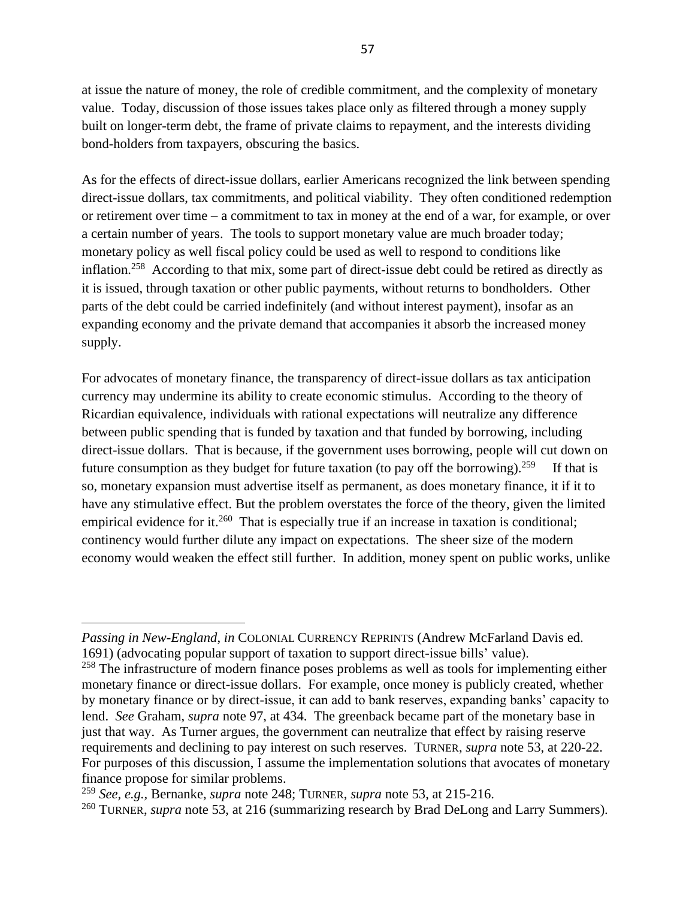at issue the nature of money, the role of credible commitment, and the complexity of monetary value. Today, discussion of those issues takes place only as filtered through a money supply built on longer-term debt, the frame of private claims to repayment, and the interests dividing bond-holders from taxpayers, obscuring the basics.

As for the effects of direct-issue dollars, earlier Americans recognized the link between spending direct-issue dollars, tax commitments, and political viability. They often conditioned redemption or retirement over time – a commitment to tax in money at the end of a war, for example, or over a certain number of years. The tools to support monetary value are much broader today; monetary policy as well fiscal policy could be used as well to respond to conditions like inflation.[258] According to that mix, some part of direct-issue debt could be retired as directly as it is issued, through taxation or other public payments, without returns to bondholders. Other parts of the debt could be carried indefinitely (and without interest payment), insofar as an expanding economy and the private demand that accompanies it absorb the increased money supply.

For advocates of monetary finance, the transparency of direct-issue dollars as tax anticipation currency may undermine its ability to create economic stimulus. According to the theory of Ricardian equivalence, individuals with rational expectations will neutralize any difference between public spending that is funded by taxation and that funded by borrowing, including direct-issue dollars. That is because, if the government uses borrowing, people will cut down on future consumption as they budget for future taxation (to pay off the borrowing).[259] If that is so, monetary expansion must advertise itself as permanent, as does monetary finance, it if it to have any stimulative effect. But the problem overstates the force of the theory, given the limited empirical evidence for it.[260] That is especially true if an increase in taxation is conditional; continency would further dilute any impact on expectations. The sheer size of the modern economy would weaken the effect still further. In addition, money spent on public works, unlike

---

*Passing in New-England*, *in* COLONIAL CURRENCY REPRINTS (Andrew McFarland Davis ed. 1691) (advocating popular support of taxation to support direct-issue bills' value).

[258] The infrastructure of modern finance poses problems as well as tools for implementing either monetary finance or direct-issue dollars. For example, once money is publicly created, whether by monetary finance or by direct-issue, it can add to bank reserves, expanding banks' capacity to lend. *See* Graham, *supra* note 97, at 434. The greenback became part of the monetary base in just that way. As Turner argues, the government can neutralize that effect by raising reserve requirements and declining to pay interest on such reserves. TURNER, *supra* note 53, at 220-22. For purposes of this discussion, I assume the implementation solutions that avocates of monetary finance propose for similar problems.

[259] *See, e.g.,* Bernanke, *supra* note 248; TURNER, *supra* note 53, at 215-216.

[260] TURNER, *supra* note 53, at 216 (summarizing research by Brad DeLong and Larry Summers).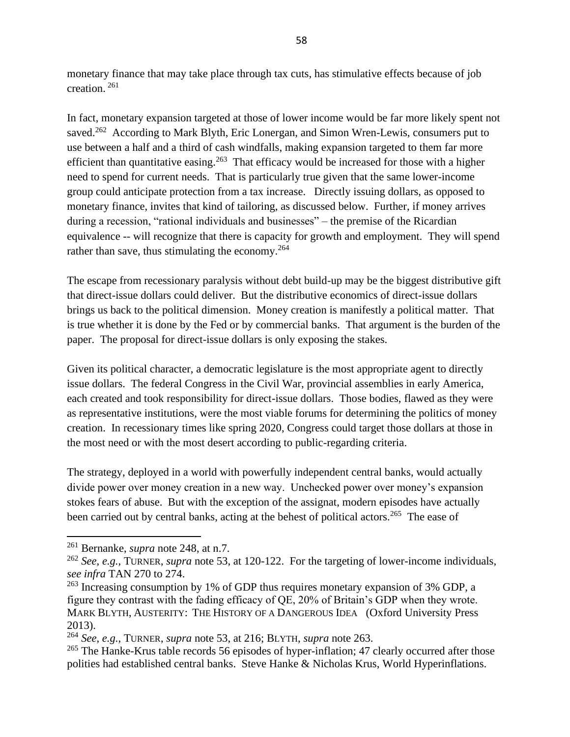monetary finance that may take place through tax cuts, has stimulative effects because of job creation. [261]

In fact, monetary expansion targeted at those of lower income would be far more likely spent not saved.[262] According to Mark Blyth, Eric Lonergan, and Simon Wren-Lewis, consumers put to use between a half and a third of cash windfalls, making expansion targeted to them far more efficient than quantitative easing.[263] That efficacy would be increased for those with a higher need to spend for current needs. That is particularly true given that the same lower-income group could anticipate protection from a tax increase. Directly issuing dollars, as opposed to monetary finance, invites that kind of tailoring, as discussed below. Further, if money arrives during a recession, "rational individuals and businesses" – the premise of the Ricardian equivalence -- will recognize that there is capacity for growth and employment. They will spend rather than save, thus stimulating the economy.[264]

The escape from recessionary paralysis without debt build-up may be the biggest distributive gift that direct-issue dollars could deliver. But the distributive economics of direct-issue dollars brings us back to the political dimension. Money creation is manifestly a political matter. That is true whether it is done by the Fed or by commercial banks. That argument is the burden of the paper. The proposal for direct-issue dollars is only exposing the stakes.

Given its political character, a democratic legislature is the most appropriate agent to directly issue dollars. The federal Congress in the Civil War, provincial assemblies in early America, each created and took responsibility for direct-issue dollars. Those bodies, flawed as they were as representative institutions, were the most viable forums for determining the politics of money creation. In recessionary times like spring 2020, Congress could target those dollars at those in the most need or with the most desert according to public-regarding criteria.

The strategy, deployed in a world with powerfully independent central banks, would actually divide power over money creation in a new way. Unchecked power over money's expansion stokes fears of abuse. But with the exception of the assignat, modern episodes have actually been carried out by central banks, acting at the behest of political actors.[265] The ease of

---

[261] Bernanke, *supra* note 248, at n.7.

[262] *See, e.g.,* TURNER, *supra* note 53, at 120-122. For the targeting of lower-income individuals, *see infra* TAN 270 to 274.

[263] Increasing consumption by 1% of GDP thus requires monetary expansion of 3% GDP, a figure they contrast with the fading efficacy of QE, 20% of Britain's GDP when they wrote. MARK BLYTH, AUSTERITY: THE HISTORY OF A DANGEROUS IDEA (Oxford University Press 2013).

[264] *See, e.g.,* TURNER, *supra* note 53, at 216; BLYTH, *supra* note 263.

[265] The Hanke-Krus table records 56 episodes of hyper-inflation; 47 clearly occurred after those polities had established central banks. Steve Hanke & Nicholas Krus, World Hyperinflations.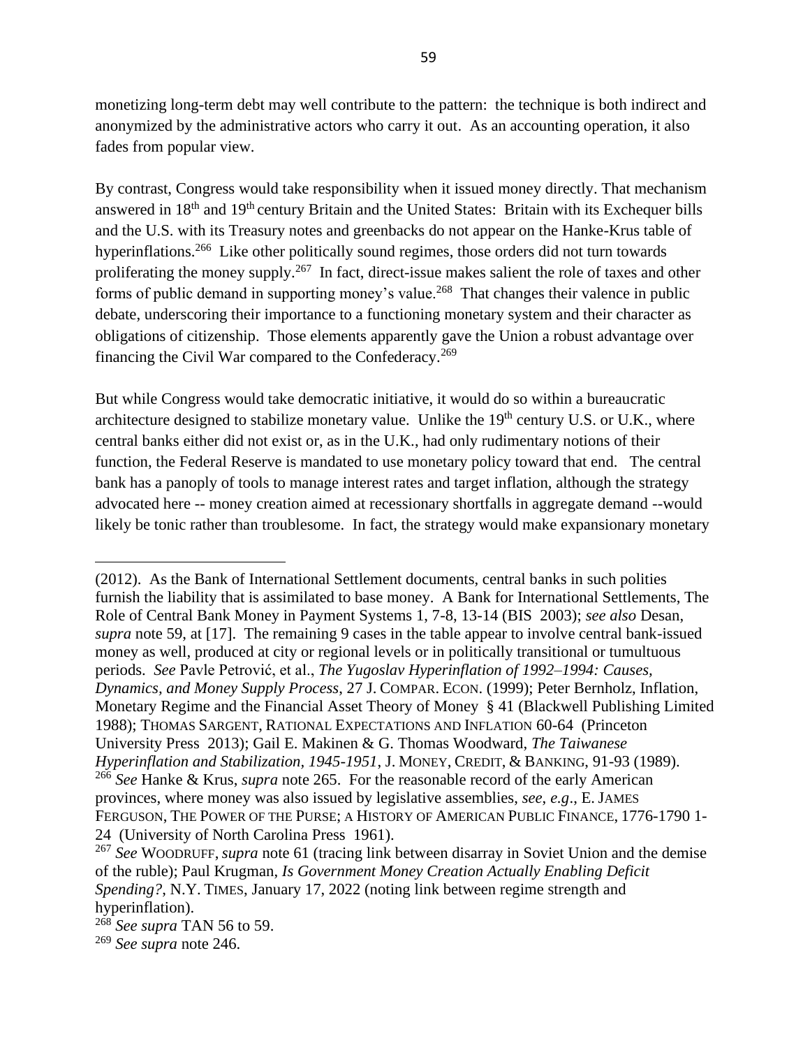monetizing long-term debt may well contribute to the pattern: the technique is both indirect and anonymized by the administrative actors who carry it out. As an accounting operation, it also fades from popular view.

By contrast, Congress would take responsibility when it issued money directly. That mechanism answered in 18th and 19th century Britain and the United States: Britain with its Exchequer bills and the U.S. with its Treasury notes and greenbacks do not appear on the Hanke-Krus table of hyperinflations.[266] Like other politically sound regimes, those orders did not turn towards proliferating the money supply.[267] In fact, direct-issue makes salient the role of taxes and other forms of public demand in supporting money's value.[268] That changes their valence in public debate, underscoring their importance to a functioning monetary system and their character as obligations of citizenship. Those elements apparently gave the Union a robust advantage over financing the Civil War compared to the Confederacy.[269]

But while Congress would take democratic initiative, it would do so within a bureaucratic architecture designed to stabilize monetary value. Unlike the 19th century U.S. or U.K., where central banks either did not exist or, as in the U.K., had only rudimentary notions of their function, the Federal Reserve is mandated to use monetary policy toward that end. The central bank has a panoply of tools to manage interest rates and target inflation, although the strategy advocated here -- money creation aimed at recessionary shortfalls in aggregate demand --would likely be tonic rather than troublesome. In fact, the strategy would make expansionary monetary

---

(2012). As the Bank of International Settlement documents, central banks in such polities furnish the liability that is assimilated to base money. A Bank for International Settlements, The Role of Central Bank Money in Payment Systems 1, 7-8, 13-14 (BIS 2003); *see also* Desan, *supra* note 59, at [17]. The remaining 9 cases in the table appear to involve central bank-issued money as well, produced at city or regional levels or in politically transitional or tumultuous periods. *See* Pavle Petrović, et al., *The Yugoslav Hyperinflation of 1992–1994: Causes, Dynamics, and Money Supply Process*, 27 J. COMPAR. ECON. (1999); Peter Bernholz, Inflation, Monetary Regime and the Financial Asset Theory of Money § 41 (Blackwell Publishing Limited 1988); THOMAS SARGENT, RATIONAL EXPECTATIONS AND INFLATION 60-64 (Princeton University Press 2013); Gail E. Makinen & G. Thomas Woodward, *The Taiwanese Hyperinflation and Stabilization, 1945-1951*, J. MONEY, CREDIT, & BANKING, 91-93 (1989).

[266] *See* Hanke & Krus, *supra* note 265. For the reasonable record of the early American provinces, where money was also issued by legislative assemblies, *see*, *e.g*., E. JAMES FERGUSON, THE POWER OF THE PURSE; A HISTORY OF AMERICAN PUBLIC FINANCE, 1776-1790 1-24 (University of North Carolina Press 1961).

[267] *See* WOODRUFF, *supra* note 61 (tracing link between disarray in Soviet Union and the demise of the ruble); Paul Krugman, *Is Government Money Creation Actually Enabling Deficit Spending?*, N.Y. TIMES, January 17, 2022 (noting link between regime strength and hyperinflation).

[268] *See supra* TAN 56 to 59.

[269] *See supra* note 246.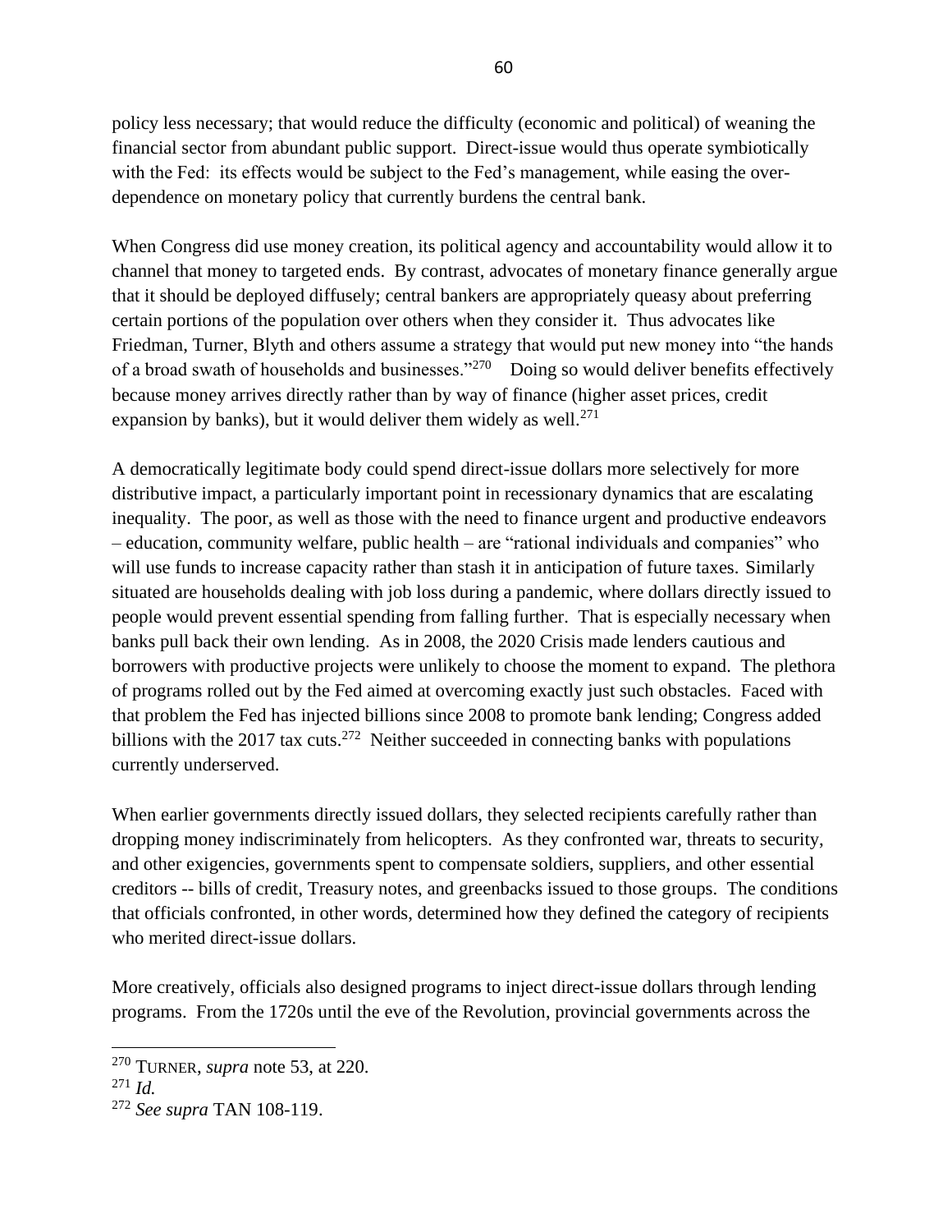policy less necessary; that would reduce the difficulty (economic and political) of weaning the financial sector from abundant public support. Direct-issue would thus operate symbiotically with the Fed: its effects would be subject to the Fed's management, while easing the over-dependence on monetary policy that currently burdens the central bank.

When Congress did use money creation, its political agency and accountability would allow it to channel that money to targeted ends. By contrast, advocates of monetary finance generally argue that it should be deployed diffusely; central bankers are appropriately queasy about preferring certain portions of the population over others when they consider it. Thus advocates like Friedman, Turner, Blyth and others assume a strategy that would put new money into "the hands of a broad swath of households and businesses."[270] Doing so would deliver benefits effectively because money arrives directly rather than by way of finance (higher asset prices, credit expansion by banks), but it would deliver them widely as well.[271]

A democratically legitimate body could spend direct-issue dollars more selectively for more distributive impact, a particularly important point in recessionary dynamics that are escalating inequality. The poor, as well as those with the need to finance urgent and productive endeavors – education, community welfare, public health – are "rational individuals and companies" who will use funds to increase capacity rather than stash it in anticipation of future taxes. Similarly situated are households dealing with job loss during a pandemic, where dollars directly issued to people would prevent essential spending from falling further. That is especially necessary when banks pull back their own lending. As in 2008, the 2020 Crisis made lenders cautious and borrowers with productive projects were unlikely to choose the moment to expand. The plethora of programs rolled out by the Fed aimed at overcoming exactly just such obstacles. Faced with that problem the Fed has injected billions since 2008 to promote bank lending; Congress added billions with the 2017 tax cuts.[272] Neither succeeded in connecting banks with populations currently underserved.

When earlier governments directly issued dollars, they selected recipients carefully rather than dropping money indiscriminately from helicopters. As they confronted war, threats to security, and other exigencies, governments spent to compensate soldiers, suppliers, and other essential creditors -- bills of credit, Treasury notes, and greenbacks issued to those groups. The conditions that officials confronted, in other words, determined how they defined the category of recipients who merited direct-issue dollars.

More creatively, officials also designed programs to inject direct-issue dollars through lending programs. From the 1720s until the eve of the Revolution, provincial governments across the

---

[270] TURNER, *supra* note 53, at 220.

[271] *Id.*

[272] *See supra* TAN 108-119.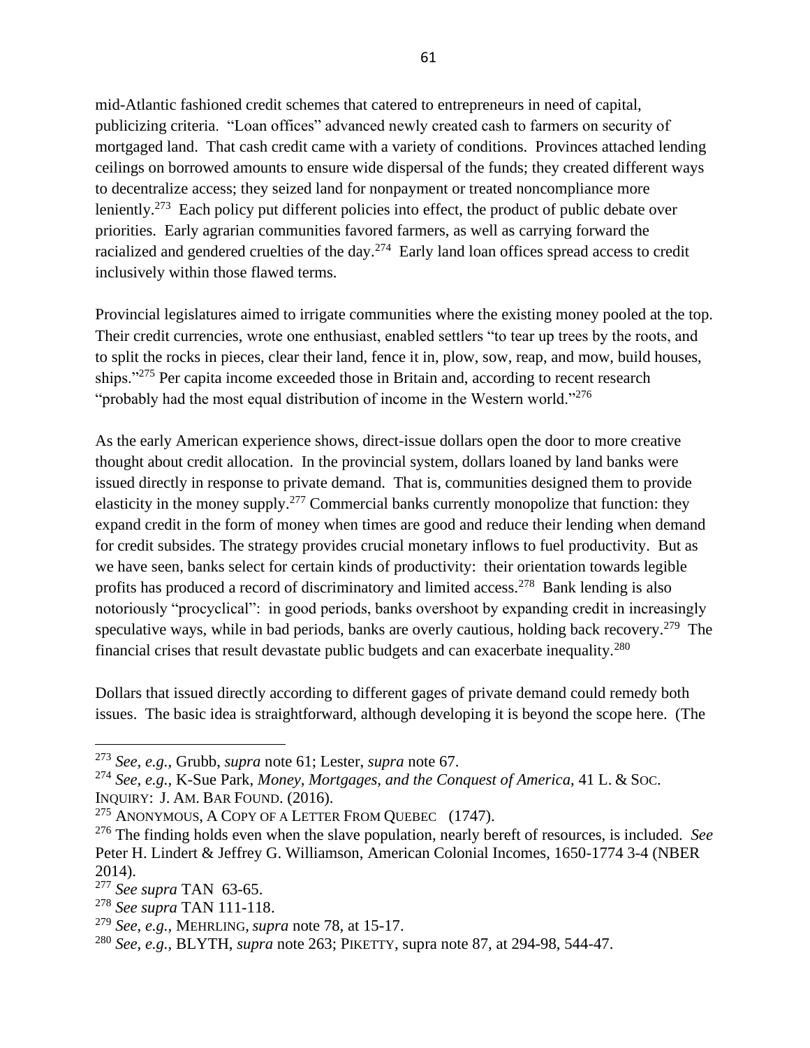mid-Atlantic fashioned credit schemes that catered to entrepreneurs in need of capital, publicizing criteria. "Loan offices" advanced newly created cash to farmers on security of mortgaged land. That cash credit came with a variety of conditions. Provinces attached lending ceilings on borrowed amounts to ensure wide dispersal of the funds; they created different ways to decentralize access; they seized land for nonpayment or treated noncompliance more leniently.[273] Each policy put different policies into effect, the product of public debate over priorities. Early agrarian communities favored farmers, as well as carrying forward the racialized and gendered cruelties of the day.[274] Early land loan offices spread access to credit inclusively within those flawed terms.

Provincial legislatures aimed to irrigate communities where the existing money pooled at the top. Their credit currencies, wrote one enthusiast, enabled settlers "to tear up trees by the roots, and to split the rocks in pieces, clear their land, fence it in, plow, sow, reap, and mow, build houses, ships."[275] Per capita income exceeded those in Britain and, according to recent research "probably had the most equal distribution of income in the Western world."[276]

As the early American experience shows, direct-issue dollars open the door to more creative thought about credit allocation. In the provincial system, dollars loaned by land banks were issued directly in response to private demand. That is, communities designed them to provide elasticity in the money supply.[277] Commercial banks currently monopolize that function: they expand credit in the form of money when times are good and reduce their lending when demand for credit subsides. The strategy provides crucial monetary inflows to fuel productivity. But as we have seen, banks select for certain kinds of productivity: their orientation towards legible profits has produced a record of discriminatory and limited access.[278] Bank lending is also notoriously "procyclical": in good periods, banks overshoot by expanding credit in increasingly speculative ways, while in bad periods, banks are overly cautious, holding back recovery.[279] The financial crises that result devastate public budgets and can exacerbate inequality.[280]

Dollars that issued directly according to different gages of private demand could remedy both issues. The basic idea is straightforward, although developing it is beyond the scope here. (The

---

[273] *See, e.g.,* Grubb, *supra* note 61; Lester, *supra* note 67.

[274] *See, e.g.,* K-Sue Park, *Money, Mortgages, and the Conquest of America*, 41 L. & SOC. INQUIRY: J. AM. BAR FOUND. (2016).

[275] ANONYMOUS, A COPY OF A LETTER FROM QUEBEC (1747).

[276] The finding holds even when the slave population, nearly bereft of resources, is included. *See* Peter H. Lindert & Jeffrey G. Williamson, American Colonial Incomes, 1650-1774 3-4 (NBER 2014).

[277] *See supra* TAN 63-65.

[278] *See supra* TAN 111-118.

[279] *See, e.g.,* MEHRLING, *supra* note 78, at 15-17.

[280] *See, e.g.,* BLYTH, *supra* note 263; PIKETTY, supra note 87, at 294-98, 544-47.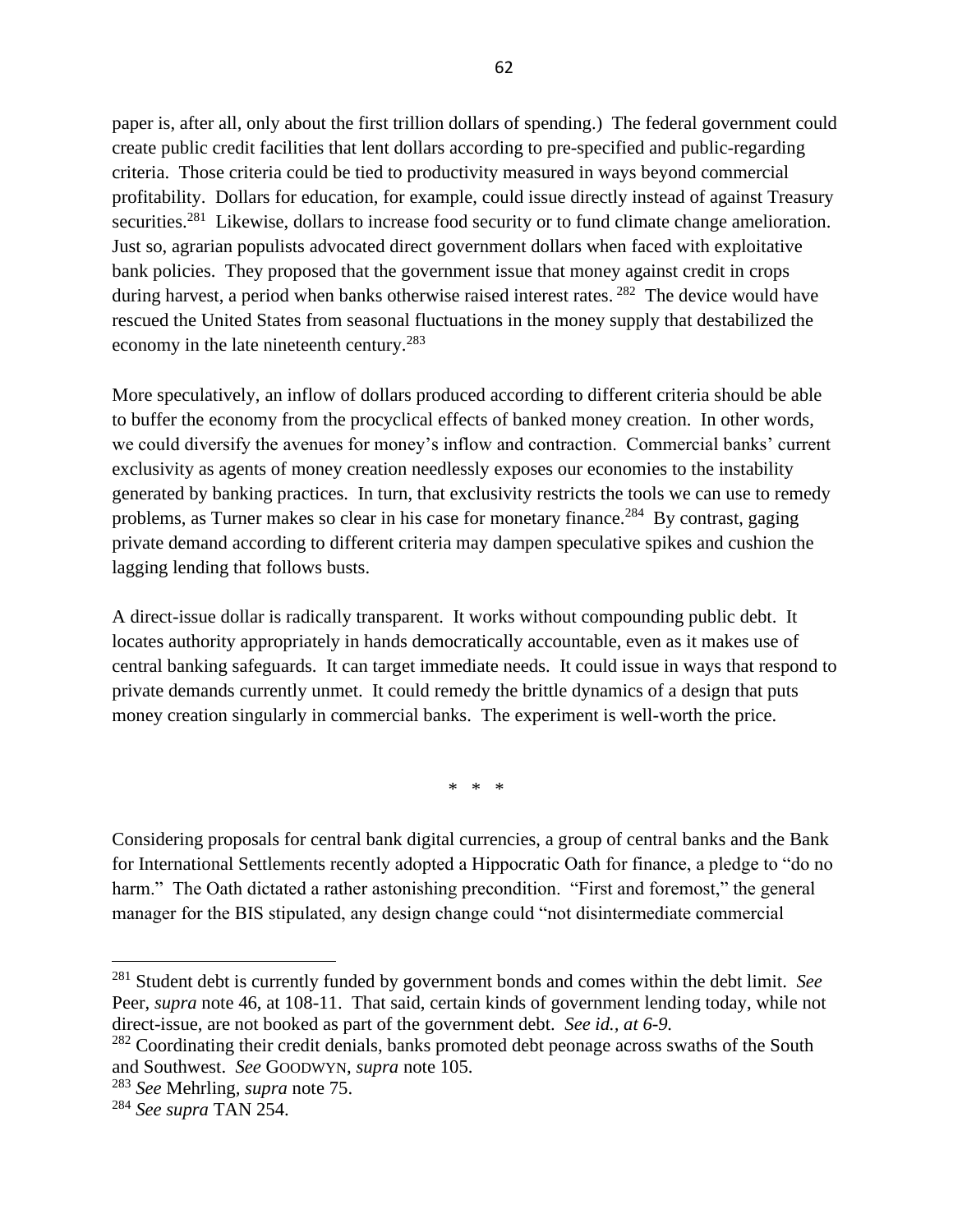paper is, after all, only about the first trillion dollars of spending.) The federal government could create public credit facilities that lent dollars according to pre-specified and public-regarding criteria. Those criteria could be tied to productivity measured in ways beyond commercial profitability. Dollars for education, for example, could issue directly instead of against Treasury securities.[281] Likewise, dollars to increase food security or to fund climate change amelioration. Just so, agrarian populists advocated direct government dollars when faced with exploitative bank policies. They proposed that the government issue that money against credit in crops during harvest, a period when banks otherwise raised interest rates.[282] The device would have rescued the United States from seasonal fluctuations in the money supply that destabilized the economy in the late nineteenth century.[283]

More speculatively, an inflow of dollars produced according to different criteria should be able to buffer the economy from the procyclical effects of banked money creation. In other words, we could diversify the avenues for money's inflow and contraction. Commercial banks' current exclusivity as agents of money creation needlessly exposes our economies to the instability generated by banking practices. In turn, that exclusivity restricts the tools we can use to remedy problems, as Turner makes so clear in his case for monetary finance.[284] By contrast, gaging private demand according to different criteria may dampen speculative spikes and cushion the lagging lending that follows busts.

A direct-issue dollar is radically transparent. It works without compounding public debt. It locates authority appropriately in hands democratically accountable, even as it makes use of central banking safeguards. It can target immediate needs. It could issue in ways that respond to private demands currently unmet. It could remedy the brittle dynamics of a design that puts money creation singularly in commercial banks. The experiment is well-worth the price.

\* \* \*

Considering proposals for central bank digital currencies, a group of central banks and the Bank for International Settlements recently adopted a Hippocratic Oath for finance, a pledge to "do no harm." The Oath dictated a rather astonishing precondition. "First and foremost," the general manager for the BIS stipulated, any design change could "not disintermediate commercial

---

[281] Student debt is currently funded by government bonds and comes within the debt limit. *See* Peer, *supra* note 46, at 108-11. That said, certain kinds of government lending today, while not direct-issue, are not booked as part of the government debt. *See id., at 6-9.*

[282] Coordinating their credit denials, banks promoted debt peonage across swaths of the South and Southwest. *See* GOODWYN, *supra* note 105.

[283] *See* Mehrling, *supra* note 75.

[284] *See supra* TAN 254.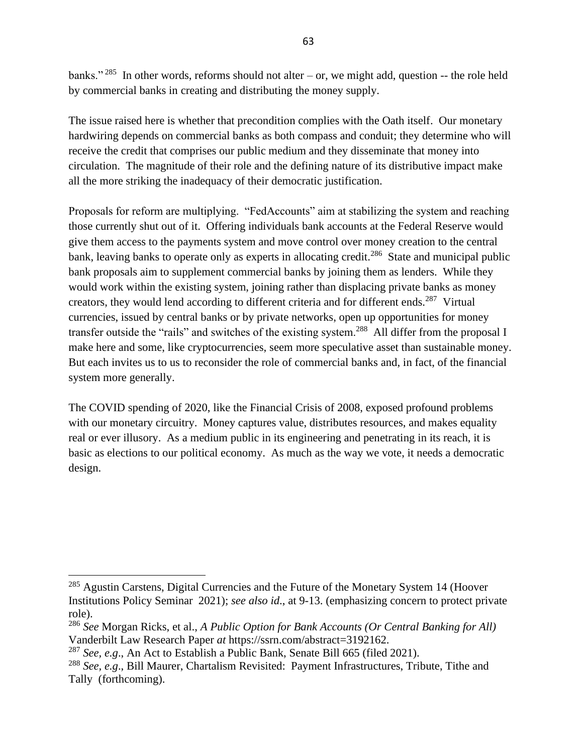banks."[285] In other words, reforms should not alter – or, we might add, question -- the role held by commercial banks in creating and distributing the money supply.

The issue raised here is whether that precondition complies with the Oath itself. Our monetary hardwiring depends on commercial banks as both compass and conduit; they determine who will receive the credit that comprises our public medium and they disseminate that money into circulation. The magnitude of their role and the defining nature of its distributive impact make all the more striking the inadequacy of their democratic justification.

Proposals for reform are multiplying. "FedAccounts" aim at stabilizing the system and reaching those currently shut out of it. Offering individuals bank accounts at the Federal Reserve would give them access to the payments system and move control over money creation to the central bank, leaving banks to operate only as experts in allocating credit.[286] State and municipal public bank proposals aim to supplement commercial banks by joining them as lenders. While they would work within the existing system, joining rather than displacing private banks as money creators, they would lend according to different criteria and for different ends.[287] Virtual currencies, issued by central banks or by private networks, open up opportunities for money transfer outside the "rails" and switches of the existing system.[288] All differ from the proposal I make here and some, like cryptocurrencies, seem more speculative asset than sustainable money. But each invites us to us to reconsider the role of commercial banks and, in fact, of the financial system more generally.

The COVID spending of 2020, like the Financial Crisis of 2008, exposed profound problems with our monetary circuitry. Money captures value, distributes resources, and makes equality real or ever illusory. As a medium public in its engineering and penetrating in its reach, it is basic as elections to our political economy. As much as the way we vote, it needs a democratic design.

---

[285] Agustin Carstens, Digital Currencies and the Future of the Monetary System 14 (Hoover Institutions Policy Seminar 2021); *see also id*., at 9-13. (emphasizing concern to protect private role).

[286] *See* Morgan Ricks, et al., *A Public Option for Bank Accounts (Or Central Banking for All)* Vanderbilt Law Research Paper *at* https://ssrn.com/abstract=3192162.

[287] *See, e.g*., An Act to Establish a Public Bank, Senate Bill 665 (filed 2021).

[288] *See, e.g*., Bill Maurer, Chartalism Revisited: Payment Infrastructures, Tribute, Tithe and Tally (forthcoming).